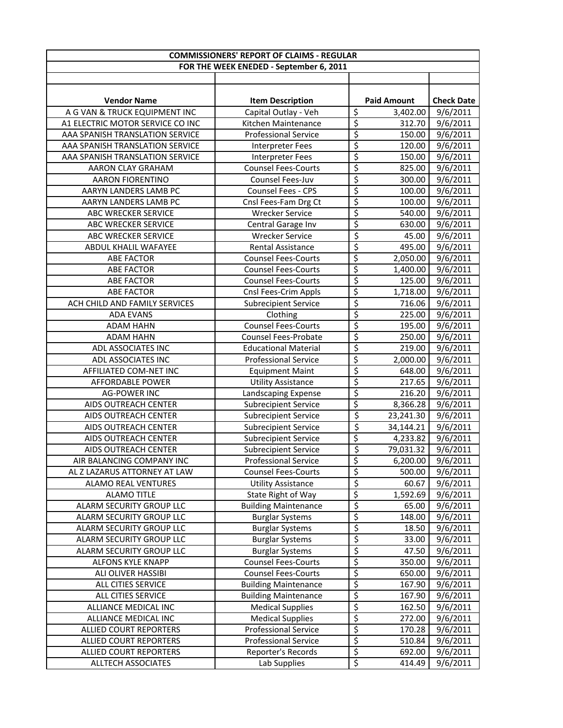**COMMISSIONERS' REPORT OF CLAIMS - REGULAR**

**FOR THE WEEK ENEDED - September 6, 2011**

| Vendor Name | Item Description | Paid Amount | Check Date |
|---|---|---|---|
| A G VAN & TRUCK EQUIPMENT INC | Capital Outlay - Veh | $ 3,402.00 | 9/6/2011 |
| A1 ELECTRIC MOTOR SERVICE CO INC | Kitchen Maintenance | $ 312.70 | 9/6/2011 |
| AAA SPANISH TRANSLATION SERVICE | Professional Service | $ 150.00 | 9/6/2011 |
| AAA SPANISH TRANSLATION SERVICE | Interpreter Fees | $ 120.00 | 9/6/2011 |
| AAA SPANISH TRANSLATION SERVICE | Interpreter Fees | $ 150.00 | 9/6/2011 |
| AARON CLAY GRAHAM | Counsel Fees-Courts | $ 825.00 | 9/6/2011 |
| AARON FIORENTINO | Counsel Fees-Juv | $ 300.00 | 9/6/2011 |
| AARYN LANDERS LAMB PC | Counsel Fees - CPS | $ 100.00 | 9/6/2011 |
| AARYN LANDERS LAMB PC | Cnsl Fees-Fam Drg Ct | $ 100.00 | 9/6/2011 |
| ABC WRECKER SERVICE | Wrecker Service | $ 540.00 | 9/6/2011 |
| ABC WRECKER SERVICE | Central Garage Inv | $ 630.00 | 9/6/2011 |
| ABC WRECKER SERVICE | Wrecker Service | $ 45.00 | 9/6/2011 |
| ABDUL KHALIL WAFAYEE | Rental Assistance | $ 495.00 | 9/6/2011 |
| ABE FACTOR | Counsel Fees-Courts | $ 2,050.00 | 9/6/2011 |
| ABE FACTOR | Counsel Fees-Courts | $ 1,400.00 | 9/6/2011 |
| ABE FACTOR | Counsel Fees-Courts | $ 125.00 | 9/6/2011 |
| ABE FACTOR | Cnsl Fees-Crim Appls | $ 1,718.00 | 9/6/2011 |
| ACH CHILD AND FAMILY SERVICES | Subrecipient Service | $ 716.06 | 9/6/2011 |
| ADA EVANS | Clothing | $ 225.00 | 9/6/2011 |
| ADAM HAHN | Counsel Fees-Courts | $ 195.00 | 9/6/2011 |
| ADAM HAHN | Counsel Fees-Probate | $ 250.00 | 9/6/2011 |
| ADL ASSOCIATES INC | Educational Material | $ 219.00 | 9/6/2011 |
| ADL ASSOCIATES INC | Professional Service | $ 2,000.00 | 9/6/2011 |
| AFFILIATED COM-NET INC | Equipment Maint | $ 648.00 | 9/6/2011 |
| AFFORDABLE POWER | Utility Assistance | $ 217.65 | 9/6/2011 |
| AG-POWER INC | Landscaping Expense | $ 216.20 | 9/6/2011 |
| AIDS OUTREACH CENTER | Subrecipient Service | $ 8,366.28 | 9/6/2011 |
| AIDS OUTREACH CENTER | Subrecipient Service | $ 23,241.30 | 9/6/2011 |
| AIDS OUTREACH CENTER | Subrecipient Service | $ 34,144.21 | 9/6/2011 |
| AIDS OUTREACH CENTER | Subrecipient Service | $ 4,233.82 | 9/6/2011 |
| AIDS OUTREACH CENTER | Subrecipient Service | $ 79,031.32 | 9/6/2011 |
| AIR BALANCING COMPANY INC | Professional Service | $ 6,200.00 | 9/6/2011 |
| AL Z LAZARUS ATTORNEY AT LAW | Counsel Fees-Courts | $ 500.00 | 9/6/2011 |
| ALAMO REAL VENTURES | Utility Assistance | $ 60.67 | 9/6/2011 |
| ALAMO TITLE | State Right of Way | $ 1,592.69 | 9/6/2011 |
| ALARM SECURITY GROUP LLC | Building Maintenance | $ 65.00 | 9/6/2011 |
| ALARM SECURITY GROUP LLC | Burglar Systems | $ 148.00 | 9/6/2011 |
| ALARM SECURITY GROUP LLC | Burglar Systems | $ 18.50 | 9/6/2011 |
| ALARM SECURITY GROUP LLC | Burglar Systems | $ 33.00 | 9/6/2011 |
| ALARM SECURITY GROUP LLC | Burglar Systems | $ 47.50 | 9/6/2011 |
| ALFONS KYLE KNAPP | Counsel Fees-Courts | $ 350.00 | 9/6/2011 |
| ALI OLIVER HASSIBI | Counsel Fees-Courts | $ 650.00 | 9/6/2011 |
| ALL CITIES SERVICE | Building Maintenance | $ 167.90 | 9/6/2011 |
| ALL CITIES SERVICE | Building Maintenance | $ 167.90 | 9/6/2011 |
| ALLIANCE MEDICAL INC | Medical Supplies | $ 162.50 | 9/6/2011 |
| ALLIANCE MEDICAL INC | Medical Supplies | $ 272.00 | 9/6/2011 |
| ALLIED COURT REPORTERS | Professional Service | $ 170.28 | 9/6/2011 |
| ALLIED COURT REPORTERS | Professional Service | $ 510.84 | 9/6/2011 |
| ALLIED COURT REPORTERS | Reporter's Records | $ 692.00 | 9/6/2011 |
| ALLTECH ASSOCIATES | Lab Supplies | $ 414.49 | 9/6/2011 |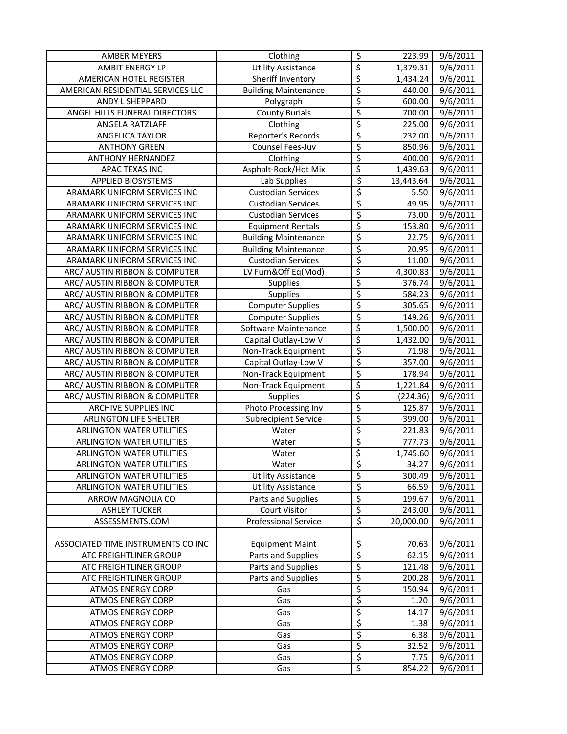| AMBER MEYERS | Clothing | $ | 223.99 | 9/6/2011 |
|---|---|---|---|---|
| AMBIT ENERGY LP | Utility Assistance | $ | 1,379.31 | 9/6/2011 |
| AMERICAN HOTEL REGISTER | Sheriff Inventory | $ | 1,434.24 | 9/6/2011 |
| AMERICAN RESIDENTIAL SERVICES LLC | Building Maintenance | $ | 440.00 | 9/6/2011 |
| ANDY L SHEPPARD | Polygraph | $ | 600.00 | 9/6/2011 |
| ANGEL HILLS FUNERAL DIRECTORS | County Burials | $ | 700.00 | 9/6/2011 |
| ANGELA RATZLAFF | Clothing | $ | 225.00 | 9/6/2011 |
| ANGELICA TAYLOR | Reporter's Records | $ | 232.00 | 9/6/2011 |
| ANTHONY GREEN | Counsel Fees-Juv | $ | 850.96 | 9/6/2011 |
| ANTHONY HERNANDEZ | Clothing | $ | 400.00 | 9/6/2011 |
| APAC TEXAS INC | Asphalt-Rock/Hot Mix | $ | 1,439.63 | 9/6/2011 |
| APPLIED BIOSYSTEMS | Lab Supplies | $ | 13,443.64 | 9/6/2011 |
| ARAMARK UNIFORM SERVICES INC | Custodian Services | $ | 5.50 | 9/6/2011 |
| ARAMARK UNIFORM SERVICES INC | Custodian Services | $ | 49.95 | 9/6/2011 |
| ARAMARK UNIFORM SERVICES INC | Custodian Services | $ | 73.00 | 9/6/2011 |
| ARAMARK UNIFORM SERVICES INC | Equipment Rentals | $ | 153.80 | 9/6/2011 |
| ARAMARK UNIFORM SERVICES INC | Building Maintenance | $ | 22.75 | 9/6/2011 |
| ARAMARK UNIFORM SERVICES INC | Building Maintenance | $ | 20.95 | 9/6/2011 |
| ARAMARK UNIFORM SERVICES INC | Custodian Services | $ | 11.00 | 9/6/2011 |
| ARC/ AUSTIN RIBBON & COMPUTER | LV Furn&Off Eq(Mod) | $ | 4,300.83 | 9/6/2011 |
| ARC/ AUSTIN RIBBON & COMPUTER | Supplies | $ | 376.74 | 9/6/2011 |
| ARC/ AUSTIN RIBBON & COMPUTER | Supplies | $ | 584.23 | 9/6/2011 |
| ARC/ AUSTIN RIBBON & COMPUTER | Computer Supplies | $ | 305.65 | 9/6/2011 |
| ARC/ AUSTIN RIBBON & COMPUTER | Computer Supplies | $ | 149.26 | 9/6/2011 |
| ARC/ AUSTIN RIBBON & COMPUTER | Software Maintenance | $ | 1,500.00 | 9/6/2011 |
| ARC/ AUSTIN RIBBON & COMPUTER | Capital Outlay-Low V | $ | 1,432.00 | 9/6/2011 |
| ARC/ AUSTIN RIBBON & COMPUTER | Non-Track Equipment | $ | 71.98 | 9/6/2011 |
| ARC/ AUSTIN RIBBON & COMPUTER | Capital Outlay-Low V | $ | 357.00 | 9/6/2011 |
| ARC/ AUSTIN RIBBON & COMPUTER | Non-Track Equipment | $ | 178.94 | 9/6/2011 |
| ARC/ AUSTIN RIBBON & COMPUTER | Non-Track Equipment | $ | 1,221.84 | 9/6/2011 |
| ARC/ AUSTIN RIBBON & COMPUTER | Supplies | $ | (224.36) | 9/6/2011 |
| ARCHIVE SUPPLIES INC | Photo Processing Inv | $ | 125.87 | 9/6/2011 |
| ARLINGTON LIFE SHELTER | Subrecipient Service | $ | 399.00 | 9/6/2011 |
| ARLINGTON WATER UTILITIES | Water | $ | 221.83 | 9/6/2011 |
| ARLINGTON WATER UTILITIES | Water | $ | 777.73 | 9/6/2011 |
| ARLINGTON WATER UTILITIES | Water | $ | 1,745.60 | 9/6/2011 |
| ARLINGTON WATER UTILITIES | Water | $ | 34.27 | 9/6/2011 |
| ARLINGTON WATER UTILITIES | Utility Assistance | $ | 300.49 | 9/6/2011 |
| ARLINGTON WATER UTILITIES | Utility Assistance | $ | 66.59 | 9/6/2011 |
| ARROW MAGNOLIA CO | Parts and Supplies | $ | 199.67 | 9/6/2011 |
| ASHLEY TUCKER | Court Visitor | $ | 243.00 | 9/6/2011 |
| ASSESSMENTS.COM | Professional Service | $ | 20,000.00 | 9/6/2011 |
| ASSOCIATED TIME INSTRUMENTS CO INC | Equipment Maint | $ | 70.63 | 9/6/2011 |
| ATC FREIGHTLINER GROUP | Parts and Supplies | $ | 62.15 | 9/6/2011 |
| ATC FREIGHTLINER GROUP | Parts and Supplies | $ | 121.48 | 9/6/2011 |
| ATC FREIGHTLINER GROUP | Parts and Supplies | $ | 200.28 | 9/6/2011 |
| ATMOS ENERGY CORP | Gas | $ | 150.94 | 9/6/2011 |
| ATMOS ENERGY CORP | Gas | $ | 1.20 | 9/6/2011 |
| ATMOS ENERGY CORP | Gas | $ | 14.17 | 9/6/2011 |
| ATMOS ENERGY CORP | Gas | $ | 1.38 | 9/6/2011 |
| ATMOS ENERGY CORP | Gas | $ | 6.38 | 9/6/2011 |
| ATMOS ENERGY CORP | Gas | $ | 32.52 | 9/6/2011 |
| ATMOS ENERGY CORP | Gas | $ | 7.75 | 9/6/2011 |
| ATMOS ENERGY CORP | Gas | $ | 854.22 | 9/6/2011 |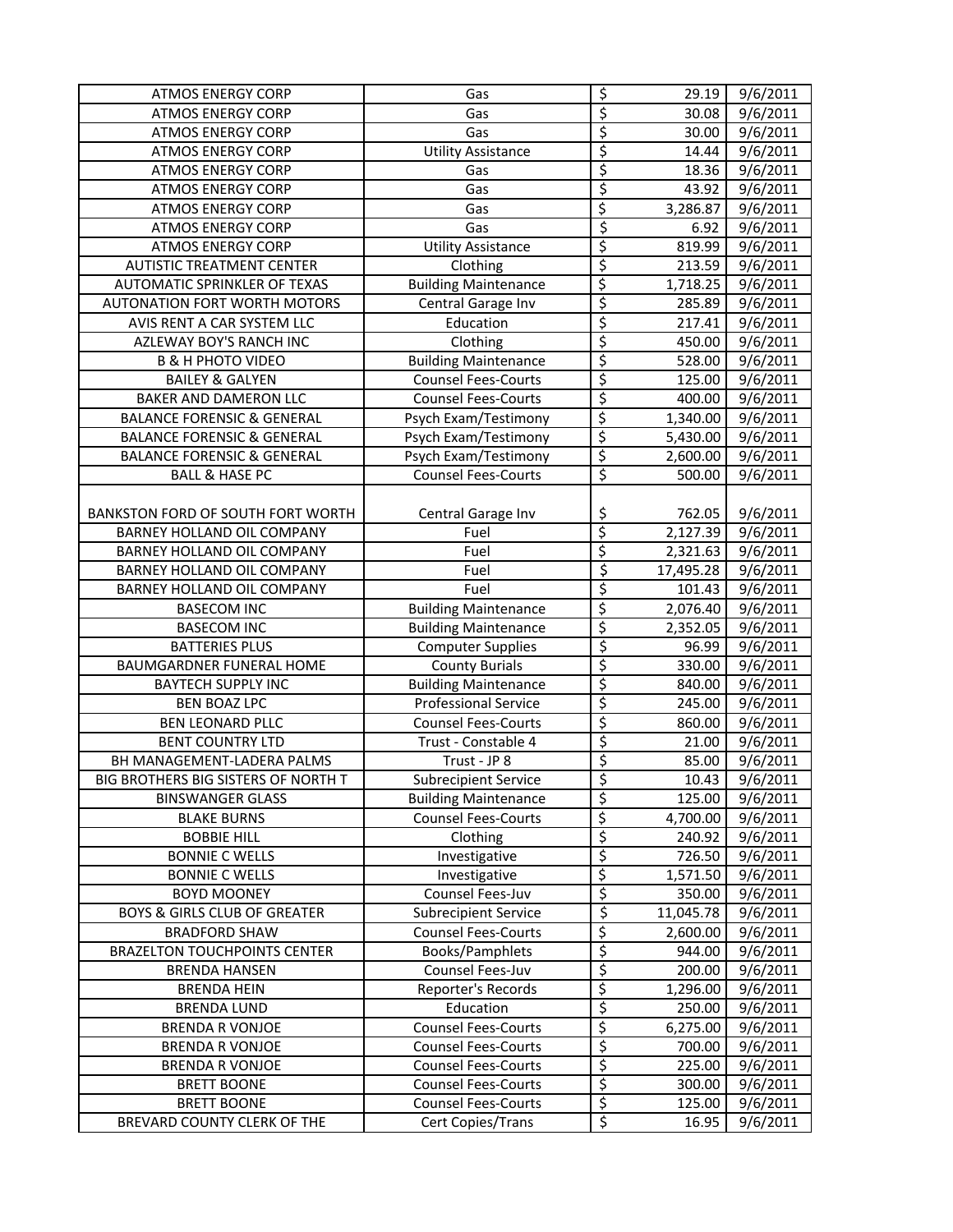| | | | | |
|---|---|---|---|---|
| ATMOS ENERGY CORP | Gas | $ | 29.19 | 9/6/2011 |
| ATMOS ENERGY CORP | Gas | $ | 30.08 | 9/6/2011 |
| ATMOS ENERGY CORP | Gas | $ | 30.00 | 9/6/2011 |
| ATMOS ENERGY CORP | Utility Assistance | $ | 14.44 | 9/6/2011 |
| ATMOS ENERGY CORP | Gas | $ | 18.36 | 9/6/2011 |
| ATMOS ENERGY CORP | Gas | $ | 43.92 | 9/6/2011 |
| ATMOS ENERGY CORP | Gas | $ | 3,286.87 | 9/6/2011 |
| ATMOS ENERGY CORP | Gas | $ | 6.92 | 9/6/2011 |
| ATMOS ENERGY CORP | Utility Assistance | $ | 819.99 | 9/6/2011 |
| AUTISTIC TREATMENT CENTER | Clothing | $ | 213.59 | 9/6/2011 |
| AUTOMATIC SPRINKLER OF TEXAS | Building Maintenance | $ | 1,718.25 | 9/6/2011 |
| AUTONATION FORT WORTH MOTORS | Central Garage Inv | $ | 285.89 | 9/6/2011 |
| AVIS RENT A CAR SYSTEM LLC | Education | $ | 217.41 | 9/6/2011 |
| AZLEWAY BOY'S RANCH INC | Clothing | $ | 450.00 | 9/6/2011 |
| B & H PHOTO VIDEO | Building Maintenance | $ | 528.00 | 9/6/2011 |
| BAILEY & GALYEN | Counsel Fees-Courts | $ | 125.00 | 9/6/2011 |
| BAKER AND DAMERON LLC | Counsel Fees-Courts | $ | 400.00 | 9/6/2011 |
| BALANCE FORENSIC & GENERAL | Psych Exam/Testimony | $ | 1,340.00 | 9/6/2011 |
| BALANCE FORENSIC & GENERAL | Psych Exam/Testimony | $ | 5,430.00 | 9/6/2011 |
| BALANCE FORENSIC & GENERAL | Psych Exam/Testimony | $ | 2,600.00 | 9/6/2011 |
| BALL & HASE PC | Counsel Fees-Courts | $ | 500.00 | 9/6/2011 |
| BANKSTON FORD OF SOUTH FORT WORTH | Central Garage Inv | $ | 762.05 | 9/6/2011 |
| BARNEY HOLLAND OIL COMPANY | Fuel | $ | 2,127.39 | 9/6/2011 |
| BARNEY HOLLAND OIL COMPANY | Fuel | $ | 2,321.63 | 9/6/2011 |
| BARNEY HOLLAND OIL COMPANY | Fuel | $ | 17,495.28 | 9/6/2011 |
| BARNEY HOLLAND OIL COMPANY | Fuel | $ | 101.43 | 9/6/2011 |
| BASECOM INC | Building Maintenance | $ | 2,076.40 | 9/6/2011 |
| BASECOM INC | Building Maintenance | $ | 2,352.05 | 9/6/2011 |
| BATTERIES PLUS | Computer Supplies | $ | 96.99 | 9/6/2011 |
| BAUMGARDNER FUNERAL HOME | County Burials | $ | 330.00 | 9/6/2011 |
| BAYTECH SUPPLY INC | Building Maintenance | $ | 840.00 | 9/6/2011 |
| BEN BOAZ LPC | Professional Service | $ | 245.00 | 9/6/2011 |
| BEN LEONARD PLLC | Counsel Fees-Courts | $ | 860.00 | 9/6/2011 |
| BENT COUNTRY LTD | Trust - Constable 4 | $ | 21.00 | 9/6/2011 |
| BH MANAGEMENT-LADERA PALMS | Trust - JP 8 | $ | 85.00 | 9/6/2011 |
| BIG BROTHERS BIG SISTERS OF NORTH T | Subrecipient Service | $ | 10.43 | 9/6/2011 |
| BINSWANGER GLASS | Building Maintenance | $ | 125.00 | 9/6/2011 |
| BLAKE BURNS | Counsel Fees-Courts | $ | 4,700.00 | 9/6/2011 |
| BOBBIE HILL | Clothing | $ | 240.92 | 9/6/2011 |
| BONNIE C WELLS | Investigative | $ | 726.50 | 9/6/2011 |
| BONNIE C WELLS | Investigative | $ | 1,571.50 | 9/6/2011 |
| BOYD MOONEY | Counsel Fees-Juv | $ | 350.00 | 9/6/2011 |
| BOYS & GIRLS CLUB OF GREATER | Subrecipient Service | $ | 11,045.78 | 9/6/2011 |
| BRADFORD SHAW | Counsel Fees-Courts | $ | 2,600.00 | 9/6/2011 |
| BRAZELTON TOUCHPOINTS CENTER | Books/Pamphlets | $ | 944.00 | 9/6/2011 |
| BRENDA HANSEN | Counsel Fees-Juv | $ | 200.00 | 9/6/2011 |
| BRENDA HEIN | Reporter's Records | $ | 1,296.00 | 9/6/2011 |
| BRENDA LUND | Education | $ | 250.00 | 9/6/2011 |
| BRENDA R VONJOE | Counsel Fees-Courts | $ | 6,275.00 | 9/6/2011 |
| BRENDA R VONJOE | Counsel Fees-Courts | $ | 700.00 | 9/6/2011 |
| BRENDA R VONJOE | Counsel Fees-Courts | $ | 225.00 | 9/6/2011 |
| BRETT BOONE | Counsel Fees-Courts | $ | 300.00 | 9/6/2011 |
| BRETT BOONE | Counsel Fees-Courts | $ | 125.00 | 9/6/2011 |
| BREVARD COUNTY CLERK OF THE | Cert Copies/Trans | $ | 16.95 | 9/6/2011 |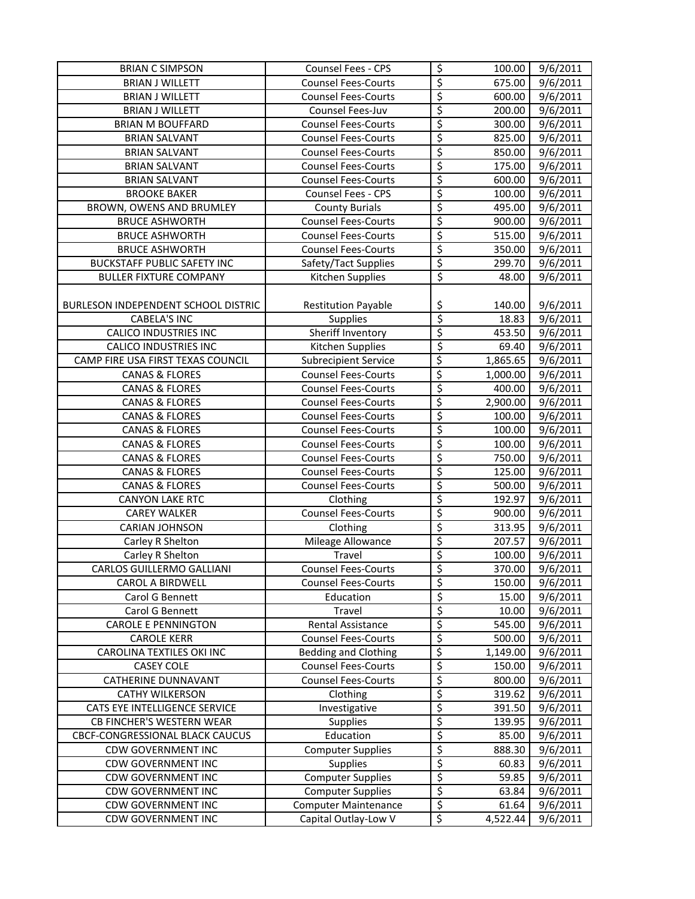| | | | |
|---|---|---|---|
| BRIAN C SIMPSON | Counsel Fees - CPS | $ 100.00 | 9/6/2011 |
| BRIAN J WILLETT | Counsel Fees-Courts | $ 675.00 | 9/6/2011 |
| BRIAN J WILLETT | Counsel Fees-Courts | $ 600.00 | 9/6/2011 |
| BRIAN J WILLETT | Counsel Fees-Juv | $ 200.00 | 9/6/2011 |
| BRIAN M BOUFFARD | Counsel Fees-Courts | $ 300.00 | 9/6/2011 |
| BRIAN SALVANT | Counsel Fees-Courts | $ 825.00 | 9/6/2011 |
| BRIAN SALVANT | Counsel Fees-Courts | $ 850.00 | 9/6/2011 |
| BRIAN SALVANT | Counsel Fees-Courts | $ 175.00 | 9/6/2011 |
| BRIAN SALVANT | Counsel Fees-Courts | $ 600.00 | 9/6/2011 |
| BROOKE BAKER | Counsel Fees - CPS | $ 100.00 | 9/6/2011 |
| BROWN, OWENS AND BRUMLEY | County Burials | $ 495.00 | 9/6/2011 |
| BRUCE ASHWORTH | Counsel Fees-Courts | $ 900.00 | 9/6/2011 |
| BRUCE ASHWORTH | Counsel Fees-Courts | $ 515.00 | 9/6/2011 |
| BRUCE ASHWORTH | Counsel Fees-Courts | $ 350.00 | 9/6/2011 |
| BUCKSTAFF PUBLIC SAFETY INC | Safety/Tact Supplies | $ 299.70 | 9/6/2011 |
| BULLER FIXTURE COMPANY | Kitchen Supplies | $ 48.00 | 9/6/2011 |
| BURLESON INDEPENDENT SCHOOL DISTRIC | Restitution Payable | $ 140.00 | 9/6/2011 |
| CABELA'S INC | Supplies | $ 18.83 | 9/6/2011 |
| CALICO INDUSTRIES INC | Sheriff Inventory | $ 453.50 | 9/6/2011 |
| CALICO INDUSTRIES INC | Kitchen Supplies | $ 69.40 | 9/6/2011 |
| CAMP FIRE USA FIRST TEXAS COUNCIL | Subrecipient Service | $ 1,865.65 | 9/6/2011 |
| CANAS & FLORES | Counsel Fees-Courts | $ 1,000.00 | 9/6/2011 |
| CANAS & FLORES | Counsel Fees-Courts | $ 400.00 | 9/6/2011 |
| CANAS & FLORES | Counsel Fees-Courts | $ 2,900.00 | 9/6/2011 |
| CANAS & FLORES | Counsel Fees-Courts | $ 100.00 | 9/6/2011 |
| CANAS & FLORES | Counsel Fees-Courts | $ 100.00 | 9/6/2011 |
| CANAS & FLORES | Counsel Fees-Courts | $ 100.00 | 9/6/2011 |
| CANAS & FLORES | Counsel Fees-Courts | $ 750.00 | 9/6/2011 |
| CANAS & FLORES | Counsel Fees-Courts | $ 125.00 | 9/6/2011 |
| CANAS & FLORES | Counsel Fees-Courts | $ 500.00 | 9/6/2011 |
| CANYON LAKE RTC | Clothing | $ 192.97 | 9/6/2011 |
| CAREY WALKER | Counsel Fees-Courts | $ 900.00 | 9/6/2011 |
| CARIAN JOHNSON | Clothing | $ 313.95 | 9/6/2011 |
| Carley R Shelton | Mileage Allowance | $ 207.57 | 9/6/2011 |
| Carley R Shelton | Travel | $ 100.00 | 9/6/2011 |
| CARLOS GUILLERMO GALLIANI | Counsel Fees-Courts | $ 370.00 | 9/6/2011 |
| CAROL A BIRDWELL | Counsel Fees-Courts | $ 150.00 | 9/6/2011 |
| Carol G Bennett | Education | $ 15.00 | 9/6/2011 |
| Carol G Bennett | Travel | $ 10.00 | 9/6/2011 |
| CAROLE E PENNINGTON | Rental Assistance | $ 545.00 | 9/6/2011 |
| CAROLE KERR | Counsel Fees-Courts | $ 500.00 | 9/6/2011 |
| CAROLINA TEXTILES OKI INC | Bedding and Clothing | $ 1,149.00 | 9/6/2011 |
| CASEY COLE | Counsel Fees-Courts | $ 150.00 | 9/6/2011 |
| CATHERINE DUNNAVANT | Counsel Fees-Courts | $ 800.00 | 9/6/2011 |
| CATHY WILKERSON | Clothing | $ 319.62 | 9/6/2011 |
| CATS EYE INTELLIGENCE SERVICE | Investigative | $ 391.50 | 9/6/2011 |
| CB FINCHER'S WESTERN WEAR | Supplies | $ 139.95 | 9/6/2011 |
| CBCF-CONGRESSIONAL BLACK CAUCUS | Education | $ 85.00 | 9/6/2011 |
| CDW GOVERNMENT INC | Computer Supplies | $ 888.30 | 9/6/2011 |
| CDW GOVERNMENT INC | Supplies | $ 60.83 | 9/6/2011 |
| CDW GOVERNMENT INC | Computer Supplies | $ 59.85 | 9/6/2011 |
| CDW GOVERNMENT INC | Computer Supplies | $ 63.84 | 9/6/2011 |
| CDW GOVERNMENT INC | Computer Maintenance | $ 61.64 | 9/6/2011 |
| CDW GOVERNMENT INC | Capital Outlay-Low V | $ 4,522.44 | 9/6/2011 |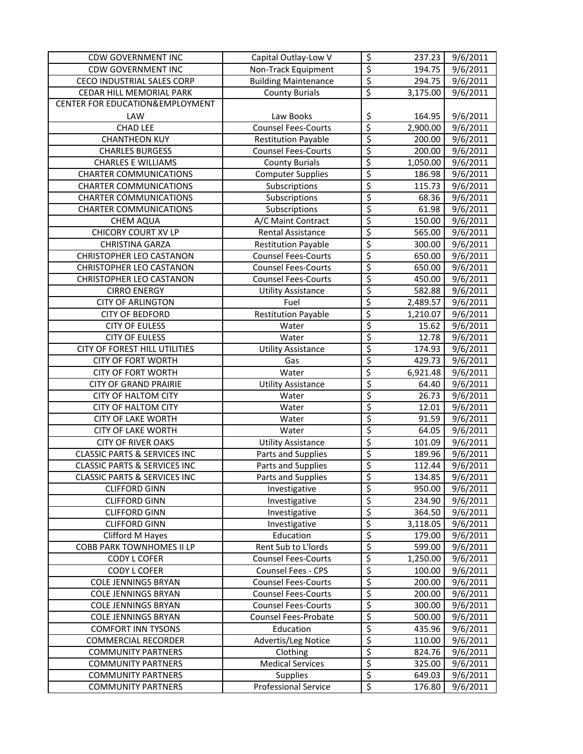| | | | | |
|---|---|---|---|---|
| CDW GOVERNMENT INC | Capital Outlay-Low V | $ | 237.23 | 9/6/2011 |
| CDW GOVERNMENT INC | Non-Track Equipment | $ | 194.75 | 9/6/2011 |
| CECO INDUSTRIAL SALES CORP | Building Maintenance | $ | 294.75 | 9/6/2011 |
| CEDAR HILL MEMORIAL PARK | County Burials | $ | 3,175.00 | 9/6/2011 |
| CENTER FOR EDUCATION&EMPLOYMENT LAW | Law Books | $ | 164.95 | 9/6/2011 |
| CHAD LEE | Counsel Fees-Courts | $ | 2,900.00 | 9/6/2011 |
| CHANTHEON KUY | Restitution Payable | $ | 200.00 | 9/6/2011 |
| CHARLES BURGESS | Counsel Fees-Courts | $ | 200.00 | 9/6/2011 |
| CHARLES E WILLIAMS | County Burials | $ | 1,050.00 | 9/6/2011 |
| CHARTER COMMUNICATIONS | Computer Supplies | $ | 186.98 | 9/6/2011 |
| CHARTER COMMUNICATIONS | Subscriptions | $ | 115.73 | 9/6/2011 |
| CHARTER COMMUNICATIONS | Subscriptions | $ | 68.36 | 9/6/2011 |
| CHARTER COMMUNICATIONS | Subscriptions | $ | 61.98 | 9/6/2011 |
| CHEM AQUA | A/C Maint Contract | $ | 150.00 | 9/6/2011 |
| CHICORY COURT XV LP | Rental Assistance | $ | 565.00 | 9/6/2011 |
| CHRISTINA GARZA | Restitution Payable | $ | 300.00 | 9/6/2011 |
| CHRISTOPHER LEO CASTANON | Counsel Fees-Courts | $ | 650.00 | 9/6/2011 |
| CHRISTOPHER LEO CASTANON | Counsel Fees-Courts | $ | 650.00 | 9/6/2011 |
| CHRISTOPHER LEO CASTANON | Counsel Fees-Courts | $ | 450.00 | 9/6/2011 |
| CIRRO ENERGY | Utility Assistance | $ | 582.88 | 9/6/2011 |
| CITY OF ARLINGTON | Fuel | $ | 2,489.57 | 9/6/2011 |
| CITY OF BEDFORD | Restitution Payable | $ | 1,210.07 | 9/6/2011 |
| CITY OF EULESS | Water | $ | 15.62 | 9/6/2011 |
| CITY OF EULESS | Water | $ | 12.78 | 9/6/2011 |
| CITY OF FOREST HILL UTILITIES | Utility Assistance | $ | 174.93 | 9/6/2011 |
| CITY OF FORT WORTH | Gas | $ | 429.73 | 9/6/2011 |
| CITY OF FORT WORTH | Water | $ | 6,921.48 | 9/6/2011 |
| CITY OF GRAND PRAIRIE | Utility Assistance | $ | 64.40 | 9/6/2011 |
| CITY OF HALTOM CITY | Water | $ | 26.73 | 9/6/2011 |
| CITY OF HALTOM CITY | Water | $ | 12.01 | 9/6/2011 |
| CITY OF LAKE WORTH | Water | $ | 91.59 | 9/6/2011 |
| CITY OF LAKE WORTH | Water | $ | 64.05 | 9/6/2011 |
| CITY OF RIVER OAKS | Utility Assistance | $ | 101.09 | 9/6/2011 |
| CLASSIC PARTS & SERVICES INC | Parts and Supplies | $ | 189.96 | 9/6/2011 |
| CLASSIC PARTS & SERVICES INC | Parts and Supplies | $ | 112.44 | 9/6/2011 |
| CLASSIC PARTS & SERVICES INC | Parts and Supplies | $ | 134.85 | 9/6/2011 |
| CLIFFORD GINN | Investigative | $ | 950.00 | 9/6/2011 |
| CLIFFORD GINN | Investigative | $ | 234.90 | 9/6/2011 |
| CLIFFORD GINN | Investigative | $ | 364.50 | 9/6/2011 |
| CLIFFORD GINN | Investigative | $ | 3,118.05 | 9/6/2011 |
| Clifford M Hayes | Education | $ | 179.00 | 9/6/2011 |
| COBB PARK TOWNHOMES II LP | Rent Sub to L'lords | $ | 599.00 | 9/6/2011 |
| CODY L COFER | Counsel Fees-Courts | $ | 1,250.00 | 9/6/2011 |
| CODY L COFER | Counsel Fees - CPS | $ | 100.00 | 9/6/2011 |
| COLE JENNINGS BRYAN | Counsel Fees-Courts | $ | 200.00 | 9/6/2011 |
| COLE JENNINGS BRYAN | Counsel Fees-Courts | $ | 200.00 | 9/6/2011 |
| COLE JENNINGS BRYAN | Counsel Fees-Courts | $ | 300.00 | 9/6/2011 |
| COLE JENNINGS BRYAN | Counsel Fees-Probate | $ | 500.00 | 9/6/2011 |
| COMFORT INN TYSONS | Education | $ | 435.96 | 9/6/2011 |
| COMMERCIAL RECORDER | Advertis/Leg Notice | $ | 110.00 | 9/6/2011 |
| COMMUNITY PARTNERS | Clothing | $ | 824.76 | 9/6/2011 |
| COMMUNITY PARTNERS | Medical Services | $ | 325.00 | 9/6/2011 |
| COMMUNITY PARTNERS | Supplies | $ | 649.03 | 9/6/2011 |
| COMMUNITY PARTNERS | Professional Service | $ | 176.80 | 9/6/2011 |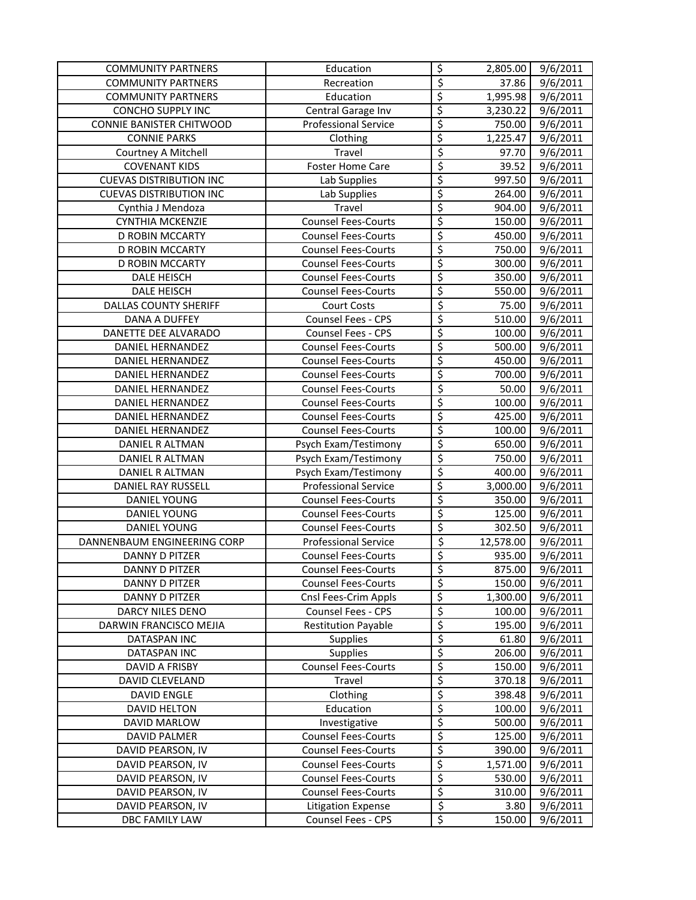| COMMUNITY PARTNERS | Education | $ | 2,805.00 | 9/6/2011 |
|---|---|---|---|---|
| COMMUNITY PARTNERS | Recreation | $ | 37.86 | 9/6/2011 |
| COMMUNITY PARTNERS | Education | $ | 1,995.98 | 9/6/2011 |
| CONCHO SUPPLY INC | Central Garage Inv | $ | 3,230.22 | 9/6/2011 |
| CONNIE BANISTER CHITWOOD | Professional Service | $ | 750.00 | 9/6/2011 |
| CONNIE PARKS | Clothing | $ | 1,225.47 | 9/6/2011 |
| Courtney A Mitchell | Travel | $ | 97.70 | 9/6/2011 |
| COVENANT KIDS | Foster Home Care | $ | 39.52 | 9/6/2011 |
| CUEVAS DISTRIBUTION INC | Lab Supplies | $ | 997.50 | 9/6/2011 |
| CUEVAS DISTRIBUTION INC | Lab Supplies | $ | 264.00 | 9/6/2011 |
| Cynthia J Mendoza | Travel | $ | 904.00 | 9/6/2011 |
| CYNTHIA MCKENZIE | Counsel Fees-Courts | $ | 150.00 | 9/6/2011 |
| D ROBIN MCCARTY | Counsel Fees-Courts | $ | 450.00 | 9/6/2011 |
| D ROBIN MCCARTY | Counsel Fees-Courts | $ | 750.00 | 9/6/2011 |
| D ROBIN MCCARTY | Counsel Fees-Courts | $ | 300.00 | 9/6/2011 |
| DALE HEISCH | Counsel Fees-Courts | $ | 350.00 | 9/6/2011 |
| DALE HEISCH | Counsel Fees-Courts | $ | 550.00 | 9/6/2011 |
| DALLAS COUNTY SHERIFF | Court Costs | $ | 75.00 | 9/6/2011 |
| DANA A DUFFEY | Counsel Fees - CPS | $ | 510.00 | 9/6/2011 |
| DANETTE DEE ALVARADO | Counsel Fees - CPS | $ | 100.00 | 9/6/2011 |
| DANIEL HERNANDEZ | Counsel Fees-Courts | $ | 500.00 | 9/6/2011 |
| DANIEL HERNANDEZ | Counsel Fees-Courts | $ | 450.00 | 9/6/2011 |
| DANIEL HERNANDEZ | Counsel Fees-Courts | $ | 700.00 | 9/6/2011 |
| DANIEL HERNANDEZ | Counsel Fees-Courts | $ | 50.00 | 9/6/2011 |
| DANIEL HERNANDEZ | Counsel Fees-Courts | $ | 100.00 | 9/6/2011 |
| DANIEL HERNANDEZ | Counsel Fees-Courts | $ | 425.00 | 9/6/2011 |
| DANIEL HERNANDEZ | Counsel Fees-Courts | $ | 100.00 | 9/6/2011 |
| DANIEL R ALTMAN | Psych Exam/Testimony | $ | 650.00 | 9/6/2011 |
| DANIEL R ALTMAN | Psych Exam/Testimony | $ | 750.00 | 9/6/2011 |
| DANIEL R ALTMAN | Psych Exam/Testimony | $ | 400.00 | 9/6/2011 |
| DANIEL RAY RUSSELL | Professional Service | $ | 3,000.00 | 9/6/2011 |
| DANIEL YOUNG | Counsel Fees-Courts | $ | 350.00 | 9/6/2011 |
| DANIEL YOUNG | Counsel Fees-Courts | $ | 125.00 | 9/6/2011 |
| DANIEL YOUNG | Counsel Fees-Courts | $ | 302.50 | 9/6/2011 |
| DANNENBAUM ENGINEERING CORP | Professional Service | $ | 12,578.00 | 9/6/2011 |
| DANNY D PITZER | Counsel Fees-Courts | $ | 935.00 | 9/6/2011 |
| DANNY D PITZER | Counsel Fees-Courts | $ | 875.00 | 9/6/2011 |
| DANNY D PITZER | Counsel Fees-Courts | $ | 150.00 | 9/6/2011 |
| DANNY D PITZER | Cnsl Fees-Crim Appls | $ | 1,300.00 | 9/6/2011 |
| DARCY NILES DENO | Counsel Fees - CPS | $ | 100.00 | 9/6/2011 |
| DARWIN FRANCISCO MEJIA | Restitution Payable | $ | 195.00 | 9/6/2011 |
| DATASPAN INC | Supplies | $ | 61.80 | 9/6/2011 |
| DATASPAN INC | Supplies | $ | 206.00 | 9/6/2011 |
| DAVID A FRISBY | Counsel Fees-Courts | $ | 150.00 | 9/6/2011 |
| DAVID CLEVELAND | Travel | $ | 370.18 | 9/6/2011 |
| DAVID ENGLE | Clothing | $ | 398.48 | 9/6/2011 |
| DAVID HELTON | Education | $ | 100.00 | 9/6/2011 |
| DAVID MARLOW | Investigative | $ | 500.00 | 9/6/2011 |
| DAVID PALMER | Counsel Fees-Courts | $ | 125.00 | 9/6/2011 |
| DAVID PEARSON, IV | Counsel Fees-Courts | $ | 390.00 | 9/6/2011 |
| DAVID PEARSON, IV | Counsel Fees-Courts | $ | 1,571.00 | 9/6/2011 |
| DAVID PEARSON, IV | Counsel Fees-Courts | $ | 530.00 | 9/6/2011 |
| DAVID PEARSON, IV | Counsel Fees-Courts | $ | 310.00 | 9/6/2011 |
| DAVID PEARSON, IV | Litigation Expense | $ | 3.80 | 9/6/2011 |
| DBC FAMILY LAW | Counsel Fees - CPS | $ | 150.00 | 9/6/2011 |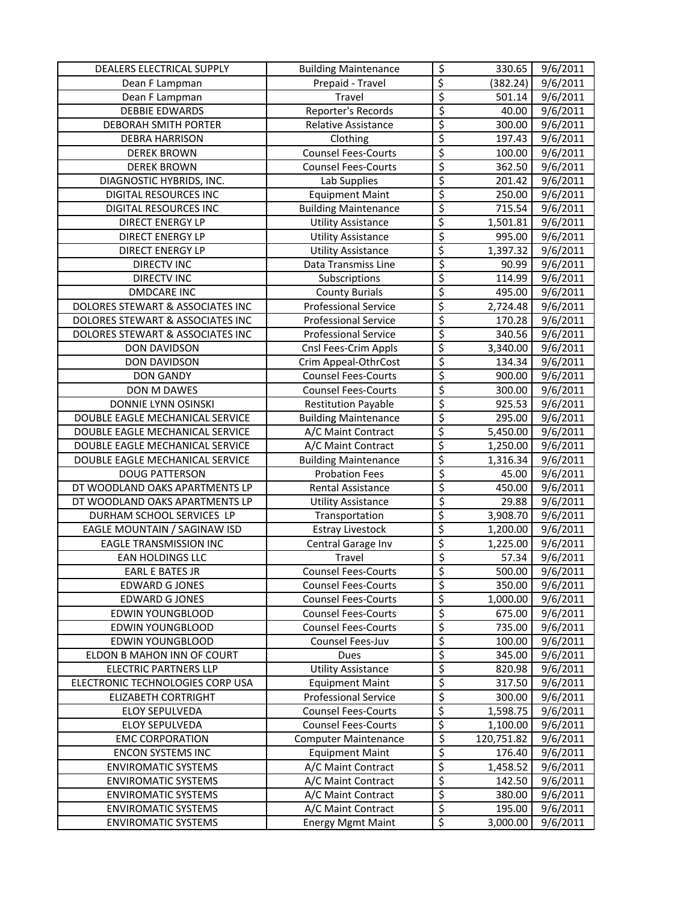| | | | | |
|---|---|---|---|---|
| DEALERS ELECTRICAL SUPPLY | Building Maintenance | $ | 330.65 | 9/6/2011 |
| Dean F Lampman | Prepaid - Travel | $ | (382.24) | 9/6/2011 |
| Dean F Lampman | Travel | $ | 501.14 | 9/6/2011 |
| DEBBIE EDWARDS | Reporter's Records | $ | 40.00 | 9/6/2011 |
| DEBORAH SMITH PORTER | Relative Assistance | $ | 300.00 | 9/6/2011 |
| DEBRA HARRISON | Clothing | $ | 197.43 | 9/6/2011 |
| DEREK BROWN | Counsel Fees-Courts | $ | 100.00 | 9/6/2011 |
| DEREK BROWN | Counsel Fees-Courts | $ | 362.50 | 9/6/2011 |
| DIAGNOSTIC HYBRIDS, INC. | Lab Supplies | $ | 201.42 | 9/6/2011 |
| DIGITAL RESOURCES INC | Equipment Maint | $ | 250.00 | 9/6/2011 |
| DIGITAL RESOURCES INC | Building Maintenance | $ | 715.54 | 9/6/2011 |
| DIRECT ENERGY LP | Utility Assistance | $ | 1,501.81 | 9/6/2011 |
| DIRECT ENERGY LP | Utility Assistance | $ | 995.00 | 9/6/2011 |
| DIRECT ENERGY LP | Utility Assistance | $ | 1,397.32 | 9/6/2011 |
| DIRECTV INC | Data Transmiss Line | $ | 90.99 | 9/6/2011 |
| DIRECTV INC | Subscriptions | $ | 114.99 | 9/6/2011 |
| DMDCARE INC | County Burials | $ | 495.00 | 9/6/2011 |
| DOLORES STEWART & ASSOCIATES INC | Professional Service | $ | 2,724.48 | 9/6/2011 |
| DOLORES STEWART & ASSOCIATES INC | Professional Service | $ | 170.28 | 9/6/2011 |
| DOLORES STEWART & ASSOCIATES INC | Professional Service | $ | 340.56 | 9/6/2011 |
| DON DAVIDSON | Cnsl Fees-Crim Appls | $ | 3,340.00 | 9/6/2011 |
| DON DAVIDSON | Crim Appeal-OthrCost | $ | 134.34 | 9/6/2011 |
| DON GANDY | Counsel Fees-Courts | $ | 900.00 | 9/6/2011 |
| DON M DAWES | Counsel Fees-Courts | $ | 300.00 | 9/6/2011 |
| DONNIE LYNN OSINSKI | Restitution Payable | $ | 925.53 | 9/6/2011 |
| DOUBLE EAGLE MECHANICAL SERVICE | Building Maintenance | $ | 295.00 | 9/6/2011 |
| DOUBLE EAGLE MECHANICAL SERVICE | A/C Maint Contract | $ | 5,450.00 | 9/6/2011 |
| DOUBLE EAGLE MECHANICAL SERVICE | A/C Maint Contract | $ | 1,250.00 | 9/6/2011 |
| DOUBLE EAGLE MECHANICAL SERVICE | Building Maintenance | $ | 1,316.34 | 9/6/2011 |
| DOUG PATTERSON | Probation Fees | $ | 45.00 | 9/6/2011 |
| DT WOODLAND OAKS APARTMENTS LP | Rental Assistance | $ | 450.00 | 9/6/2011 |
| DT WOODLAND OAKS APARTMENTS LP | Utility Assistance | $ | 29.88 | 9/6/2011 |
| DURHAM SCHOOL SERVICES LP | Transportation | $ | 3,908.70 | 9/6/2011 |
| EAGLE MOUNTAIN / SAGINAW ISD | Estray Livestock | $ | 1,200.00 | 9/6/2011 |
| EAGLE TRANSMISSION INC | Central Garage Inv | $ | 1,225.00 | 9/6/2011 |
| EAN HOLDINGS LLC | Travel | $ | 57.34 | 9/6/2011 |
| EARL E BATES JR | Counsel Fees-Courts | $ | 500.00 | 9/6/2011 |
| EDWARD G JONES | Counsel Fees-Courts | $ | 350.00 | 9/6/2011 |
| EDWARD G JONES | Counsel Fees-Courts | $ | 1,000.00 | 9/6/2011 |
| EDWIN YOUNGBLOOD | Counsel Fees-Courts | $ | 675.00 | 9/6/2011 |
| EDWIN YOUNGBLOOD | Counsel Fees-Courts | $ | 735.00 | 9/6/2011 |
| EDWIN YOUNGBLOOD | Counsel Fees-Juv | $ | 100.00 | 9/6/2011 |
| ELDON B MAHON INN OF COURT | Dues | $ | 345.00 | 9/6/2011 |
| ELECTRIC PARTNERS LLP | Utility Assistance | $ | 820.98 | 9/6/2011 |
| ELECTRONIC TECHNOLOGIES CORP USA | Equipment Maint | $ | 317.50 | 9/6/2011 |
| ELIZABETH CORTRIGHT | Professional Service | $ | 300.00 | 9/6/2011 |
| ELOY SEPULVEDA | Counsel Fees-Courts | $ | 1,598.75 | 9/6/2011 |
| ELOY SEPULVEDA | Counsel Fees-Courts | $ | 1,100.00 | 9/6/2011 |
| EMC CORPORATION | Computer Maintenance | $ | 120,751.82 | 9/6/2011 |
| ENCON SYSTEMS INC | Equipment Maint | $ | 176.40 | 9/6/2011 |
| ENVIROMATIC SYSTEMS | A/C Maint Contract | $ | 1,458.52 | 9/6/2011 |
| ENVIROMATIC SYSTEMS | A/C Maint Contract | $ | 142.50 | 9/6/2011 |
| ENVIROMATIC SYSTEMS | A/C Maint Contract | $ | 380.00 | 9/6/2011 |
| ENVIROMATIC SYSTEMS | A/C Maint Contract | $ | 195.00 | 9/6/2011 |
| ENVIROMATIC SYSTEMS | Energy Mgmt Maint | $ | 3,000.00 | 9/6/2011 |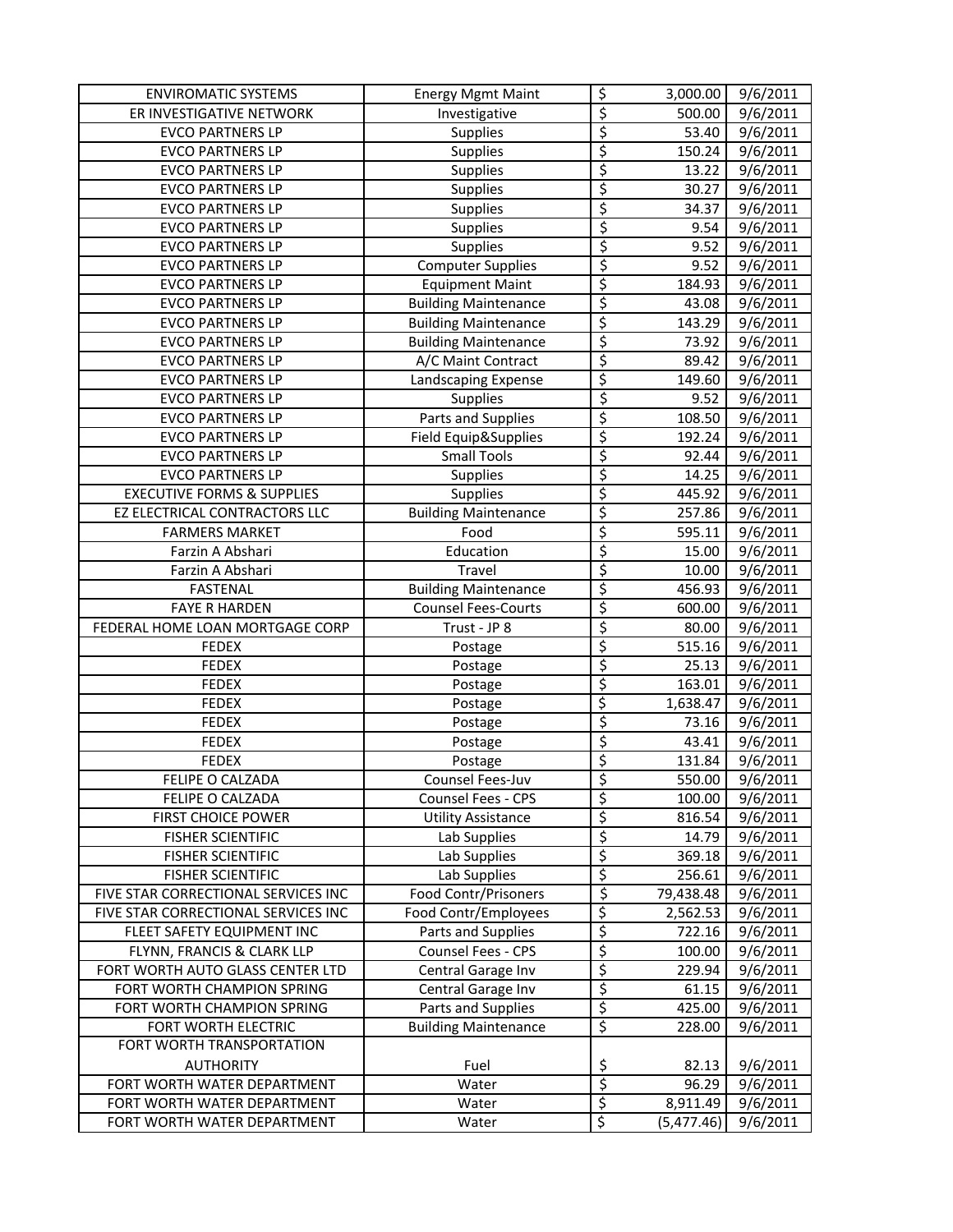| ENVIROMATIC SYSTEMS | Energy Mgmt Maint | $ | 3,000.00 | 9/6/2011 |
|---|---|---|---|---|
| ER INVESTIGATIVE NETWORK | Investigative | $ | 500.00 | 9/6/2011 |
| EVCO PARTNERS LP | Supplies | $ | 53.40 | 9/6/2011 |
| EVCO PARTNERS LP | Supplies | $ | 150.24 | 9/6/2011 |
| EVCO PARTNERS LP | Supplies | $ | 13.22 | 9/6/2011 |
| EVCO PARTNERS LP | Supplies | $ | 30.27 | 9/6/2011 |
| EVCO PARTNERS LP | Supplies | $ | 34.37 | 9/6/2011 |
| EVCO PARTNERS LP | Supplies | $ | 9.54 | 9/6/2011 |
| EVCO PARTNERS LP | Supplies | $ | 9.52 | 9/6/2011 |
| EVCO PARTNERS LP | Computer Supplies | $ | 9.52 | 9/6/2011 |
| EVCO PARTNERS LP | Equipment Maint | $ | 184.93 | 9/6/2011 |
| EVCO PARTNERS LP | Building Maintenance | $ | 43.08 | 9/6/2011 |
| EVCO PARTNERS LP | Building Maintenance | $ | 143.29 | 9/6/2011 |
| EVCO PARTNERS LP | Building Maintenance | $ | 73.92 | 9/6/2011 |
| EVCO PARTNERS LP | A/C Maint Contract | $ | 89.42 | 9/6/2011 |
| EVCO PARTNERS LP | Landscaping Expense | $ | 149.60 | 9/6/2011 |
| EVCO PARTNERS LP | Supplies | $ | 9.52 | 9/6/2011 |
| EVCO PARTNERS LP | Parts and Supplies | $ | 108.50 | 9/6/2011 |
| EVCO PARTNERS LP | Field Equip&Supplies | $ | 192.24 | 9/6/2011 |
| EVCO PARTNERS LP | Small Tools | $ | 92.44 | 9/6/2011 |
| EVCO PARTNERS LP | Supplies | $ | 14.25 | 9/6/2011 |
| EXECUTIVE FORMS & SUPPLIES | Supplies | $ | 445.92 | 9/6/2011 |
| EZ ELECTRICAL CONTRACTORS LLC | Building Maintenance | $ | 257.86 | 9/6/2011 |
| FARMERS MARKET | Food | $ | 595.11 | 9/6/2011 |
| Farzin A Abshari | Education | $ | 15.00 | 9/6/2011 |
| Farzin A Abshari | Travel | $ | 10.00 | 9/6/2011 |
| FASTENAL | Building Maintenance | $ | 456.93 | 9/6/2011 |
| FAYE R HARDEN | Counsel Fees-Courts | $ | 600.00 | 9/6/2011 |
| FEDERAL HOME LOAN MORTGAGE CORP | Trust - JP 8 | $ | 80.00 | 9/6/2011 |
| FEDEX | Postage | $ | 515.16 | 9/6/2011 |
| FEDEX | Postage | $ | 25.13 | 9/6/2011 |
| FEDEX | Postage | $ | 163.01 | 9/6/2011 |
| FEDEX | Postage | $ | 1,638.47 | 9/6/2011 |
| FEDEX | Postage | $ | 73.16 | 9/6/2011 |
| FEDEX | Postage | $ | 43.41 | 9/6/2011 |
| FEDEX | Postage | $ | 131.84 | 9/6/2011 |
| FELIPE O CALZADA | Counsel Fees-Juv | $ | 550.00 | 9/6/2011 |
| FELIPE O CALZADA | Counsel Fees - CPS | $ | 100.00 | 9/6/2011 |
| FIRST CHOICE POWER | Utility Assistance | $ | 816.54 | 9/6/2011 |
| FISHER SCIENTIFIC | Lab Supplies | $ | 14.79 | 9/6/2011 |
| FISHER SCIENTIFIC | Lab Supplies | $ | 369.18 | 9/6/2011 |
| FISHER SCIENTIFIC | Lab Supplies | $ | 256.61 | 9/6/2011 |
| FIVE STAR CORRECTIONAL SERVICES INC | Food Contr/Prisoners | $ | 79,438.48 | 9/6/2011 |
| FIVE STAR CORRECTIONAL SERVICES INC | Food Contr/Employees | $ | 2,562.53 | 9/6/2011 |
| FLEET SAFETY EQUIPMENT INC | Parts and Supplies | $ | 722.16 | 9/6/2011 |
| FLYNN, FRANCIS & CLARK LLP | Counsel Fees - CPS | $ | 100.00 | 9/6/2011 |
| FORT WORTH AUTO GLASS CENTER LTD | Central Garage Inv | $ | 229.94 | 9/6/2011 |
| FORT WORTH CHAMPION SPRING | Central Garage Inv | $ | 61.15 | 9/6/2011 |
| FORT WORTH CHAMPION SPRING | Parts and Supplies | $ | 425.00 | 9/6/2011 |
| FORT WORTH ELECTRIC | Building Maintenance | $ | 228.00 | 9/6/2011 |
| FORT WORTH TRANSPORTATION AUTHORITY | Fuel | $ | 82.13 | 9/6/2011 |
| FORT WORTH WATER DEPARTMENT | Water | $ | 96.29 | 9/6/2011 |
| FORT WORTH WATER DEPARTMENT | Water | $ | 8,911.49 | 9/6/2011 |
| FORT WORTH WATER DEPARTMENT | Water | $ | (5,477.46) | 9/6/2011 |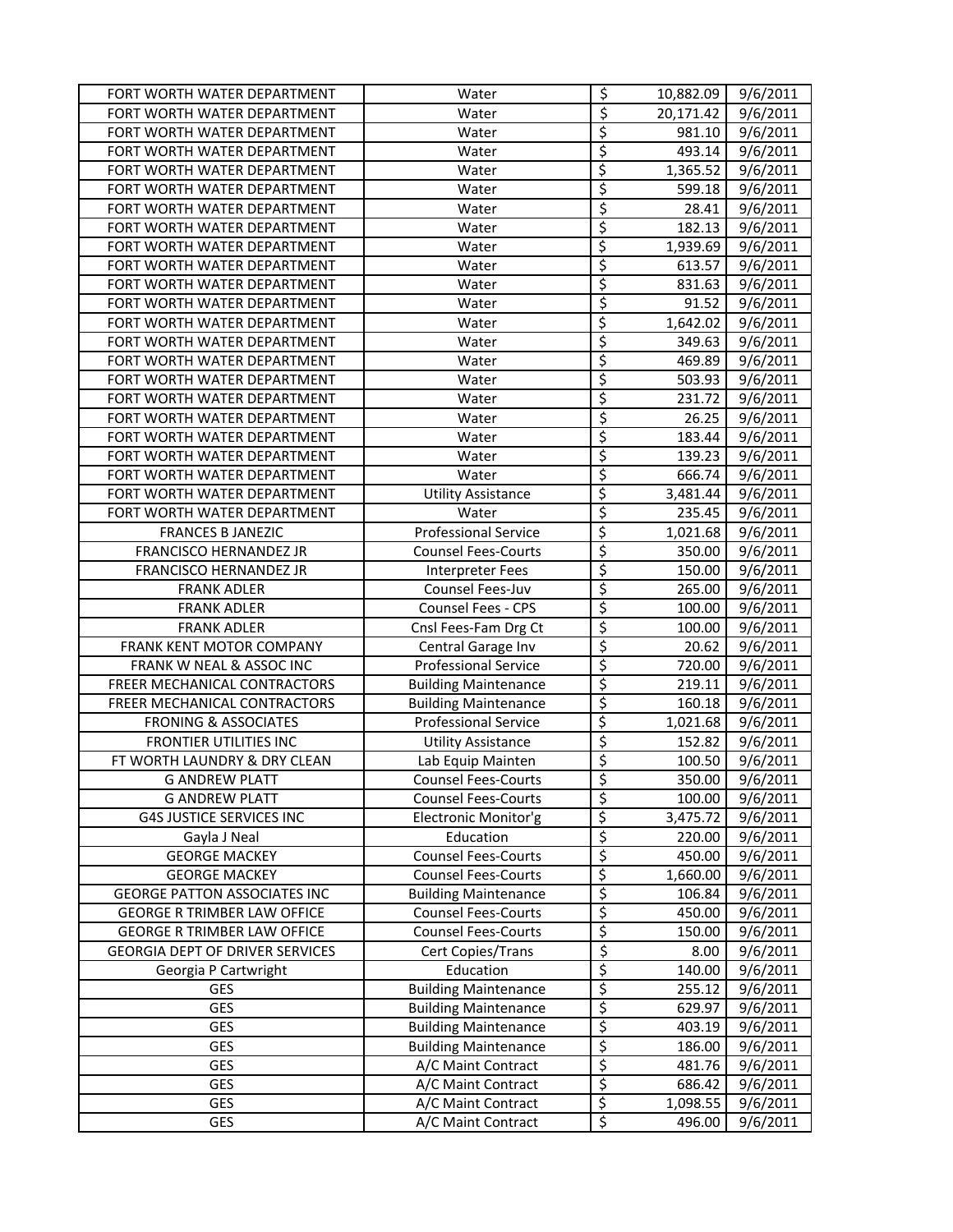| | | | | |
|---|---|---|---|---|
| FORT WORTH WATER DEPARTMENT | Water | $ | 10,882.09 | 9/6/2011 |
| FORT WORTH WATER DEPARTMENT | Water | $ | 20,171.42 | 9/6/2011 |
| FORT WORTH WATER DEPARTMENT | Water | $ | 981.10 | 9/6/2011 |
| FORT WORTH WATER DEPARTMENT | Water | $ | 493.14 | 9/6/2011 |
| FORT WORTH WATER DEPARTMENT | Water | $ | 1,365.52 | 9/6/2011 |
| FORT WORTH WATER DEPARTMENT | Water | $ | 599.18 | 9/6/2011 |
| FORT WORTH WATER DEPARTMENT | Water | $ | 28.41 | 9/6/2011 |
| FORT WORTH WATER DEPARTMENT | Water | $ | 182.13 | 9/6/2011 |
| FORT WORTH WATER DEPARTMENT | Water | $ | 1,939.69 | 9/6/2011 |
| FORT WORTH WATER DEPARTMENT | Water | $ | 613.57 | 9/6/2011 |
| FORT WORTH WATER DEPARTMENT | Water | $ | 831.63 | 9/6/2011 |
| FORT WORTH WATER DEPARTMENT | Water | $ | 91.52 | 9/6/2011 |
| FORT WORTH WATER DEPARTMENT | Water | $ | 1,642.02 | 9/6/2011 |
| FORT WORTH WATER DEPARTMENT | Water | $ | 349.63 | 9/6/2011 |
| FORT WORTH WATER DEPARTMENT | Water | $ | 469.89 | 9/6/2011 |
| FORT WORTH WATER DEPARTMENT | Water | $ | 503.93 | 9/6/2011 |
| FORT WORTH WATER DEPARTMENT | Water | $ | 231.72 | 9/6/2011 |
| FORT WORTH WATER DEPARTMENT | Water | $ | 26.25 | 9/6/2011 |
| FORT WORTH WATER DEPARTMENT | Water | $ | 183.44 | 9/6/2011 |
| FORT WORTH WATER DEPARTMENT | Water | $ | 139.23 | 9/6/2011 |
| FORT WORTH WATER DEPARTMENT | Water | $ | 666.74 | 9/6/2011 |
| FORT WORTH WATER DEPARTMENT | Utility Assistance | $ | 3,481.44 | 9/6/2011 |
| FORT WORTH WATER DEPARTMENT | Water | $ | 235.45 | 9/6/2011 |
| FRANCES B JANEZIC | Professional Service | $ | 1,021.68 | 9/6/2011 |
| FRANCISCO HERNANDEZ JR | Counsel Fees-Courts | $ | 350.00 | 9/6/2011 |
| FRANCISCO HERNANDEZ JR | Interpreter Fees | $ | 150.00 | 9/6/2011 |
| FRANK ADLER | Counsel Fees-Juv | $ | 265.00 | 9/6/2011 |
| FRANK ADLER | Counsel Fees - CPS | $ | 100.00 | 9/6/2011 |
| FRANK ADLER | Cnsl Fees-Fam Drg Ct | $ | 100.00 | 9/6/2011 |
| FRANK KENT MOTOR COMPANY | Central Garage Inv | $ | 20.62 | 9/6/2011 |
| FRANK W NEAL & ASSOC INC | Professional Service | $ | 720.00 | 9/6/2011 |
| FREER MECHANICAL CONTRACTORS | Building Maintenance | $ | 219.11 | 9/6/2011 |
| FREER MECHANICAL CONTRACTORS | Building Maintenance | $ | 160.18 | 9/6/2011 |
| FRONING & ASSOCIATES | Professional Service | $ | 1,021.68 | 9/6/2011 |
| FRONTIER UTILITIES INC | Utility Assistance | $ | 152.82 | 9/6/2011 |
| FT WORTH LAUNDRY & DRY CLEAN | Lab Equip Mainten | $ | 100.50 | 9/6/2011 |
| G ANDREW PLATT | Counsel Fees-Courts | $ | 350.00 | 9/6/2011 |
| G ANDREW PLATT | Counsel Fees-Courts | $ | 100.00 | 9/6/2011 |
| G4S JUSTICE SERVICES INC | Electronic Monitor'g | $ | 3,475.72 | 9/6/2011 |
| Gayla J Neal | Education | $ | 220.00 | 9/6/2011 |
| GEORGE MACKEY | Counsel Fees-Courts | $ | 450.00 | 9/6/2011 |
| GEORGE MACKEY | Counsel Fees-Courts | $ | 1,660.00 | 9/6/2011 |
| GEORGE PATTON ASSOCIATES INC | Building Maintenance | $ | 106.84 | 9/6/2011 |
| GEORGE R TRIMBER LAW OFFICE | Counsel Fees-Courts | $ | 450.00 | 9/6/2011 |
| GEORGE R TRIMBER LAW OFFICE | Counsel Fees-Courts | $ | 150.00 | 9/6/2011 |
| GEORGIA DEPT OF DRIVER SERVICES | Cert Copies/Trans | $ | 8.00 | 9/6/2011 |
| Georgia P Cartwright | Education | $ | 140.00 | 9/6/2011 |
| GES | Building Maintenance | $ | 255.12 | 9/6/2011 |
| GES | Building Maintenance | $ | 629.97 | 9/6/2011 |
| GES | Building Maintenance | $ | 403.19 | 9/6/2011 |
| GES | Building Maintenance | $ | 186.00 | 9/6/2011 |
| GES | A/C Maint Contract | $ | 481.76 | 9/6/2011 |
| GES | A/C Maint Contract | $ | 686.42 | 9/6/2011 |
| GES | A/C Maint Contract | $ | 1,098.55 | 9/6/2011 |
| GES | A/C Maint Contract | $ | 496.00 | 9/6/2011 |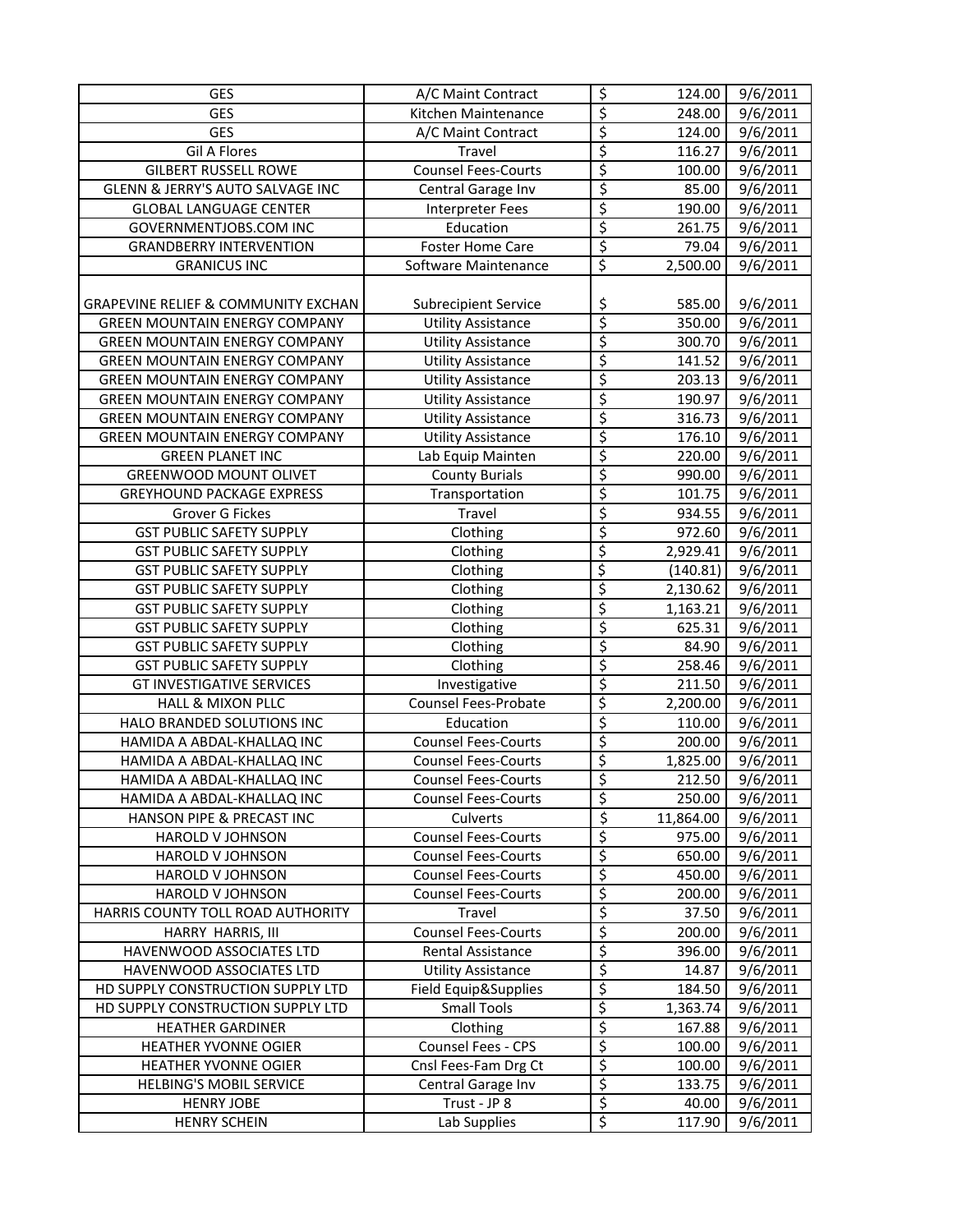| | | | | |
|---|---|---|---|---|
| GES | A/C Maint Contract | $ | 124.00 | 9/6/2011 |
| GES | Kitchen Maintenance | $ | 248.00 | 9/6/2011 |
| GES | A/C Maint Contract | $ | 124.00 | 9/6/2011 |
| Gil A Flores | Travel | $ | 116.27 | 9/6/2011 |
| GILBERT RUSSELL ROWE | Counsel Fees-Courts | $ | 100.00 | 9/6/2011 |
| GLENN & JERRY'S AUTO SALVAGE INC | Central Garage Inv | $ | 85.00 | 9/6/2011 |
| GLOBAL LANGUAGE CENTER | Interpreter Fees | $ | 190.00 | 9/6/2011 |
| GOVERNMENTJOBS.COM INC | Education | $ | 261.75 | 9/6/2011 |
| GRANDBERRY INTERVENTION | Foster Home Care | $ | 79.04 | 9/6/2011 |
| GRANICUS INC | Software Maintenance | $ | 2,500.00 | 9/6/2011 |
| GRAPEVINE RELIEF & COMMUNITY EXCHAN | Subrecipient Service | $ | 585.00 | 9/6/2011 |
| GREEN MOUNTAIN ENERGY COMPANY | Utility Assistance | $ | 350.00 | 9/6/2011 |
| GREEN MOUNTAIN ENERGY COMPANY | Utility Assistance | $ | 300.70 | 9/6/2011 |
| GREEN MOUNTAIN ENERGY COMPANY | Utility Assistance | $ | 141.52 | 9/6/2011 |
| GREEN MOUNTAIN ENERGY COMPANY | Utility Assistance | $ | 203.13 | 9/6/2011 |
| GREEN MOUNTAIN ENERGY COMPANY | Utility Assistance | $ | 190.97 | 9/6/2011 |
| GREEN MOUNTAIN ENERGY COMPANY | Utility Assistance | $ | 316.73 | 9/6/2011 |
| GREEN MOUNTAIN ENERGY COMPANY | Utility Assistance | $ | 176.10 | 9/6/2011 |
| GREEN PLANET INC | Lab Equip Mainten | $ | 220.00 | 9/6/2011 |
| GREENWOOD MOUNT OLIVET | County Burials | $ | 990.00 | 9/6/2011 |
| GREYHOUND PACKAGE EXPRESS | Transportation | $ | 101.75 | 9/6/2011 |
| Grover G Fickes | Travel | $ | 934.55 | 9/6/2011 |
| GST PUBLIC SAFETY SUPPLY | Clothing | $ | 972.60 | 9/6/2011 |
| GST PUBLIC SAFETY SUPPLY | Clothing | $ | 2,929.41 | 9/6/2011 |
| GST PUBLIC SAFETY SUPPLY | Clothing | $ | (140.81) | 9/6/2011 |
| GST PUBLIC SAFETY SUPPLY | Clothing | $ | 2,130.62 | 9/6/2011 |
| GST PUBLIC SAFETY SUPPLY | Clothing | $ | 1,163.21 | 9/6/2011 |
| GST PUBLIC SAFETY SUPPLY | Clothing | $ | 625.31 | 9/6/2011 |
| GST PUBLIC SAFETY SUPPLY | Clothing | $ | 84.90 | 9/6/2011 |
| GST PUBLIC SAFETY SUPPLY | Clothing | $ | 258.46 | 9/6/2011 |
| GT INVESTIGATIVE SERVICES | Investigative | $ | 211.50 | 9/6/2011 |
| HALL & MIXON PLLC | Counsel Fees-Probate | $ | 2,200.00 | 9/6/2011 |
| HALO BRANDED SOLUTIONS INC | Education | $ | 110.00 | 9/6/2011 |
| HAMIDA A ABDAL-KHALLAQ INC | Counsel Fees-Courts | $ | 200.00 | 9/6/2011 |
| HAMIDA A ABDAL-KHALLAQ INC | Counsel Fees-Courts | $ | 1,825.00 | 9/6/2011 |
| HAMIDA A ABDAL-KHALLAQ INC | Counsel Fees-Courts | $ | 212.50 | 9/6/2011 |
| HAMIDA A ABDAL-KHALLAQ INC | Counsel Fees-Courts | $ | 250.00 | 9/6/2011 |
| HANSON PIPE & PRECAST INC | Culverts | $ | 11,864.00 | 9/6/2011 |
| HAROLD V JOHNSON | Counsel Fees-Courts | $ | 975.00 | 9/6/2011 |
| HAROLD V JOHNSON | Counsel Fees-Courts | $ | 650.00 | 9/6/2011 |
| HAROLD V JOHNSON | Counsel Fees-Courts | $ | 450.00 | 9/6/2011 |
| HAROLD V JOHNSON | Counsel Fees-Courts | $ | 200.00 | 9/6/2011 |
| HARRIS COUNTY TOLL ROAD AUTHORITY | Travel | $ | 37.50 | 9/6/2011 |
| HARRY HARRIS, III | Counsel Fees-Courts | $ | 200.00 | 9/6/2011 |
| HAVENWOOD ASSOCIATES LTD | Rental Assistance | $ | 396.00 | 9/6/2011 |
| HAVENWOOD ASSOCIATES LTD | Utility Assistance | $ | 14.87 | 9/6/2011 |
| HD SUPPLY CONSTRUCTION SUPPLY LTD | Field Equip&Supplies | $ | 184.50 | 9/6/2011 |
| HD SUPPLY CONSTRUCTION SUPPLY LTD | Small Tools | $ | 1,363.74 | 9/6/2011 |
| HEATHER GARDINER | Clothing | $ | 167.88 | 9/6/2011 |
| HEATHER YVONNE OGIER | Counsel Fees - CPS | $ | 100.00 | 9/6/2011 |
| HEATHER YVONNE OGIER | Cnsl Fees-Fam Drg Ct | $ | 100.00 | 9/6/2011 |
| HELBING'S MOBIL SERVICE | Central Garage Inv | $ | 133.75 | 9/6/2011 |
| HENRY JOBE | Trust - JP 8 | $ | 40.00 | 9/6/2011 |
| HENRY SCHEIN | Lab Supplies | $ | 117.90 | 9/6/2011 |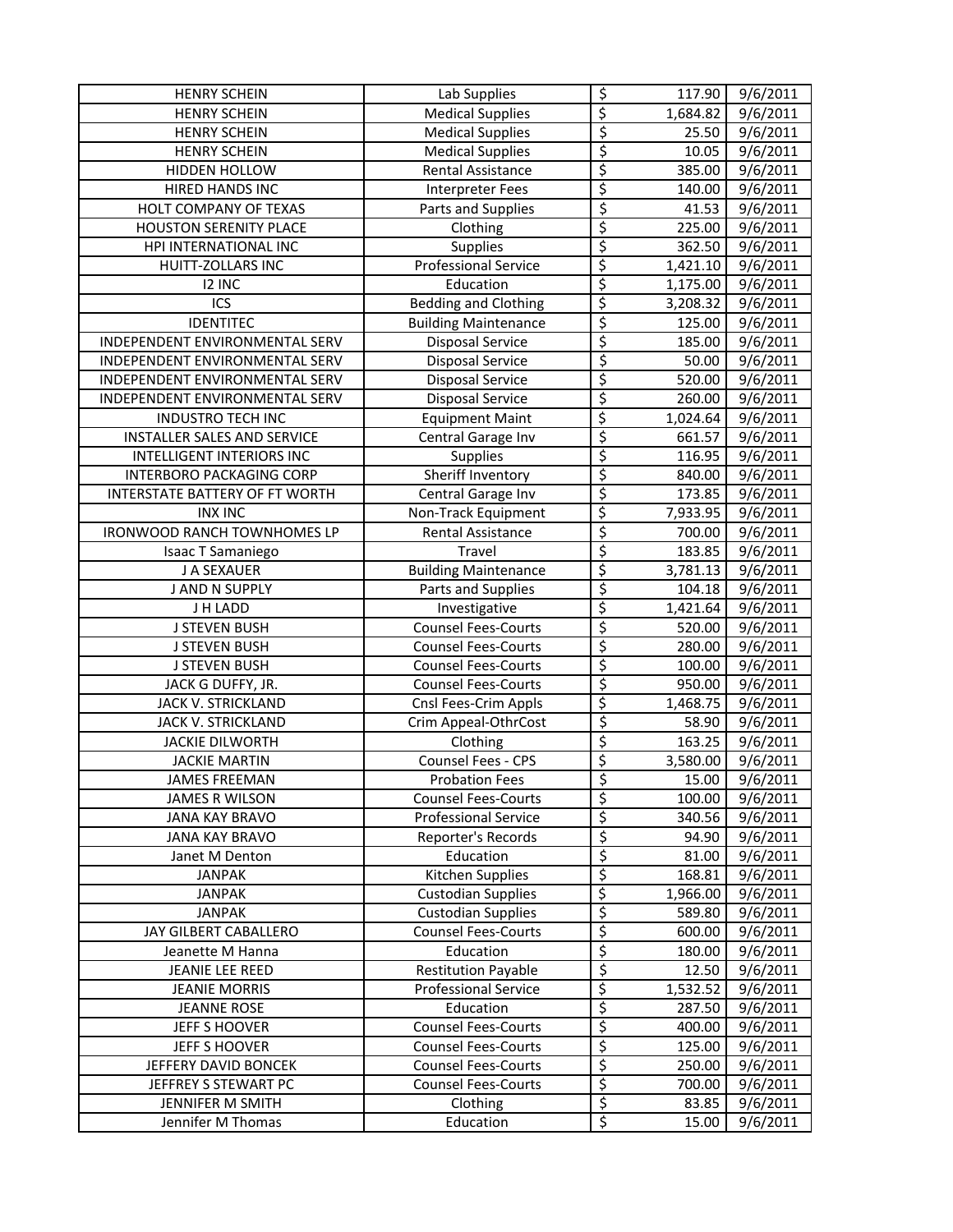| | | | | |
|---|---|---|---|---|
| HENRY SCHEIN | Lab Supplies | $ | 117.90 | 9/6/2011 |
| HENRY SCHEIN | Medical Supplies | $ | 1,684.82 | 9/6/2011 |
| HENRY SCHEIN | Medical Supplies | $ | 25.50 | 9/6/2011 |
| HENRY SCHEIN | Medical Supplies | $ | 10.05 | 9/6/2011 |
| HIDDEN HOLLOW | Rental Assistance | $ | 385.00 | 9/6/2011 |
| HIRED HANDS INC | Interpreter Fees | $ | 140.00 | 9/6/2011 |
| HOLT COMPANY OF TEXAS | Parts and Supplies | $ | 41.53 | 9/6/2011 |
| HOUSTON SERENITY PLACE | Clothing | $ | 225.00 | 9/6/2011 |
| HPI INTERNATIONAL INC | Supplies | $ | 362.50 | 9/6/2011 |
| HUITT-ZOLLARS INC | Professional Service | $ | 1,421.10 | 9/6/2011 |
| I2 INC | Education | $ | 1,175.00 | 9/6/2011 |
| ICS | Bedding and Clothing | $ | 3,208.32 | 9/6/2011 |
| IDENTITEC | Building Maintenance | $ | 125.00 | 9/6/2011 |
| INDEPENDENT ENVIRONMENTAL SERV | Disposal Service | $ | 185.00 | 9/6/2011 |
| INDEPENDENT ENVIRONMENTAL SERV | Disposal Service | $ | 50.00 | 9/6/2011 |
| INDEPENDENT ENVIRONMENTAL SERV | Disposal Service | $ | 520.00 | 9/6/2011 |
| INDEPENDENT ENVIRONMENTAL SERV | Disposal Service | $ | 260.00 | 9/6/2011 |
| INDUSTRO TECH INC | Equipment Maint | $ | 1,024.64 | 9/6/2011 |
| INSTALLER SALES AND SERVICE | Central Garage Inv | $ | 661.57 | 9/6/2011 |
| INTELLIGENT INTERIORS INC | Supplies | $ | 116.95 | 9/6/2011 |
| INTERBORO PACKAGING CORP | Sheriff Inventory | $ | 840.00 | 9/6/2011 |
| INTERSTATE BATTERY OF FT WORTH | Central Garage Inv | $ | 173.85 | 9/6/2011 |
| INX INC | Non-Track Equipment | $ | 7,933.95 | 9/6/2011 |
| IRONWOOD RANCH TOWNHOMES LP | Rental Assistance | $ | 700.00 | 9/6/2011 |
| Isaac T Samaniego | Travel | $ | 183.85 | 9/6/2011 |
| J A SEXAUER | Building Maintenance | $ | 3,781.13 | 9/6/2011 |
| J AND N SUPPLY | Parts and Supplies | $ | 104.18 | 9/6/2011 |
| J H LADD | Investigative | $ | 1,421.64 | 9/6/2011 |
| J STEVEN BUSH | Counsel Fees-Courts | $ | 520.00 | 9/6/2011 |
| J STEVEN BUSH | Counsel Fees-Courts | $ | 280.00 | 9/6/2011 |
| J STEVEN BUSH | Counsel Fees-Courts | $ | 100.00 | 9/6/2011 |
| JACK G DUFFY, JR. | Counsel Fees-Courts | $ | 950.00 | 9/6/2011 |
| JACK V. STRICKLAND | Cnsl Fees-Crim Appls | $ | 1,468.75 | 9/6/2011 |
| JACK V. STRICKLAND | Crim Appeal-OthrCost | $ | 58.90 | 9/6/2011 |
| JACKIE DILWORTH | Clothing | $ | 163.25 | 9/6/2011 |
| JACKIE MARTIN | Counsel Fees - CPS | $ | 3,580.00 | 9/6/2011 |
| JAMES FREEMAN | Probation Fees | $ | 15.00 | 9/6/2011 |
| JAMES R WILSON | Counsel Fees-Courts | $ | 100.00 | 9/6/2011 |
| JANA KAY BRAVO | Professional Service | $ | 340.56 | 9/6/2011 |
| JANA KAY BRAVO | Reporter's Records | $ | 94.90 | 9/6/2011 |
| Janet M Denton | Education | $ | 81.00 | 9/6/2011 |
| JANPAK | Kitchen Supplies | $ | 168.81 | 9/6/2011 |
| JANPAK | Custodian Supplies | $ | 1,966.00 | 9/6/2011 |
| JANPAK | Custodian Supplies | $ | 589.80 | 9/6/2011 |
| JAY GILBERT CABALLERO | Counsel Fees-Courts | $ | 600.00 | 9/6/2011 |
| Jeanette M Hanna | Education | $ | 180.00 | 9/6/2011 |
| JEANIE LEE REED | Restitution Payable | $ | 12.50 | 9/6/2011 |
| JEANIE MORRIS | Professional Service | $ | 1,532.52 | 9/6/2011 |
| JEANNE ROSE | Education | $ | 287.50 | 9/6/2011 |
| JEFF S HOOVER | Counsel Fees-Courts | $ | 400.00 | 9/6/2011 |
| JEFF S HOOVER | Counsel Fees-Courts | $ | 125.00 | 9/6/2011 |
| JEFFERY DAVID BONCEK | Counsel Fees-Courts | $ | 250.00 | 9/6/2011 |
| JEFFREY S STEWART PC | Counsel Fees-Courts | $ | 700.00 | 9/6/2011 |
| JENNIFER M SMITH | Clothing | $ | 83.85 | 9/6/2011 |
| Jennifer M Thomas | Education | $ | 15.00 | 9/6/2011 |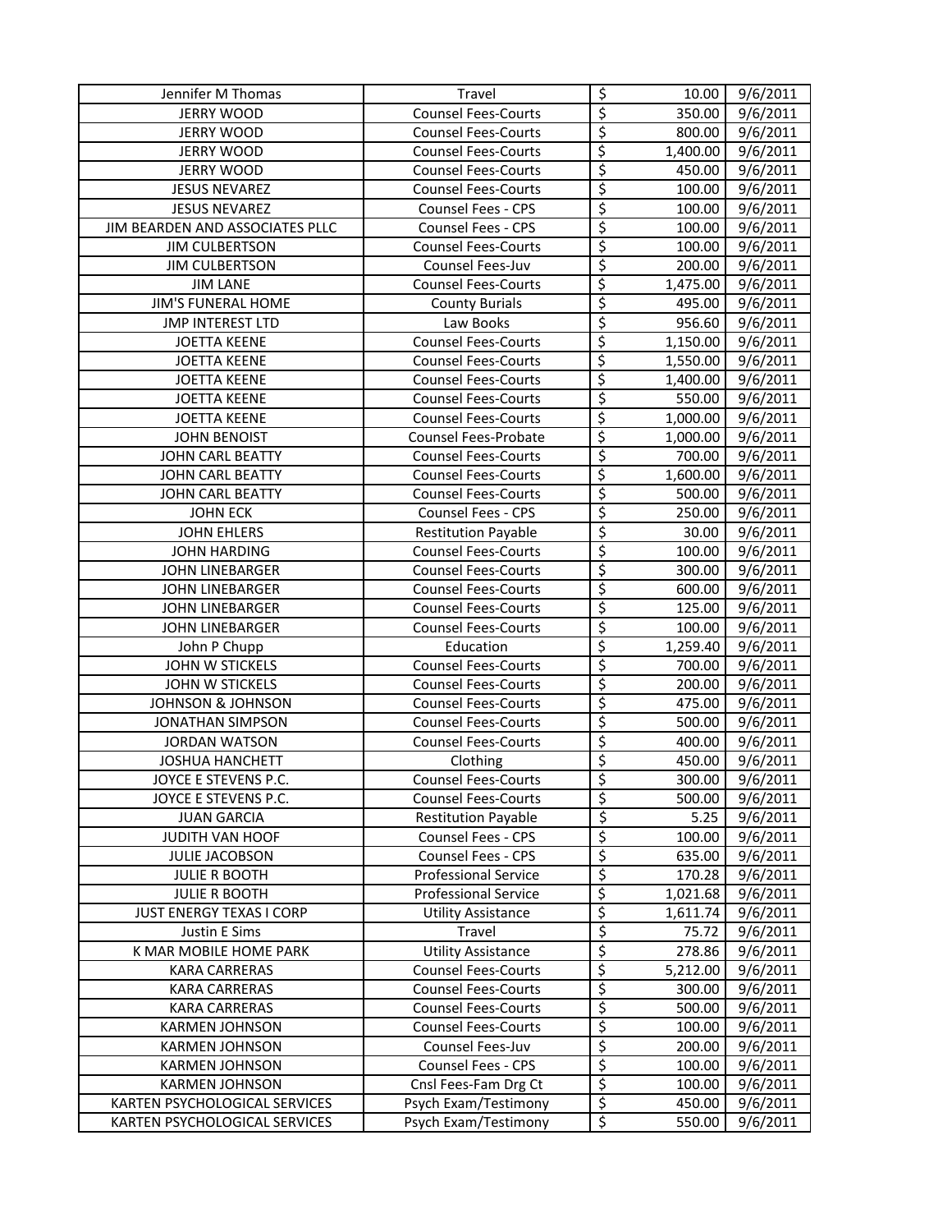| Jennifer M Thomas | Travel | $ | 10.00 | 9/6/2011 |
|---|---|---|---|---|
| JERRY WOOD | Counsel Fees-Courts | $ | 350.00 | 9/6/2011 |
| JERRY WOOD | Counsel Fees-Courts | $ | 800.00 | 9/6/2011 |
| JERRY WOOD | Counsel Fees-Courts | $ | 1,400.00 | 9/6/2011 |
| JERRY WOOD | Counsel Fees-Courts | $ | 450.00 | 9/6/2011 |
| JESUS NEVAREZ | Counsel Fees-Courts | $ | 100.00 | 9/6/2011 |
| JESUS NEVAREZ | Counsel Fees - CPS | $ | 100.00 | 9/6/2011 |
| JIM BEARDEN AND ASSOCIATES PLLC | Counsel Fees - CPS | $ | 100.00 | 9/6/2011 |
| JIM CULBERTSON | Counsel Fees-Courts | $ | 100.00 | 9/6/2011 |
| JIM CULBERTSON | Counsel Fees-Juv | $ | 200.00 | 9/6/2011 |
| JIM LANE | Counsel Fees-Courts | $ | 1,475.00 | 9/6/2011 |
| JIM'S FUNERAL HOME | County Burials | $ | 495.00 | 9/6/2011 |
| JMP INTEREST LTD | Law Books | $ | 956.60 | 9/6/2011 |
| JOETTA KEENE | Counsel Fees-Courts | $ | 1,150.00 | 9/6/2011 |
| JOETTA KEENE | Counsel Fees-Courts | $ | 1,550.00 | 9/6/2011 |
| JOETTA KEENE | Counsel Fees-Courts | $ | 1,400.00 | 9/6/2011 |
| JOETTA KEENE | Counsel Fees-Courts | $ | 550.00 | 9/6/2011 |
| JOETTA KEENE | Counsel Fees-Courts | $ | 1,000.00 | 9/6/2011 |
| JOHN BENOIST | Counsel Fees-Probate | $ | 1,000.00 | 9/6/2011 |
| JOHN CARL BEATTY | Counsel Fees-Courts | $ | 700.00 | 9/6/2011 |
| JOHN CARL BEATTY | Counsel Fees-Courts | $ | 1,600.00 | 9/6/2011 |
| JOHN CARL BEATTY | Counsel Fees-Courts | $ | 500.00 | 9/6/2011 |
| JOHN ECK | Counsel Fees - CPS | $ | 250.00 | 9/6/2011 |
| JOHN EHLERS | Restitution Payable | $ | 30.00 | 9/6/2011 |
| JOHN HARDING | Counsel Fees-Courts | $ | 100.00 | 9/6/2011 |
| JOHN LINEBARGER | Counsel Fees-Courts | $ | 300.00 | 9/6/2011 |
| JOHN LINEBARGER | Counsel Fees-Courts | $ | 600.00 | 9/6/2011 |
| JOHN LINEBARGER | Counsel Fees-Courts | $ | 125.00 | 9/6/2011 |
| JOHN LINEBARGER | Counsel Fees-Courts | $ | 100.00 | 9/6/2011 |
| John P Chupp | Education | $ | 1,259.40 | 9/6/2011 |
| JOHN W STICKELS | Counsel Fees-Courts | $ | 700.00 | 9/6/2011 |
| JOHN W STICKELS | Counsel Fees-Courts | $ | 200.00 | 9/6/2011 |
| JOHNSON & JOHNSON | Counsel Fees-Courts | $ | 475.00 | 9/6/2011 |
| JONATHAN SIMPSON | Counsel Fees-Courts | $ | 500.00 | 9/6/2011 |
| JORDAN WATSON | Counsel Fees-Courts | $ | 400.00 | 9/6/2011 |
| JOSHUA HANCHETT | Clothing | $ | 450.00 | 9/6/2011 |
| JOYCE E STEVENS P.C. | Counsel Fees-Courts | $ | 300.00 | 9/6/2011 |
| JOYCE E STEVENS P.C. | Counsel Fees-Courts | $ | 500.00 | 9/6/2011 |
| JUAN GARCIA | Restitution Payable | $ | 5.25 | 9/6/2011 |
| JUDITH VAN HOOF | Counsel Fees - CPS | $ | 100.00 | 9/6/2011 |
| JULIE JACOBSON | Counsel Fees - CPS | $ | 635.00 | 9/6/2011 |
| JULIE R BOOTH | Professional Service | $ | 170.28 | 9/6/2011 |
| JULIE R BOOTH | Professional Service | $ | 1,021.68 | 9/6/2011 |
| JUST ENERGY TEXAS I CORP | Utility Assistance | $ | 1,611.74 | 9/6/2011 |
| Justin E Sims | Travel | $ | 75.72 | 9/6/2011 |
| K MAR MOBILE HOME PARK | Utility Assistance | $ | 278.86 | 9/6/2011 |
| KARA CARRERAS | Counsel Fees-Courts | $ | 5,212.00 | 9/6/2011 |
| KARA CARRERAS | Counsel Fees-Courts | $ | 300.00 | 9/6/2011 |
| KARA CARRERAS | Counsel Fees-Courts | $ | 500.00 | 9/6/2011 |
| KARMEN JOHNSON | Counsel Fees-Courts | $ | 100.00 | 9/6/2011 |
| KARMEN JOHNSON | Counsel Fees-Juv | $ | 200.00 | 9/6/2011 |
| KARMEN JOHNSON | Counsel Fees - CPS | $ | 100.00 | 9/6/2011 |
| KARMEN JOHNSON | Cnsl Fees-Fam Drg Ct | $ | 100.00 | 9/6/2011 |
| KARTEN PSYCHOLOGICAL SERVICES | Psych Exam/Testimony | $ | 450.00 | 9/6/2011 |
| KARTEN PSYCHOLOGICAL SERVICES | Psych Exam/Testimony | $ | 550.00 | 9/6/2011 |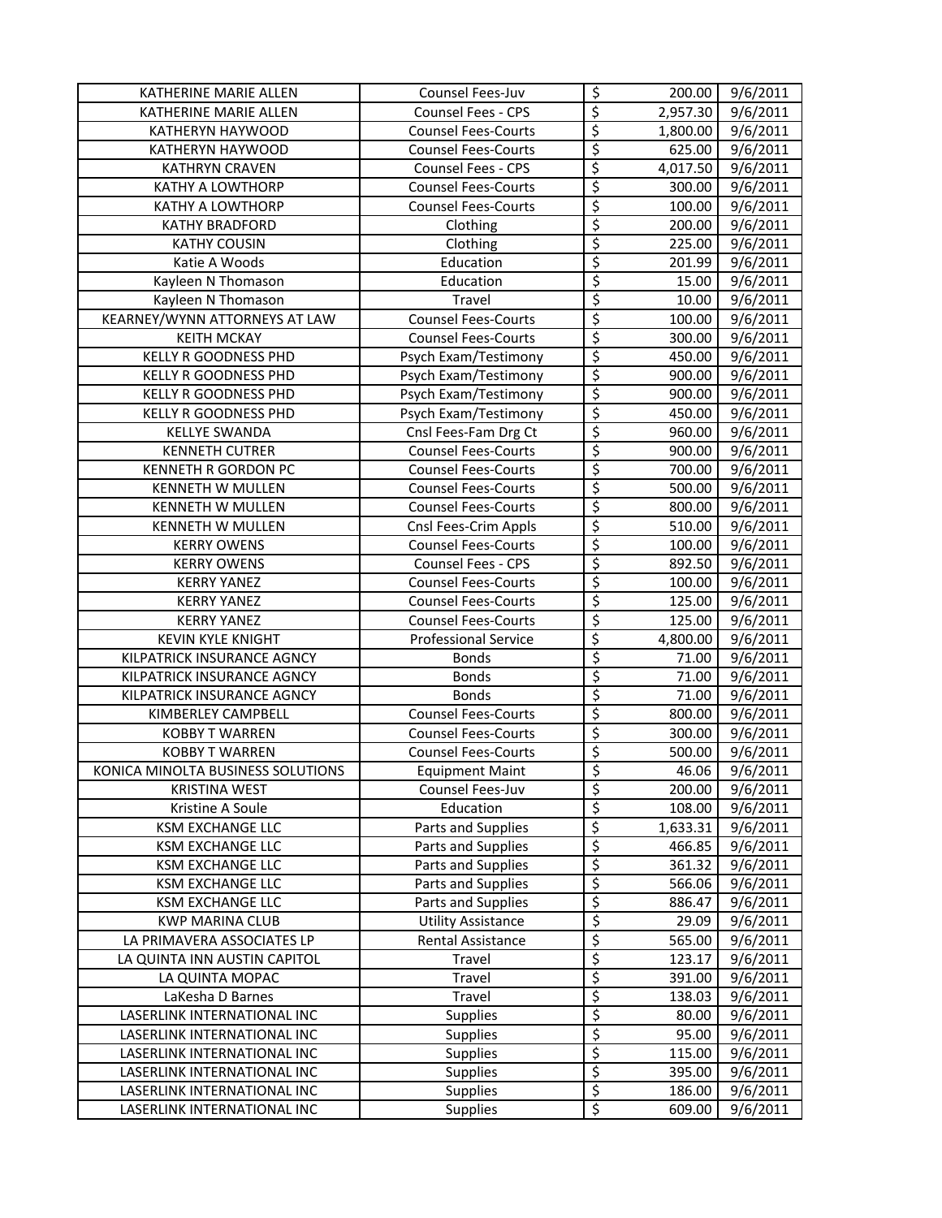| KATHERINE MARIE ALLEN | Counsel Fees-Juv | $ | 200.00 | 9/6/2011 |
|---|---|---|---|---|
| KATHERINE MARIE ALLEN | Counsel Fees - CPS | $ | 2,957.30 | 9/6/2011 |
| KATHERYN HAYWOOD | Counsel Fees-Courts | $ | 1,800.00 | 9/6/2011 |
| KATHERYN HAYWOOD | Counsel Fees-Courts | $ | 625.00 | 9/6/2011 |
| KATHRYN CRAVEN | Counsel Fees - CPS | $ | 4,017.50 | 9/6/2011 |
| KATHY A LOWTHORP | Counsel Fees-Courts | $ | 300.00 | 9/6/2011 |
| KATHY A LOWTHORP | Counsel Fees-Courts | $ | 100.00 | 9/6/2011 |
| KATHY BRADFORD | Clothing | $ | 200.00 | 9/6/2011 |
| KATHY COUSIN | Clothing | $ | 225.00 | 9/6/2011 |
| Katie A Woods | Education | $ | 201.99 | 9/6/2011 |
| Kayleen N Thomason | Education | $ | 15.00 | 9/6/2011 |
| Kayleen N Thomason | Travel | $ | 10.00 | 9/6/2011 |
| KEARNEY/WYNN ATTORNEYS AT LAW | Counsel Fees-Courts | $ | 100.00 | 9/6/2011 |
| KEITH MCKAY | Counsel Fees-Courts | $ | 300.00 | 9/6/2011 |
| KELLY R GOODNESS PHD | Psych Exam/Testimony | $ | 450.00 | 9/6/2011 |
| KELLY R GOODNESS PHD | Psych Exam/Testimony | $ | 900.00 | 9/6/2011 |
| KELLY R GOODNESS PHD | Psych Exam/Testimony | $ | 900.00 | 9/6/2011 |
| KELLY R GOODNESS PHD | Psych Exam/Testimony | $ | 450.00 | 9/6/2011 |
| KELLYE SWANDA | Cnsl Fees-Fam Drg Ct | $ | 960.00 | 9/6/2011 |
| KENNETH CUTRER | Counsel Fees-Courts | $ | 900.00 | 9/6/2011 |
| KENNETH R GORDON PC | Counsel Fees-Courts | $ | 700.00 | 9/6/2011 |
| KENNETH W MULLEN | Counsel Fees-Courts | $ | 500.00 | 9/6/2011 |
| KENNETH W MULLEN | Counsel Fees-Courts | $ | 800.00 | 9/6/2011 |
| KENNETH W MULLEN | Cnsl Fees-Crim Appls | $ | 510.00 | 9/6/2011 |
| KERRY OWENS | Counsel Fees-Courts | $ | 100.00 | 9/6/2011 |
| KERRY OWENS | Counsel Fees - CPS | $ | 892.50 | 9/6/2011 |
| KERRY YANEZ | Counsel Fees-Courts | $ | 100.00 | 9/6/2011 |
| KERRY YANEZ | Counsel Fees-Courts | $ | 125.00 | 9/6/2011 |
| KERRY YANEZ | Counsel Fees-Courts | $ | 125.00 | 9/6/2011 |
| KEVIN KYLE KNIGHT | Professional Service | $ | 4,800.00 | 9/6/2011 |
| KILPATRICK INSURANCE AGNCY | Bonds | $ | 71.00 | 9/6/2011 |
| KILPATRICK INSURANCE AGNCY | Bonds | $ | 71.00 | 9/6/2011 |
| KILPATRICK INSURANCE AGNCY | Bonds | $ | 71.00 | 9/6/2011 |
| KIMBERLEY CAMPBELL | Counsel Fees-Courts | $ | 800.00 | 9/6/2011 |
| KOBBY T WARREN | Counsel Fees-Courts | $ | 300.00 | 9/6/2011 |
| KOBBY T WARREN | Counsel Fees-Courts | $ | 500.00 | 9/6/2011 |
| KONICA MINOLTA BUSINESS SOLUTIONS | Equipment Maint | $ | 46.06 | 9/6/2011 |
| KRISTINA WEST | Counsel Fees-Juv | $ | 200.00 | 9/6/2011 |
| Kristine A Soule | Education | $ | 108.00 | 9/6/2011 |
| KSM EXCHANGE LLC | Parts and Supplies | $ | 1,633.31 | 9/6/2011 |
| KSM EXCHANGE LLC | Parts and Supplies | $ | 466.85 | 9/6/2011 |
| KSM EXCHANGE LLC | Parts and Supplies | $ | 361.32 | 9/6/2011 |
| KSM EXCHANGE LLC | Parts and Supplies | $ | 566.06 | 9/6/2011 |
| KSM EXCHANGE LLC | Parts and Supplies | $ | 886.47 | 9/6/2011 |
| KWP MARINA CLUB | Utility Assistance | $ | 29.09 | 9/6/2011 |
| LA PRIMAVERA ASSOCIATES LP | Rental Assistance | $ | 565.00 | 9/6/2011 |
| LA QUINTA INN AUSTIN CAPITOL | Travel | $ | 123.17 | 9/6/2011 |
| LA QUINTA MOPAC | Travel | $ | 391.00 | 9/6/2011 |
| LaKesha D Barnes | Travel | $ | 138.03 | 9/6/2011 |
| LASERLINK INTERNATIONAL INC | Supplies | $ | 80.00 | 9/6/2011 |
| LASERLINK INTERNATIONAL INC | Supplies | $ | 95.00 | 9/6/2011 |
| LASERLINK INTERNATIONAL INC | Supplies | $ | 115.00 | 9/6/2011 |
| LASERLINK INTERNATIONAL INC | Supplies | $ | 395.00 | 9/6/2011 |
| LASERLINK INTERNATIONAL INC | Supplies | $ | 186.00 | 9/6/2011 |
| LASERLINK INTERNATIONAL INC | Supplies | $ | 609.00 | 9/6/2011 |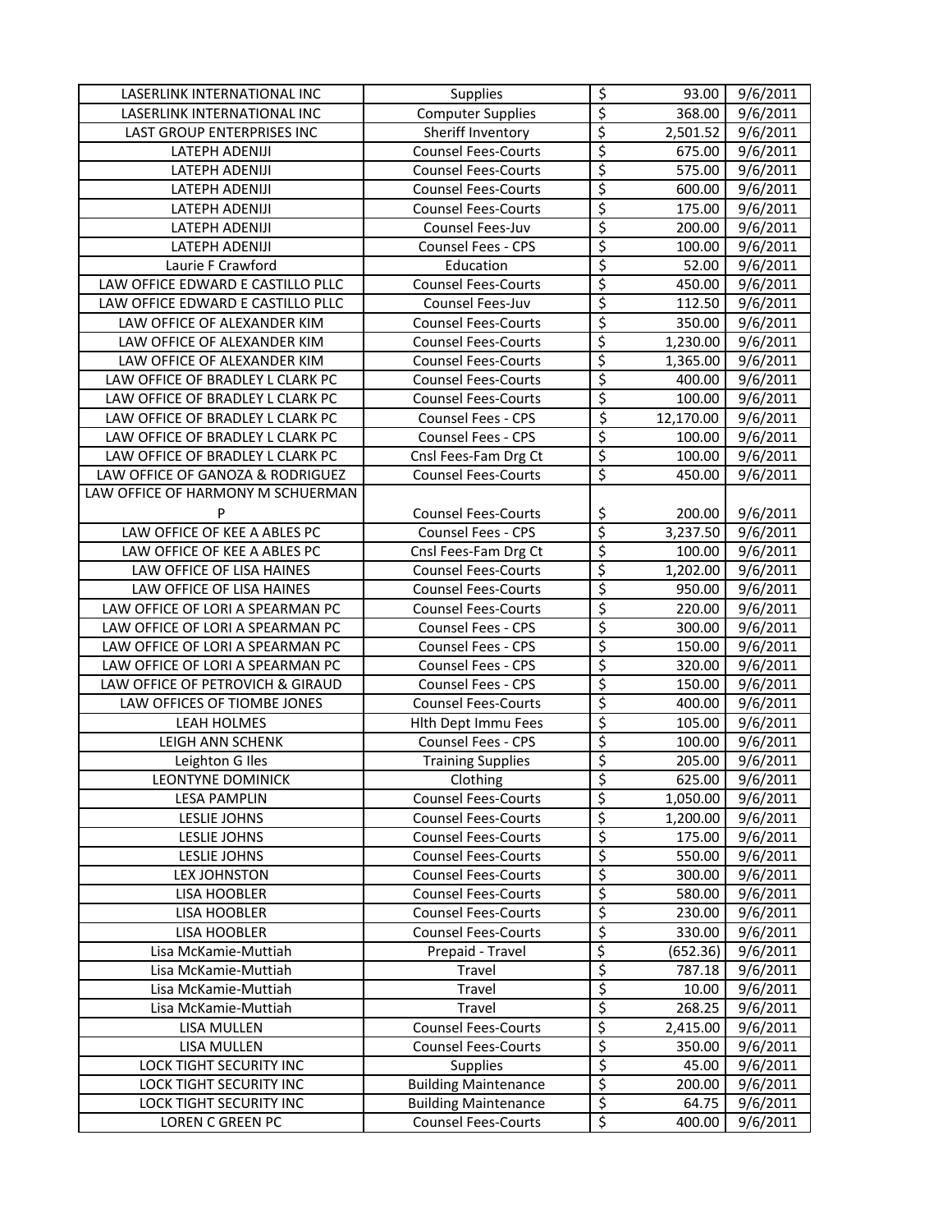| | | | | |
|---|---|---|---|---|
| LASERLINK INTERNATIONAL INC | Supplies | $ | 93.00 | 9/6/2011 |
| LASERLINK INTERNATIONAL INC | Computer Supplies | $ | 368.00 | 9/6/2011 |
| LAST GROUP ENTERPRISES INC | Sheriff Inventory | $ | 2,501.52 | 9/6/2011 |
| LATEPH ADENIJI | Counsel Fees-Courts | $ | 675.00 | 9/6/2011 |
| LATEPH ADENIJI | Counsel Fees-Courts | $ | 575.00 | 9/6/2011 |
| LATEPH ADENIJI | Counsel Fees-Courts | $ | 600.00 | 9/6/2011 |
| LATEPH ADENIJI | Counsel Fees-Courts | $ | 175.00 | 9/6/2011 |
| LATEPH ADENIJI | Counsel Fees-Juv | $ | 200.00 | 9/6/2011 |
| LATEPH ADENIJI | Counsel Fees - CPS | $ | 100.00 | 9/6/2011 |
| Laurie F Crawford | Education | $ | 52.00 | 9/6/2011 |
| LAW OFFICE EDWARD E CASTILLO PLLC | Counsel Fees-Courts | $ | 450.00 | 9/6/2011 |
| LAW OFFICE EDWARD E CASTILLO PLLC | Counsel Fees-Juv | $ | 112.50 | 9/6/2011 |
| LAW OFFICE OF ALEXANDER KIM | Counsel Fees-Courts | $ | 350.00 | 9/6/2011 |
| LAW OFFICE OF ALEXANDER KIM | Counsel Fees-Courts | $ | 1,230.00 | 9/6/2011 |
| LAW OFFICE OF ALEXANDER KIM | Counsel Fees-Courts | $ | 1,365.00 | 9/6/2011 |
| LAW OFFICE OF BRADLEY L CLARK PC | Counsel Fees-Courts | $ | 400.00 | 9/6/2011 |
| LAW OFFICE OF BRADLEY L CLARK PC | Counsel Fees-Courts | $ | 100.00 | 9/6/2011 |
| LAW OFFICE OF BRADLEY L CLARK PC | Counsel Fees - CPS | $ | 12,170.00 | 9/6/2011 |
| LAW OFFICE OF BRADLEY L CLARK PC | Counsel Fees - CPS | $ | 100.00 | 9/6/2011 |
| LAW OFFICE OF BRADLEY L CLARK PC | Cnsl Fees-Fam Drg Ct | $ | 100.00 | 9/6/2011 |
| LAW OFFICE OF GANOZA & RODRIGUEZ | Counsel Fees-Courts | $ | 450.00 | 9/6/2011 |
| LAW OFFICE OF HARMONY M SCHUERMAN P | Counsel Fees-Courts | $ | 200.00 | 9/6/2011 |
| LAW OFFICE OF KEE A ABLES PC | Counsel Fees - CPS | $ | 3,237.50 | 9/6/2011 |
| LAW OFFICE OF KEE A ABLES PC | Cnsl Fees-Fam Drg Ct | $ | 100.00 | 9/6/2011 |
| LAW OFFICE OF LISA HAINES | Counsel Fees-Courts | $ | 1,202.00 | 9/6/2011 |
| LAW OFFICE OF LISA HAINES | Counsel Fees-Courts | $ | 950.00 | 9/6/2011 |
| LAW OFFICE OF LORI A SPEARMAN PC | Counsel Fees-Courts | $ | 220.00 | 9/6/2011 |
| LAW OFFICE OF LORI A SPEARMAN PC | Counsel Fees - CPS | $ | 300.00 | 9/6/2011 |
| LAW OFFICE OF LORI A SPEARMAN PC | Counsel Fees - CPS | $ | 150.00 | 9/6/2011 |
| LAW OFFICE OF LORI A SPEARMAN PC | Counsel Fees - CPS | $ | 320.00 | 9/6/2011 |
| LAW OFFICE OF PETROVICH & GIRAUD | Counsel Fees - CPS | $ | 150.00 | 9/6/2011 |
| LAW OFFICES OF TIOMBE JONES | Counsel Fees-Courts | $ | 400.00 | 9/6/2011 |
| LEAH HOLMES | Hlth Dept Immu Fees | $ | 105.00 | 9/6/2011 |
| LEIGH ANN SCHENK | Counsel Fees - CPS | $ | 100.00 | 9/6/2011 |
| Leighton G Iles | Training Supplies | $ | 205.00 | 9/6/2011 |
| LEONTYNE DOMINICK | Clothing | $ | 625.00 | 9/6/2011 |
| LESA PAMPLIN | Counsel Fees-Courts | $ | 1,050.00 | 9/6/2011 |
| LESLIE JOHNS | Counsel Fees-Courts | $ | 1,200.00 | 9/6/2011 |
| LESLIE JOHNS | Counsel Fees-Courts | $ | 175.00 | 9/6/2011 |
| LESLIE JOHNS | Counsel Fees-Courts | $ | 550.00 | 9/6/2011 |
| LEX JOHNSTON | Counsel Fees-Courts | $ | 300.00 | 9/6/2011 |
| LISA HOOBLER | Counsel Fees-Courts | $ | 580.00 | 9/6/2011 |
| LISA HOOBLER | Counsel Fees-Courts | $ | 230.00 | 9/6/2011 |
| LISA HOOBLER | Counsel Fees-Courts | $ | 330.00 | 9/6/2011 |
| Lisa McKamie-Muttiah | Prepaid - Travel | $ | (652.36) | 9/6/2011 |
| Lisa McKamie-Muttiah | Travel | $ | 787.18 | 9/6/2011 |
| Lisa McKamie-Muttiah | Travel | $ | 10.00 | 9/6/2011 |
| Lisa McKamie-Muttiah | Travel | $ | 268.25 | 9/6/2011 |
| LISA MULLEN | Counsel Fees-Courts | $ | 2,415.00 | 9/6/2011 |
| LISA MULLEN | Counsel Fees-Courts | $ | 350.00 | 9/6/2011 |
| LOCK TIGHT SECURITY INC | Supplies | $ | 45.00 | 9/6/2011 |
| LOCK TIGHT SECURITY INC | Building Maintenance | $ | 200.00 | 9/6/2011 |
| LOCK TIGHT SECURITY INC | Building Maintenance | $ | 64.75 | 9/6/2011 |
| LOREN C GREEN PC | Counsel Fees-Courts | $ | 400.00 | 9/6/2011 |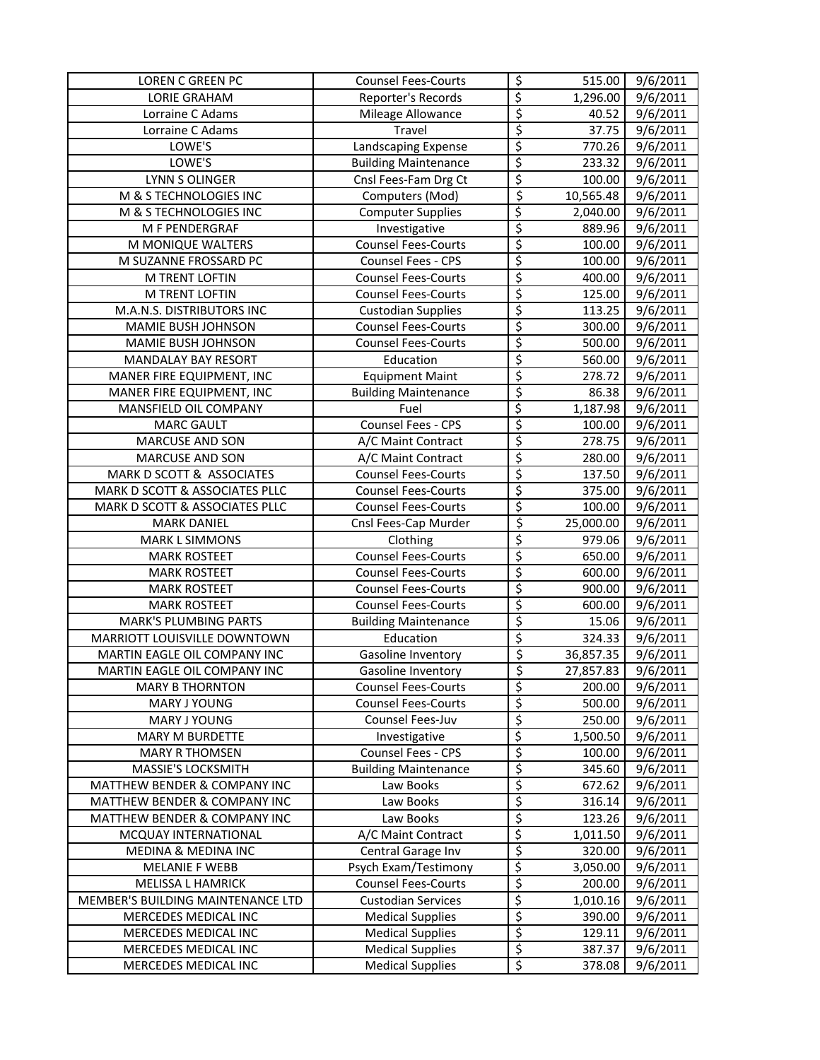| LOREN C GREEN PC | Counsel Fees-Courts | $ | 515.00 | 9/6/2011 |
|---|---|---|---|---|
| LORIE GRAHAM | Reporter's Records | $ | 1,296.00 | 9/6/2011 |
| Lorraine C Adams | Mileage Allowance | $ | 40.52 | 9/6/2011 |
| Lorraine C Adams | Travel | $ | 37.75 | 9/6/2011 |
| LOWE'S | Landscaping Expense | $ | 770.26 | 9/6/2011 |
| LOWE'S | Building Maintenance | $ | 233.32 | 9/6/2011 |
| LYNN S OLINGER | Cnsl Fees-Fam Drg Ct | $ | 100.00 | 9/6/2011 |
| M & S TECHNOLOGIES INC | Computers (Mod) | $ | 10,565.48 | 9/6/2011 |
| M & S TECHNOLOGIES INC | Computer Supplies | $ | 2,040.00 | 9/6/2011 |
| M F PENDERGRAF | Investigative | $ | 889.96 | 9/6/2011 |
| M MONIQUE WALTERS | Counsel Fees-Courts | $ | 100.00 | 9/6/2011 |
| M SUZANNE FROSSARD PC | Counsel Fees - CPS | $ | 100.00 | 9/6/2011 |
| M TRENT LOFTIN | Counsel Fees-Courts | $ | 400.00 | 9/6/2011 |
| M TRENT LOFTIN | Counsel Fees-Courts | $ | 125.00 | 9/6/2011 |
| M.A.N.S. DISTRIBUTORS INC | Custodian Supplies | $ | 113.25 | 9/6/2011 |
| MAMIE BUSH JOHNSON | Counsel Fees-Courts | $ | 300.00 | 9/6/2011 |
| MAMIE BUSH JOHNSON | Counsel Fees-Courts | $ | 500.00 | 9/6/2011 |
| MANDALAY BAY RESORT | Education | $ | 560.00 | 9/6/2011 |
| MANER FIRE EQUIPMENT, INC | Equipment Maint | $ | 278.72 | 9/6/2011 |
| MANER FIRE EQUIPMENT, INC | Building Maintenance | $ | 86.38 | 9/6/2011 |
| MANSFIELD OIL COMPANY | Fuel | $ | 1,187.98 | 9/6/2011 |
| MARC GAULT | Counsel Fees - CPS | $ | 100.00 | 9/6/2011 |
| MARCUSE AND SON | A/C Maint Contract | $ | 278.75 | 9/6/2011 |
| MARCUSE AND SON | A/C Maint Contract | $ | 280.00 | 9/6/2011 |
| MARK D SCOTT & ASSOCIATES | Counsel Fees-Courts | $ | 137.50 | 9/6/2011 |
| MARK D SCOTT & ASSOCIATES PLLC | Counsel Fees-Courts | $ | 375.00 | 9/6/2011 |
| MARK D SCOTT & ASSOCIATES PLLC | Counsel Fees-Courts | $ | 100.00 | 9/6/2011 |
| MARK DANIEL | Cnsl Fees-Cap Murder | $ | 25,000.00 | 9/6/2011 |
| MARK L SIMMONS | Clothing | $ | 979.06 | 9/6/2011 |
| MARK ROSTEET | Counsel Fees-Courts | $ | 650.00 | 9/6/2011 |
| MARK ROSTEET | Counsel Fees-Courts | $ | 600.00 | 9/6/2011 |
| MARK ROSTEET | Counsel Fees-Courts | $ | 900.00 | 9/6/2011 |
| MARK ROSTEET | Counsel Fees-Courts | $ | 600.00 | 9/6/2011 |
| MARK'S PLUMBING PARTS | Building Maintenance | $ | 15.06 | 9/6/2011 |
| MARRIOTT LOUISVILLE DOWNTOWN | Education | $ | 324.33 | 9/6/2011 |
| MARTIN EAGLE OIL COMPANY INC | Gasoline Inventory | $ | 36,857.35 | 9/6/2011 |
| MARTIN EAGLE OIL COMPANY INC | Gasoline Inventory | $ | 27,857.83 | 9/6/2011 |
| MARY B THORNTON | Counsel Fees-Courts | $ | 200.00 | 9/6/2011 |
| MARY J YOUNG | Counsel Fees-Courts | $ | 500.00 | 9/6/2011 |
| MARY J YOUNG | Counsel Fees-Juv | $ | 250.00 | 9/6/2011 |
| MARY M BURDETTE | Investigative | $ | 1,500.50 | 9/6/2011 |
| MARY R THOMSEN | Counsel Fees - CPS | $ | 100.00 | 9/6/2011 |
| MASSIE'S LOCKSMITH | Building Maintenance | $ | 345.60 | 9/6/2011 |
| MATTHEW BENDER & COMPANY INC | Law Books | $ | 672.62 | 9/6/2011 |
| MATTHEW BENDER & COMPANY INC | Law Books | $ | 316.14 | 9/6/2011 |
| MATTHEW BENDER & COMPANY INC | Law Books | $ | 123.26 | 9/6/2011 |
| MCQUAY INTERNATIONAL | A/C Maint Contract | $ | 1,011.50 | 9/6/2011 |
| MEDINA & MEDINA INC | Central Garage Inv | $ | 320.00 | 9/6/2011 |
| MELANIE F WEBB | Psych Exam/Testimony | $ | 3,050.00 | 9/6/2011 |
| MELISSA L HAMRICK | Counsel Fees-Courts | $ | 200.00 | 9/6/2011 |
| MEMBER'S BUILDING MAINTENANCE LTD | Custodian Services | $ | 1,010.16 | 9/6/2011 |
| MERCEDES MEDICAL INC | Medical Supplies | $ | 390.00 | 9/6/2011 |
| MERCEDES MEDICAL INC | Medical Supplies | $ | 129.11 | 9/6/2011 |
| MERCEDES MEDICAL INC | Medical Supplies | $ | 387.37 | 9/6/2011 |
| MERCEDES MEDICAL INC | Medical Supplies | $ | 378.08 | 9/6/2011 |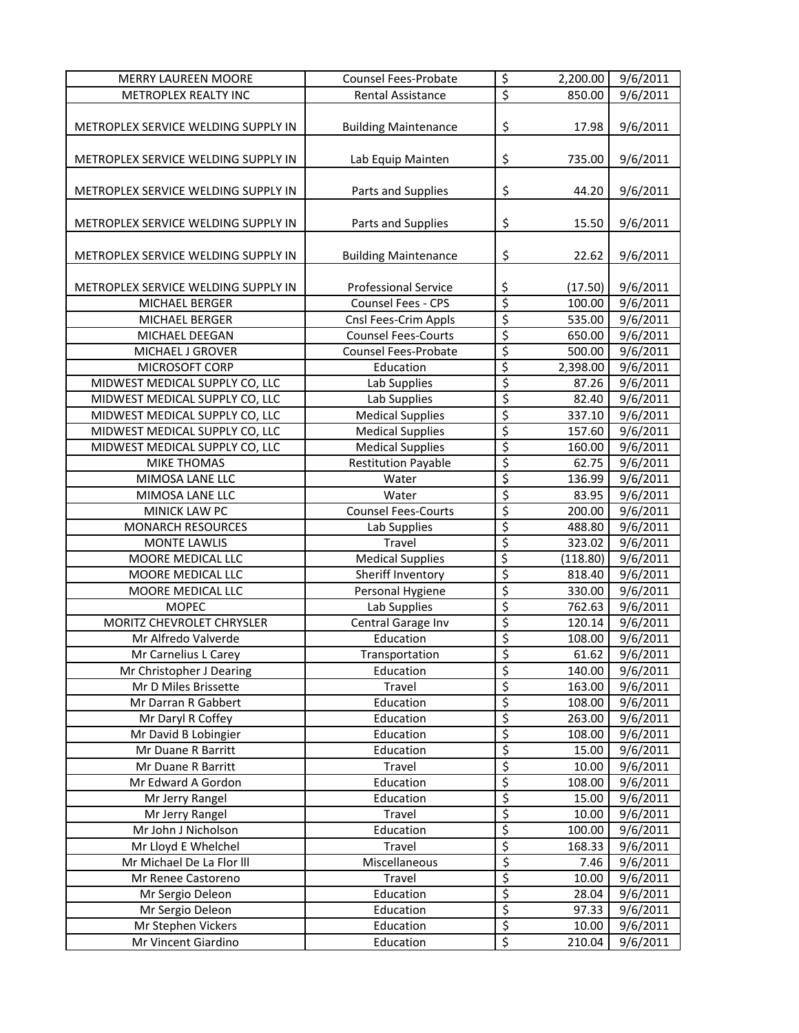| | | | | |
|---|---|---|---|---|
| MERRY LAUREEN MOORE | Counsel Fees-Probate | $ | 2,200.00 | 9/6/2011 |
| METROPLEX REALTY INC | Rental Assistance | $ | 850.00 | 9/6/2011 |
| METROPLEX SERVICE WELDING SUPPLY IN | Building Maintenance | $ | 17.98 | 9/6/2011 |
| METROPLEX SERVICE WELDING SUPPLY IN | Lab Equip Mainten | $ | 735.00 | 9/6/2011 |
| METROPLEX SERVICE WELDING SUPPLY IN | Parts and Supplies | $ | 44.20 | 9/6/2011 |
| METROPLEX SERVICE WELDING SUPPLY IN | Parts and Supplies | $ | 15.50 | 9/6/2011 |
| METROPLEX SERVICE WELDING SUPPLY IN | Building Maintenance | $ | 22.62 | 9/6/2011 |
| METROPLEX SERVICE WELDING SUPPLY IN | Professional Service | $ | (17.50) | 9/6/2011 |
| MICHAEL BERGER | Counsel Fees - CPS | $ | 100.00 | 9/6/2011 |
| MICHAEL BERGER | Cnsl Fees-Crim Appls | $ | 535.00 | 9/6/2011 |
| MICHAEL DEEGAN | Counsel Fees-Courts | $ | 650.00 | 9/6/2011 |
| MICHAEL J GROVER | Counsel Fees-Probate | $ | 500.00 | 9/6/2011 |
| MICROSOFT CORP | Education | $ | 2,398.00 | 9/6/2011 |
| MIDWEST MEDICAL SUPPLY CO, LLC | Lab Supplies | $ | 87.26 | 9/6/2011 |
| MIDWEST MEDICAL SUPPLY CO, LLC | Lab Supplies | $ | 82.40 | 9/6/2011 |
| MIDWEST MEDICAL SUPPLY CO, LLC | Medical Supplies | $ | 337.10 | 9/6/2011 |
| MIDWEST MEDICAL SUPPLY CO, LLC | Medical Supplies | $ | 157.60 | 9/6/2011 |
| MIDWEST MEDICAL SUPPLY CO, LLC | Medical Supplies | $ | 160.00 | 9/6/2011 |
| MIKE THOMAS | Restitution Payable | $ | 62.75 | 9/6/2011 |
| MIMOSA LANE LLC | Water | $ | 136.99 | 9/6/2011 |
| MIMOSA LANE LLC | Water | $ | 83.95 | 9/6/2011 |
| MINICK LAW PC | Counsel Fees-Courts | $ | 200.00 | 9/6/2011 |
| MONARCH RESOURCES | Lab Supplies | $ | 488.80 | 9/6/2011 |
| MONTE LAWLIS | Travel | $ | 323.02 | 9/6/2011 |
| MOORE MEDICAL LLC | Medical Supplies | $ | (118.80) | 9/6/2011 |
| MOORE MEDICAL LLC | Sheriff Inventory | $ | 818.40 | 9/6/2011 |
| MOORE MEDICAL LLC | Personal Hygiene | $ | 330.00 | 9/6/2011 |
| MOPEC | Lab Supplies | $ | 762.63 | 9/6/2011 |
| MORITZ CHEVROLET CHRYSLER | Central Garage Inv | $ | 120.14 | 9/6/2011 |
| Mr Alfredo Valverde | Education | $ | 108.00 | 9/6/2011 |
| Mr Carnelius L Carey | Transportation | $ | 61.62 | 9/6/2011 |
| Mr Christopher J Dearing | Education | $ | 140.00 | 9/6/2011 |
| Mr D Miles Brissette | Travel | $ | 163.00 | 9/6/2011 |
| Mr Darran R Gabbert | Education | $ | 108.00 | 9/6/2011 |
| Mr Daryl R Coffey | Education | $ | 263.00 | 9/6/2011 |
| Mr David B Lobingier | Education | $ | 108.00 | 9/6/2011 |
| Mr Duane R Barritt | Education | $ | 15.00 | 9/6/2011 |
| Mr Duane R Barritt | Travel | $ | 10.00 | 9/6/2011 |
| Mr Edward A Gordon | Education | $ | 108.00 | 9/6/2011 |
| Mr Jerry Rangel | Education | $ | 15.00 | 9/6/2011 |
| Mr Jerry Rangel | Travel | $ | 10.00 | 9/6/2011 |
| Mr John J Nicholson | Education | $ | 100.00 | 9/6/2011 |
| Mr Lloyd E Whelchel | Travel | $ | 168.33 | 9/6/2011 |
| Mr Michael De La Flor lll | Miscellaneous | $ | 7.46 | 9/6/2011 |
| Mr Renee Castoreno | Travel | $ | 10.00 | 9/6/2011 |
| Mr Sergio Deleon | Education | $ | 28.04 | 9/6/2011 |
| Mr Sergio Deleon | Education | $ | 97.33 | 9/6/2011 |
| Mr Stephen Vickers | Education | $ | 10.00 | 9/6/2011 |
| Mr Vincent Giardino | Education | $ | 210.04 | 9/6/2011 |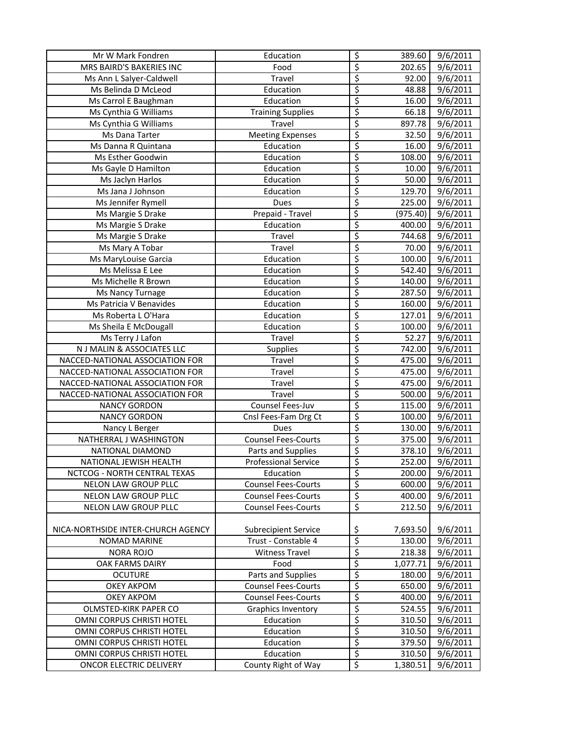| | | | | |
|---|---|---|---|---|
| Mr W Mark Fondren | Education | $ | 389.60 | 9/6/2011 |
| MRS BAIRD'S BAKERIES INC | Food | $ | 202.65 | 9/6/2011 |
| Ms Ann L Salyer-Caldwell | Travel | $ | 92.00 | 9/6/2011 |
| Ms Belinda D McLeod | Education | $ | 48.88 | 9/6/2011 |
| Ms Carrol E Baughman | Education | $ | 16.00 | 9/6/2011 |
| Ms Cynthia G Williams | Training Supplies | $ | 66.18 | 9/6/2011 |
| Ms Cynthia G Williams | Travel | $ | 897.78 | 9/6/2011 |
| Ms Dana Tarter | Meeting Expenses | $ | 32.50 | 9/6/2011 |
| Ms Danna R Quintana | Education | $ | 16.00 | 9/6/2011 |
| Ms Esther Goodwin | Education | $ | 108.00 | 9/6/2011 |
| Ms Gayle D Hamilton | Education | $ | 10.00 | 9/6/2011 |
| Ms Jaclyn Harlos | Education | $ | 50.00 | 9/6/2011 |
| Ms Jana J Johnson | Education | $ | 129.70 | 9/6/2011 |
| Ms Jennifer Rymell | Dues | $ | 225.00 | 9/6/2011 |
| Ms Margie S Drake | Prepaid - Travel | $ | (975.40) | 9/6/2011 |
| Ms Margie S Drake | Education | $ | 400.00 | 9/6/2011 |
| Ms Margie S Drake | Travel | $ | 744.68 | 9/6/2011 |
| Ms Mary A Tobar | Travel | $ | 70.00 | 9/6/2011 |
| Ms MaryLouise Garcia | Education | $ | 100.00 | 9/6/2011 |
| Ms Melissa E Lee | Education | $ | 542.40 | 9/6/2011 |
| Ms Michelle R Brown | Education | $ | 140.00 | 9/6/2011 |
| Ms Nancy Turnage | Education | $ | 287.50 | 9/6/2011 |
| Ms Patricia V Benavides | Education | $ | 160.00 | 9/6/2011 |
| Ms Roberta L O'Hara | Education | $ | 127.01 | 9/6/2011 |
| Ms Sheila E McDougall | Education | $ | 100.00 | 9/6/2011 |
| Ms Terry J Lafon | Travel | $ | 52.27 | 9/6/2011 |
| N J MALIN & ASSOCIATES LLC | Supplies | $ | 742.00 | 9/6/2011 |
| NACCED-NATIONAL ASSOCIATION FOR | Travel | $ | 475.00 | 9/6/2011 |
| NACCED-NATIONAL ASSOCIATION FOR | Travel | $ | 475.00 | 9/6/2011 |
| NACCED-NATIONAL ASSOCIATION FOR | Travel | $ | 475.00 | 9/6/2011 |
| NACCED-NATIONAL ASSOCIATION FOR | Travel | $ | 500.00 | 9/6/2011 |
| NANCY GORDON | Counsel Fees-Juv | $ | 115.00 | 9/6/2011 |
| NANCY GORDON | Cnsl Fees-Fam Drg Ct | $ | 100.00 | 9/6/2011 |
| Nancy L Berger | Dues | $ | 130.00 | 9/6/2011 |
| NATHERRAL J WASHINGTON | Counsel Fees-Courts | $ | 375.00 | 9/6/2011 |
| NATIONAL DIAMOND | Parts and Supplies | $ | 378.10 | 9/6/2011 |
| NATIONAL JEWISH HEALTH | Professional Service | $ | 252.00 | 9/6/2011 |
| NCTCOG - NORTH CENTRAL TEXAS | Education | $ | 200.00 | 9/6/2011 |
| NELON LAW GROUP PLLC | Counsel Fees-Courts | $ | 600.00 | 9/6/2011 |
| NELON LAW GROUP PLLC | Counsel Fees-Courts | $ | 400.00 | 9/6/2011 |
| NELON LAW GROUP PLLC | Counsel Fees-Courts | $ | 212.50 | 9/6/2011 |
| NICA-NORTHSIDE INTER-CHURCH AGENCY | Subrecipient Service | $ | 7,693.50 | 9/6/2011 |
| NOMAD MARINE | Trust - Constable 4 | $ | 130.00 | 9/6/2011 |
| NORA ROJO | Witness Travel | $ | 218.38 | 9/6/2011 |
| OAK FARMS DAIRY | Food | $ | 1,077.71 | 9/6/2011 |
| OCUTURE | Parts and Supplies | $ | 180.00 | 9/6/2011 |
| OKEY AKPOM | Counsel Fees-Courts | $ | 650.00 | 9/6/2011 |
| OKEY AKPOM | Counsel Fees-Courts | $ | 400.00 | 9/6/2011 |
| OLMSTED-KIRK PAPER CO | Graphics Inventory | $ | 524.55 | 9/6/2011 |
| OMNI CORPUS CHRISTI HOTEL | Education | $ | 310.50 | 9/6/2011 |
| OMNI CORPUS CHRISTI HOTEL | Education | $ | 310.50 | 9/6/2011 |
| OMNI CORPUS CHRISTI HOTEL | Education | $ | 379.50 | 9/6/2011 |
| OMNI CORPUS CHRISTI HOTEL | Education | $ | 310.50 | 9/6/2011 |
| ONCOR ELECTRIC DELIVERY | County Right of Way | $ | 1,380.51 | 9/6/2011 |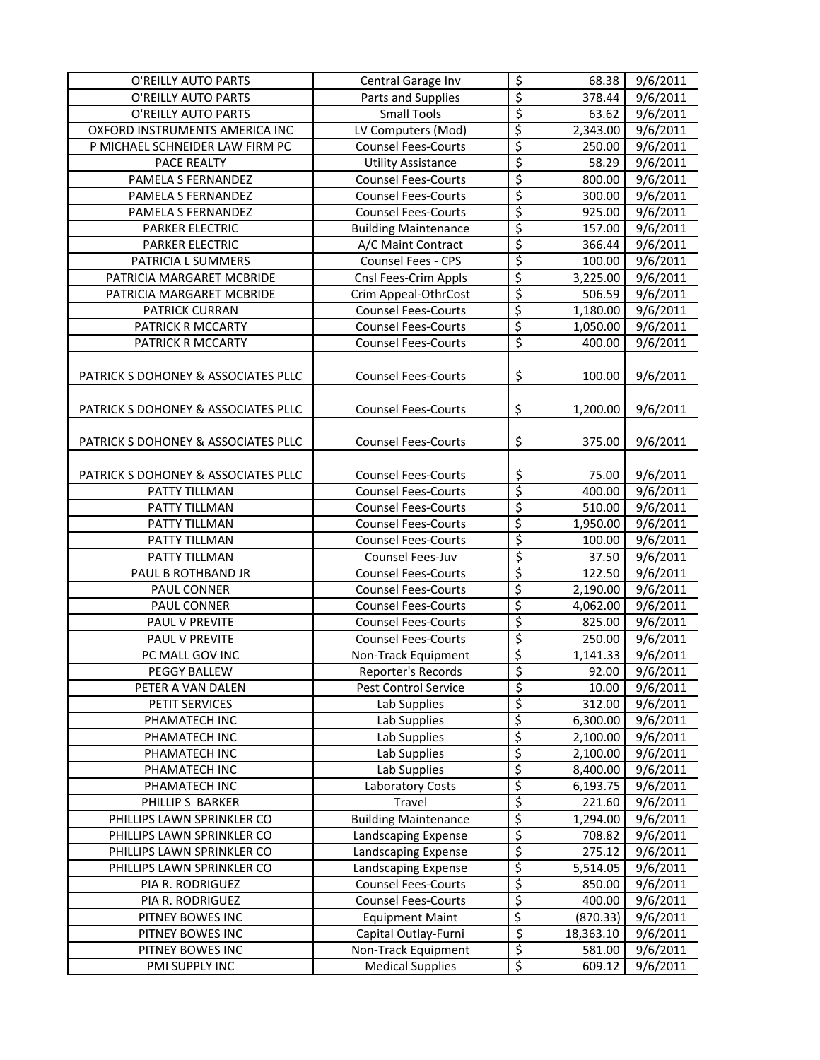| | | | |
|---|---|---|---|
| O'REILLY AUTO PARTS | Central Garage Inv | $ 68.38 | 9/6/2011 |
| O'REILLY AUTO PARTS | Parts and Supplies | $ 378.44 | 9/6/2011 |
| O'REILLY AUTO PARTS | Small Tools | $ 63.62 | 9/6/2011 |
| OXFORD INSTRUMENTS AMERICA INC | LV Computers (Mod) | $ 2,343.00 | 9/6/2011 |
| P MICHAEL SCHNEIDER LAW FIRM PC | Counsel Fees-Courts | $ 250.00 | 9/6/2011 |
| PACE REALTY | Utility Assistance | $ 58.29 | 9/6/2011 |
| PAMELA S FERNANDEZ | Counsel Fees-Courts | $ 800.00 | 9/6/2011 |
| PAMELA S FERNANDEZ | Counsel Fees-Courts | $ 300.00 | 9/6/2011 |
| PAMELA S FERNANDEZ | Counsel Fees-Courts | $ 925.00 | 9/6/2011 |
| PARKER ELECTRIC | Building Maintenance | $ 157.00 | 9/6/2011 |
| PARKER ELECTRIC | A/C Maint Contract | $ 366.44 | 9/6/2011 |
| PATRICIA L SUMMERS | Counsel Fees - CPS | $ 100.00 | 9/6/2011 |
| PATRICIA MARGARET MCBRIDE | Cnsl Fees-Crim Appls | $ 3,225.00 | 9/6/2011 |
| PATRICIA MARGARET MCBRIDE | Crim Appeal-OthrCost | $ 506.59 | 9/6/2011 |
| PATRICK CURRAN | Counsel Fees-Courts | $ 1,180.00 | 9/6/2011 |
| PATRICK R MCCARTY | Counsel Fees-Courts | $ 1,050.00 | 9/6/2011 |
| PATRICK R MCCARTY | Counsel Fees-Courts | $ 400.00 | 9/6/2011 |
| PATRICK S DOHONEY & ASSOCIATES PLLC | Counsel Fees-Courts | $ 100.00 | 9/6/2011 |
| PATRICK S DOHONEY & ASSOCIATES PLLC | Counsel Fees-Courts | $ 1,200.00 | 9/6/2011 |
| PATRICK S DOHONEY & ASSOCIATES PLLC | Counsel Fees-Courts | $ 375.00 | 9/6/2011 |
| PATRICK S DOHONEY & ASSOCIATES PLLC | Counsel Fees-Courts | $ 75.00 | 9/6/2011 |
| PATTY TILLMAN | Counsel Fees-Courts | $ 400.00 | 9/6/2011 |
| PATTY TILLMAN | Counsel Fees-Courts | $ 510.00 | 9/6/2011 |
| PATTY TILLMAN | Counsel Fees-Courts | $ 1,950.00 | 9/6/2011 |
| PATTY TILLMAN | Counsel Fees-Courts | $ 100.00 | 9/6/2011 |
| PATTY TILLMAN | Counsel Fees-Juv | $ 37.50 | 9/6/2011 |
| PAUL B ROTHBAND JR | Counsel Fees-Courts | $ 122.50 | 9/6/2011 |
| PAUL CONNER | Counsel Fees-Courts | $ 2,190.00 | 9/6/2011 |
| PAUL CONNER | Counsel Fees-Courts | $ 4,062.00 | 9/6/2011 |
| PAUL V PREVITE | Counsel Fees-Courts | $ 825.00 | 9/6/2011 |
| PAUL V PREVITE | Counsel Fees-Courts | $ 250.00 | 9/6/2011 |
| PC MALL GOV INC | Non-Track Equipment | $ 1,141.33 | 9/6/2011 |
| PEGGY BALLEW | Reporter's Records | $ 92.00 | 9/6/2011 |
| PETER A VAN DALEN | Pest Control Service | $ 10.00 | 9/6/2011 |
| PETIT SERVICES | Lab Supplies | $ 312.00 | 9/6/2011 |
| PHAMATECH INC | Lab Supplies | $ 6,300.00 | 9/6/2011 |
| PHAMATECH INC | Lab Supplies | $ 2,100.00 | 9/6/2011 |
| PHAMATECH INC | Lab Supplies | $ 2,100.00 | 9/6/2011 |
| PHAMATECH INC | Lab Supplies | $ 8,400.00 | 9/6/2011 |
| PHAMATECH INC | Laboratory Costs | $ 6,193.75 | 9/6/2011 |
| PHILLIP S BARKER | Travel | $ 221.60 | 9/6/2011 |
| PHILLIPS LAWN SPRINKLER CO | Building Maintenance | $ 1,294.00 | 9/6/2011 |
| PHILLIPS LAWN SPRINKLER CO | Landscaping Expense | $ 708.82 | 9/6/2011 |
| PHILLIPS LAWN SPRINKLER CO | Landscaping Expense | $ 275.12 | 9/6/2011 |
| PHILLIPS LAWN SPRINKLER CO | Landscaping Expense | $ 5,514.05 | 9/6/2011 |
| PIA R. RODRIGUEZ | Counsel Fees-Courts | $ 850.00 | 9/6/2011 |
| PIA R. RODRIGUEZ | Counsel Fees-Courts | $ 400.00 | 9/6/2011 |
| PITNEY BOWES INC | Equipment Maint | $ (870.33) | 9/6/2011 |
| PITNEY BOWES INC | Capital Outlay-Furni | $ 18,363.10 | 9/6/2011 |
| PITNEY BOWES INC | Non-Track Equipment | $ 581.00 | 9/6/2011 |
| PMI SUPPLY INC | Medical Supplies | $ 609.12 | 9/6/2011 |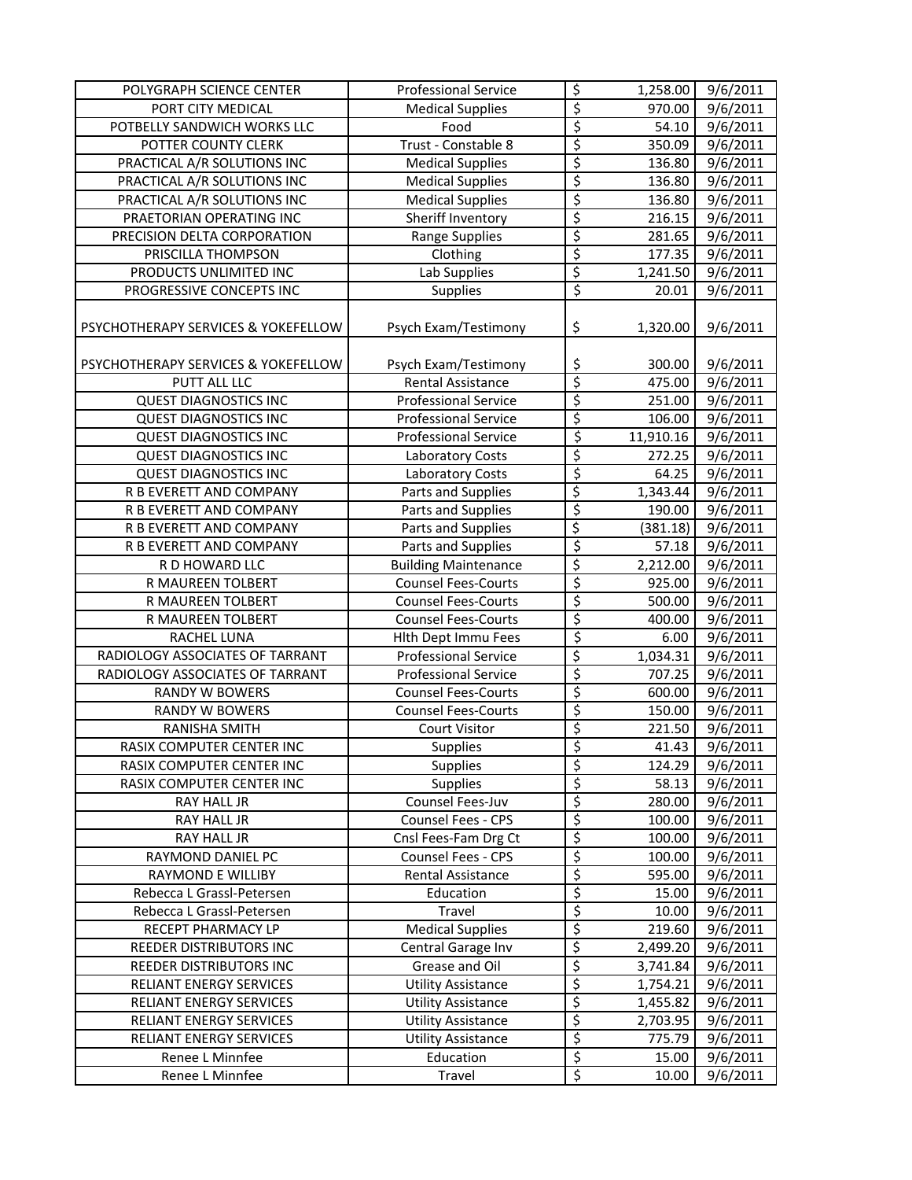| POLYGRAPH SCIENCE CENTER | Professional Service | $ | 1,258.00 | 9/6/2011 |
|---|---|---|---|---|
| PORT CITY MEDICAL | Medical Supplies | $ | 970.00 | 9/6/2011 |
| POTBELLY SANDWICH WORKS LLC | Food | $ | 54.10 | 9/6/2011 |
| POTTER COUNTY CLERK | Trust - Constable 8 | $ | 350.09 | 9/6/2011 |
| PRACTICAL A/R SOLUTIONS INC | Medical Supplies | $ | 136.80 | 9/6/2011 |
| PRACTICAL A/R SOLUTIONS INC | Medical Supplies | $ | 136.80 | 9/6/2011 |
| PRACTICAL A/R SOLUTIONS INC | Medical Supplies | $ | 136.80 | 9/6/2011 |
| PRAETORIAN OPERATING INC | Sheriff Inventory | $ | 216.15 | 9/6/2011 |
| PRECISION DELTA CORPORATION | Range Supplies | $ | 281.65 | 9/6/2011 |
| PRISCILLA THOMPSON | Clothing | $ | 177.35 | 9/6/2011 |
| PRODUCTS UNLIMITED INC | Lab Supplies | $ | 1,241.50 | 9/6/2011 |
| PROGRESSIVE CONCEPTS INC | Supplies | $ | 20.01 | 9/6/2011 |
| PSYCHOTHERAPY SERVICES & YOKEFELLOW | Psych Exam/Testimony | $ | 1,320.00 | 9/6/2011 |
| PSYCHOTHERAPY SERVICES & YOKEFELLOW | Psych Exam/Testimony | $ | 300.00 | 9/6/2011 |
| PUTT ALL LLC | Rental Assistance | $ | 475.00 | 9/6/2011 |
| QUEST DIAGNOSTICS INC | Professional Service | $ | 251.00 | 9/6/2011 |
| QUEST DIAGNOSTICS INC | Professional Service | $ | 106.00 | 9/6/2011 |
| QUEST DIAGNOSTICS INC | Professional Service | $ | 11,910.16 | 9/6/2011 |
| QUEST DIAGNOSTICS INC | Laboratory Costs | $ | 272.25 | 9/6/2011 |
| QUEST DIAGNOSTICS INC | Laboratory Costs | $ | 64.25 | 9/6/2011 |
| R B EVERETT AND COMPANY | Parts and Supplies | $ | 1,343.44 | 9/6/2011 |
| R B EVERETT AND COMPANY | Parts and Supplies | $ | 190.00 | 9/6/2011 |
| R B EVERETT AND COMPANY | Parts and Supplies | $ | (381.18) | 9/6/2011 |
| R B EVERETT AND COMPANY | Parts and Supplies | $ | 57.18 | 9/6/2011 |
| R D HOWARD LLC | Building Maintenance | $ | 2,212.00 | 9/6/2011 |
| R MAUREEN TOLBERT | Counsel Fees-Courts | $ | 925.00 | 9/6/2011 |
| R MAUREEN TOLBERT | Counsel Fees-Courts | $ | 500.00 | 9/6/2011 |
| R MAUREEN TOLBERT | Counsel Fees-Courts | $ | 400.00 | 9/6/2011 |
| RACHEL LUNA | Hlth Dept Immu Fees | $ | 6.00 | 9/6/2011 |
| RADIOLOGY ASSOCIATES OF TARRANT | Professional Service | $ | 1,034.31 | 9/6/2011 |
| RADIOLOGY ASSOCIATES OF TARRANT | Professional Service | $ | 707.25 | 9/6/2011 |
| RANDY W BOWERS | Counsel Fees-Courts | $ | 600.00 | 9/6/2011 |
| RANDY W BOWERS | Counsel Fees-Courts | $ | 150.00 | 9/6/2011 |
| RANISHA SMITH | Court Visitor | $ | 221.50 | 9/6/2011 |
| RASIX COMPUTER CENTER INC | Supplies | $ | 41.43 | 9/6/2011 |
| RASIX COMPUTER CENTER INC | Supplies | $ | 124.29 | 9/6/2011 |
| RASIX COMPUTER CENTER INC | Supplies | $ | 58.13 | 9/6/2011 |
| RAY HALL JR | Counsel Fees-Juv | $ | 280.00 | 9/6/2011 |
| RAY HALL JR | Counsel Fees - CPS | $ | 100.00 | 9/6/2011 |
| RAY HALL JR | Cnsl Fees-Fam Drg Ct | $ | 100.00 | 9/6/2011 |
| RAYMOND DANIEL PC | Counsel Fees - CPS | $ | 100.00 | 9/6/2011 |
| RAYMOND E WILLIBY | Rental Assistance | $ | 595.00 | 9/6/2011 |
| Rebecca L Grassl-Petersen | Education | $ | 15.00 | 9/6/2011 |
| Rebecca L Grassl-Petersen | Travel | $ | 10.00 | 9/6/2011 |
| RECEPT PHARMACY LP | Medical Supplies | $ | 219.60 | 9/6/2011 |
| REEDER DISTRIBUTORS INC | Central Garage Inv | $ | 2,499.20 | 9/6/2011 |
| REEDER DISTRIBUTORS INC | Grease and Oil | $ | 3,741.84 | 9/6/2011 |
| RELIANT ENERGY SERVICES | Utility Assistance | $ | 1,754.21 | 9/6/2011 |
| RELIANT ENERGY SERVICES | Utility Assistance | $ | 1,455.82 | 9/6/2011 |
| RELIANT ENERGY SERVICES | Utility Assistance | $ | 2,703.95 | 9/6/2011 |
| RELIANT ENERGY SERVICES | Utility Assistance | $ | 775.79 | 9/6/2011 |
| Renee L Minnfee | Education | $ | 15.00 | 9/6/2011 |
| Renee L Minnfee | Travel | $ | 10.00 | 9/6/2011 |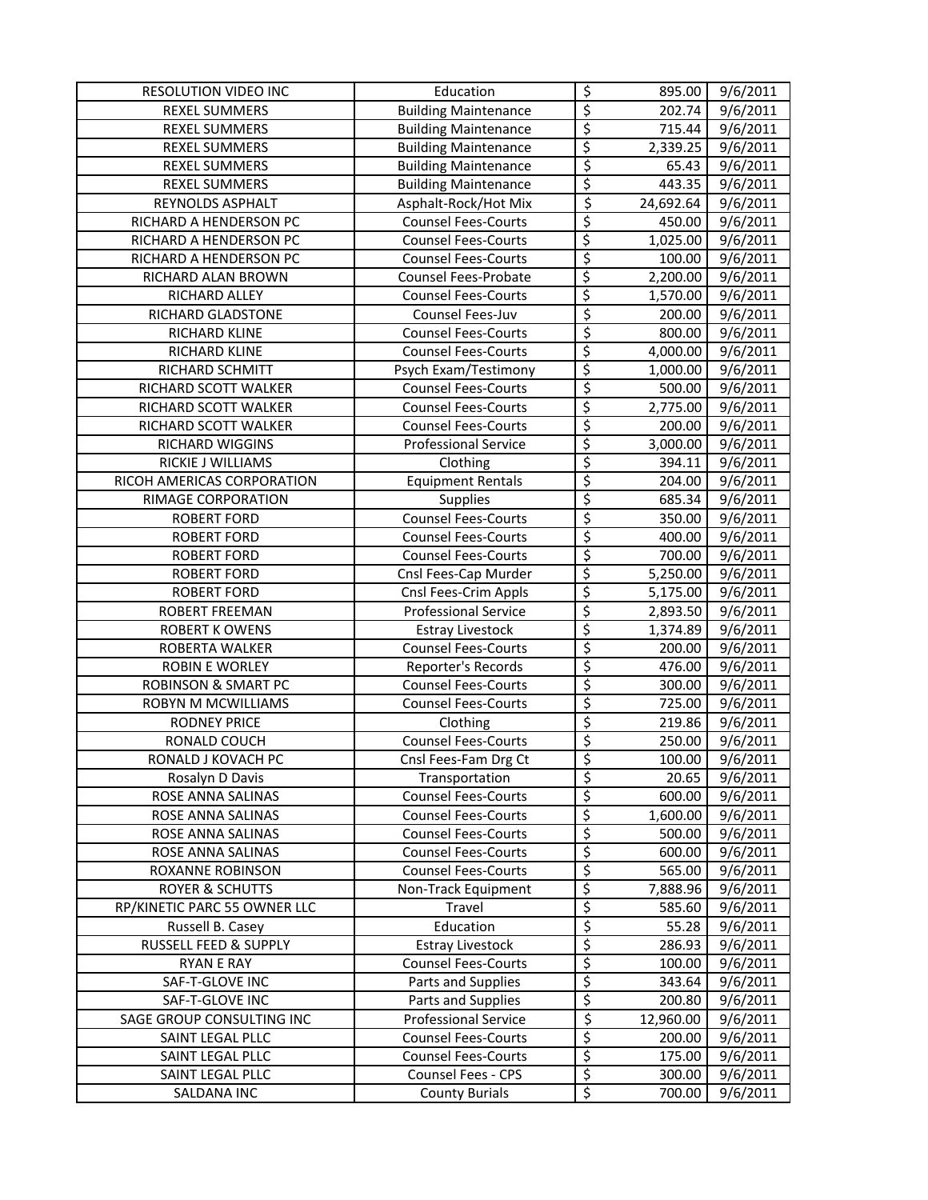| RESOLUTION VIDEO INC | Education | $ | 895.00 | 9/6/2011 |
|---|---|---|---|---|
| REXEL SUMMERS | Building Maintenance | $ | 202.74 | 9/6/2011 |
| REXEL SUMMERS | Building Maintenance | $ | 715.44 | 9/6/2011 |
| REXEL SUMMERS | Building Maintenance | $ | 2,339.25 | 9/6/2011 |
| REXEL SUMMERS | Building Maintenance | $ | 65.43 | 9/6/2011 |
| REXEL SUMMERS | Building Maintenance | $ | 443.35 | 9/6/2011 |
| REYNOLDS ASPHALT | Asphalt-Rock/Hot Mix | $ | 24,692.64 | 9/6/2011 |
| RICHARD A HENDERSON PC | Counsel Fees-Courts | $ | 450.00 | 9/6/2011 |
| RICHARD A HENDERSON PC | Counsel Fees-Courts | $ | 1,025.00 | 9/6/2011 |
| RICHARD A HENDERSON PC | Counsel Fees-Courts | $ | 100.00 | 9/6/2011 |
| RICHARD ALAN BROWN | Counsel Fees-Probate | $ | 2,200.00 | 9/6/2011 |
| RICHARD ALLEY | Counsel Fees-Courts | $ | 1,570.00 | 9/6/2011 |
| RICHARD GLADSTONE | Counsel Fees-Juv | $ | 200.00 | 9/6/2011 |
| RICHARD KLINE | Counsel Fees-Courts | $ | 800.00 | 9/6/2011 |
| RICHARD KLINE | Counsel Fees-Courts | $ | 4,000.00 | 9/6/2011 |
| RICHARD SCHMITT | Psych Exam/Testimony | $ | 1,000.00 | 9/6/2011 |
| RICHARD SCOTT WALKER | Counsel Fees-Courts | $ | 500.00 | 9/6/2011 |
| RICHARD SCOTT WALKER | Counsel Fees-Courts | $ | 2,775.00 | 9/6/2011 |
| RICHARD SCOTT WALKER | Counsel Fees-Courts | $ | 200.00 | 9/6/2011 |
| RICHARD WIGGINS | Professional Service | $ | 3,000.00 | 9/6/2011 |
| RICKIE J WILLIAMS | Clothing | $ | 394.11 | 9/6/2011 |
| RICOH AMERICAS CORPORATION | Equipment Rentals | $ | 204.00 | 9/6/2011 |
| RIMAGE CORPORATION | Supplies | $ | 685.34 | 9/6/2011 |
| ROBERT FORD | Counsel Fees-Courts | $ | 350.00 | 9/6/2011 |
| ROBERT FORD | Counsel Fees-Courts | $ | 400.00 | 9/6/2011 |
| ROBERT FORD | Counsel Fees-Courts | $ | 700.00 | 9/6/2011 |
| ROBERT FORD | Cnsl Fees-Cap Murder | $ | 5,250.00 | 9/6/2011 |
| ROBERT FORD | Cnsl Fees-Crim Appls | $ | 5,175.00 | 9/6/2011 |
| ROBERT FREEMAN | Professional Service | $ | 2,893.50 | 9/6/2011 |
| ROBERT K OWENS | Estray Livestock | $ | 1,374.89 | 9/6/2011 |
| ROBERTA WALKER | Counsel Fees-Courts | $ | 200.00 | 9/6/2011 |
| ROBIN E WORLEY | Reporter's Records | $ | 476.00 | 9/6/2011 |
| ROBINSON & SMART PC | Counsel Fees-Courts | $ | 300.00 | 9/6/2011 |
| ROBYN M MCWILLIAMS | Counsel Fees-Courts | $ | 725.00 | 9/6/2011 |
| RODNEY PRICE | Clothing | $ | 219.86 | 9/6/2011 |
| RONALD COUCH | Counsel Fees-Courts | $ | 250.00 | 9/6/2011 |
| RONALD J KOVACH PC | Cnsl Fees-Fam Drg Ct | $ | 100.00 | 9/6/2011 |
| Rosalyn D Davis | Transportation | $ | 20.65 | 9/6/2011 |
| ROSE ANNA SALINAS | Counsel Fees-Courts | $ | 600.00 | 9/6/2011 |
| ROSE ANNA SALINAS | Counsel Fees-Courts | $ | 1,600.00 | 9/6/2011 |
| ROSE ANNA SALINAS | Counsel Fees-Courts | $ | 500.00 | 9/6/2011 |
| ROSE ANNA SALINAS | Counsel Fees-Courts | $ | 600.00 | 9/6/2011 |
| ROXANNE ROBINSON | Counsel Fees-Courts | $ | 565.00 | 9/6/2011 |
| ROYER & SCHUTTS | Non-Track Equipment | $ | 7,888.96 | 9/6/2011 |
| RP/KINETIC PARC 55 OWNER LLC | Travel | $ | 585.60 | 9/6/2011 |
| Russell B. Casey | Education | $ | 55.28 | 9/6/2011 |
| RUSSELL FEED & SUPPLY | Estray Livestock | $ | 286.93 | 9/6/2011 |
| RYAN E RAY | Counsel Fees-Courts | $ | 100.00 | 9/6/2011 |
| SAF-T-GLOVE INC | Parts and Supplies | $ | 343.64 | 9/6/2011 |
| SAF-T-GLOVE INC | Parts and Supplies | $ | 200.80 | 9/6/2011 |
| SAGE GROUP CONSULTING INC | Professional Service | $ | 12,960.00 | 9/6/2011 |
| SAINT LEGAL PLLC | Counsel Fees-Courts | $ | 200.00 | 9/6/2011 |
| SAINT LEGAL PLLC | Counsel Fees-Courts | $ | 175.00 | 9/6/2011 |
| SAINT LEGAL PLLC | Counsel Fees - CPS | $ | 300.00 | 9/6/2011 |
| SALDANA INC | County Burials | $ | 700.00 | 9/6/2011 |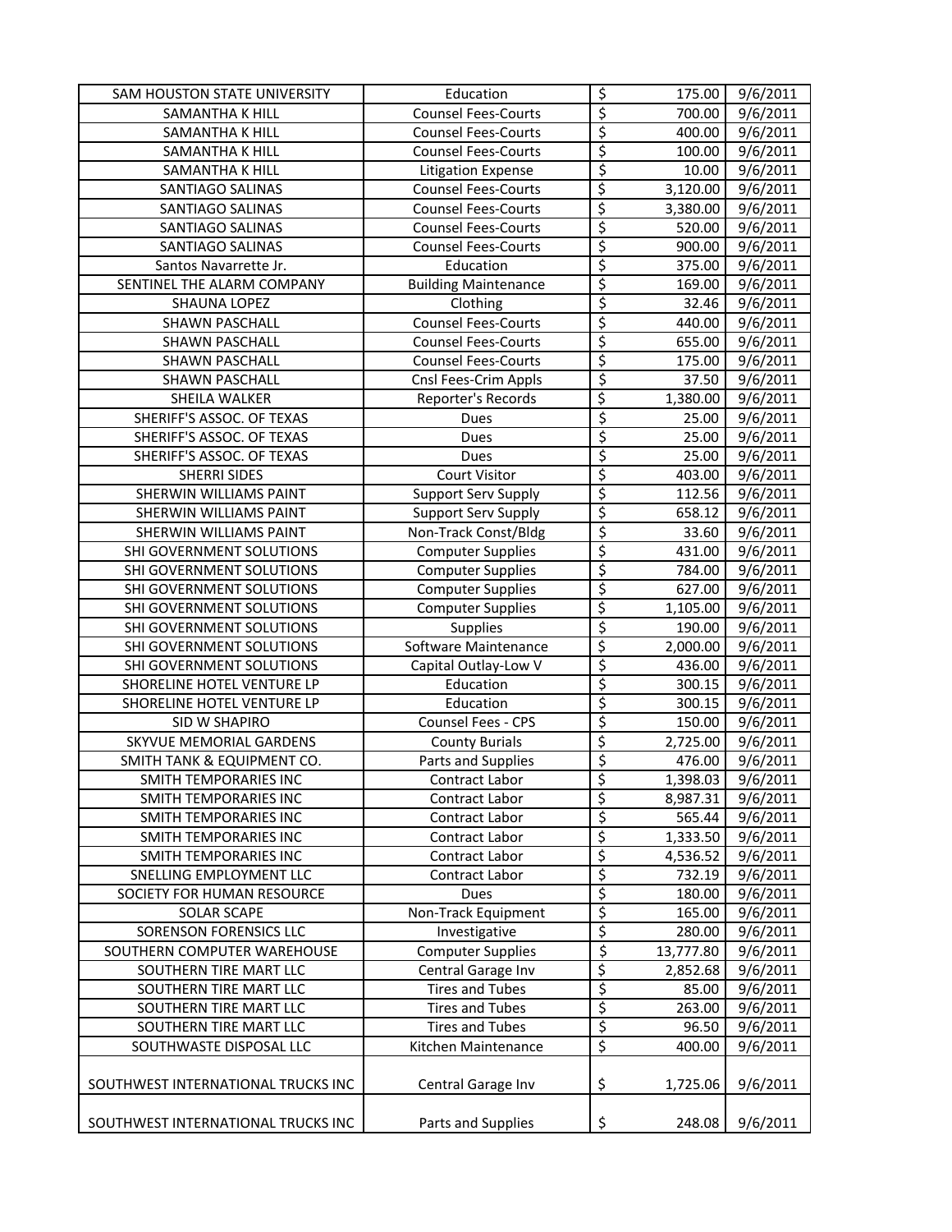| SAM HOUSTON STATE UNIVERSITY | Education | $ | 175.00 | 9/6/2011 |
|---|---|---|---|---|
| SAMANTHA K HILL | Counsel Fees-Courts | $ | 700.00 | 9/6/2011 |
| SAMANTHA K HILL | Counsel Fees-Courts | $ | 400.00 | 9/6/2011 |
| SAMANTHA K HILL | Counsel Fees-Courts | $ | 100.00 | 9/6/2011 |
| SAMANTHA K HILL | Litigation Expense | $ | 10.00 | 9/6/2011 |
| SANTIAGO SALINAS | Counsel Fees-Courts | $ | 3,120.00 | 9/6/2011 |
| SANTIAGO SALINAS | Counsel Fees-Courts | $ | 3,380.00 | 9/6/2011 |
| SANTIAGO SALINAS | Counsel Fees-Courts | $ | 520.00 | 9/6/2011 |
| SANTIAGO SALINAS | Counsel Fees-Courts | $ | 900.00 | 9/6/2011 |
| Santos Navarrette Jr. | Education | $ | 375.00 | 9/6/2011 |
| SENTINEL THE ALARM COMPANY | Building Maintenance | $ | 169.00 | 9/6/2011 |
| SHAUNA LOPEZ | Clothing | $ | 32.46 | 9/6/2011 |
| SHAWN PASCHALL | Counsel Fees-Courts | $ | 440.00 | 9/6/2011 |
| SHAWN PASCHALL | Counsel Fees-Courts | $ | 655.00 | 9/6/2011 |
| SHAWN PASCHALL | Counsel Fees-Courts | $ | 175.00 | 9/6/2011 |
| SHAWN PASCHALL | Cnsl Fees-Crim Appls | $ | 37.50 | 9/6/2011 |
| SHEILA WALKER | Reporter's Records | $ | 1,380.00 | 9/6/2011 |
| SHERIFF'S ASSOC. OF TEXAS | Dues | $ | 25.00 | 9/6/2011 |
| SHERIFF'S ASSOC. OF TEXAS | Dues | $ | 25.00 | 9/6/2011 |
| SHERIFF'S ASSOC. OF TEXAS | Dues | $ | 25.00 | 9/6/2011 |
| SHERRI SIDES | Court Visitor | $ | 403.00 | 9/6/2011 |
| SHERWIN WILLIAMS PAINT | Support Serv Supply | $ | 112.56 | 9/6/2011 |
| SHERWIN WILLIAMS PAINT | Support Serv Supply | $ | 658.12 | 9/6/2011 |
| SHERWIN WILLIAMS PAINT | Non-Track Const/Bldg | $ | 33.60 | 9/6/2011 |
| SHI GOVERNMENT SOLUTIONS | Computer Supplies | $ | 431.00 | 9/6/2011 |
| SHI GOVERNMENT SOLUTIONS | Computer Supplies | $ | 784.00 | 9/6/2011 |
| SHI GOVERNMENT SOLUTIONS | Computer Supplies | $ | 627.00 | 9/6/2011 |
| SHI GOVERNMENT SOLUTIONS | Computer Supplies | $ | 1,105.00 | 9/6/2011 |
| SHI GOVERNMENT SOLUTIONS | Supplies | $ | 190.00 | 9/6/2011 |
| SHI GOVERNMENT SOLUTIONS | Software Maintenance | $ | 2,000.00 | 9/6/2011 |
| SHI GOVERNMENT SOLUTIONS | Capital Outlay-Low V | $ | 436.00 | 9/6/2011 |
| SHORELINE HOTEL VENTURE LP | Education | $ | 300.15 | 9/6/2011 |
| SHORELINE HOTEL VENTURE LP | Education | $ | 300.15 | 9/6/2011 |
| SID W SHAPIRO | Counsel Fees - CPS | $ | 150.00 | 9/6/2011 |
| SKYVUE MEMORIAL GARDENS | County Burials | $ | 2,725.00 | 9/6/2011 |
| SMITH TANK & EQUIPMENT CO. | Parts and Supplies | $ | 476.00 | 9/6/2011 |
| SMITH TEMPORARIES INC | Contract Labor | $ | 1,398.03 | 9/6/2011 |
| SMITH TEMPORARIES INC | Contract Labor | $ | 8,987.31 | 9/6/2011 |
| SMITH TEMPORARIES INC | Contract Labor | $ | 565.44 | 9/6/2011 |
| SMITH TEMPORARIES INC | Contract Labor | $ | 1,333.50 | 9/6/2011 |
| SMITH TEMPORARIES INC | Contract Labor | $ | 4,536.52 | 9/6/2011 |
| SNELLING EMPLOYMENT LLC | Contract Labor | $ | 732.19 | 9/6/2011 |
| SOCIETY FOR HUMAN RESOURCE | Dues | $ | 180.00 | 9/6/2011 |
| SOLAR SCAPE | Non-Track Equipment | $ | 165.00 | 9/6/2011 |
| SORENSON FORENSICS LLC | Investigative | $ | 280.00 | 9/6/2011 |
| SOUTHERN COMPUTER WAREHOUSE | Computer Supplies | $ | 13,777.80 | 9/6/2011 |
| SOUTHERN TIRE MART LLC | Central Garage Inv | $ | 2,852.68 | 9/6/2011 |
| SOUTHERN TIRE MART LLC | Tires and Tubes | $ | 85.00 | 9/6/2011 |
| SOUTHERN TIRE MART LLC | Tires and Tubes | $ | 263.00 | 9/6/2011 |
| SOUTHERN TIRE MART LLC | Tires and Tubes | $ | 96.50 | 9/6/2011 |
| SOUTHWASTE DISPOSAL LLC | Kitchen Maintenance | $ | 400.00 | 9/6/2011 |
| SOUTHWEST INTERNATIONAL TRUCKS INC | Central Garage Inv | $ | 1,725.06 | 9/6/2011 |
| SOUTHWEST INTERNATIONAL TRUCKS INC | Parts and Supplies | $ | 248.08 | 9/6/2011 |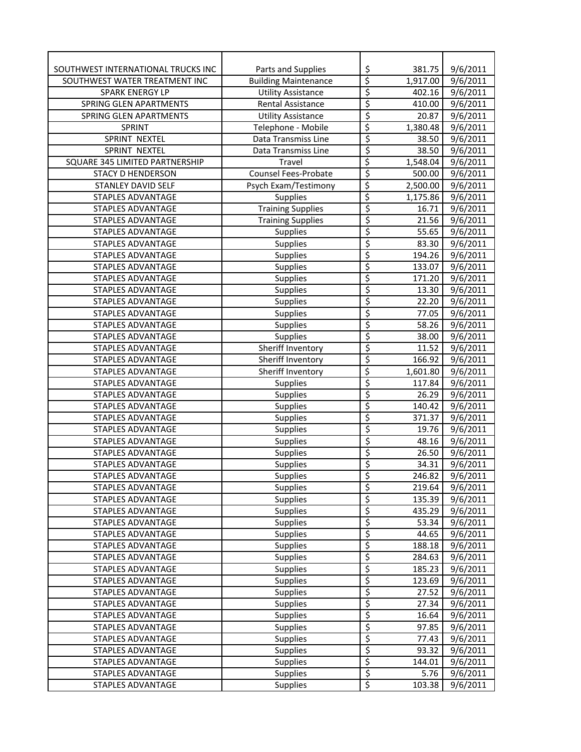| | | | |
|---|---|---|---|
| SOUTHWEST INTERNATIONAL TRUCKS INC | Parts and Supplies | $ 381.75 | 9/6/2011 |
| SOUTHWEST WATER TREATMENT INC | Building Maintenance | $ 1,917.00 | 9/6/2011 |
| SPARK ENERGY LP | Utility Assistance | $ 402.16 | 9/6/2011 |
| SPRING GLEN APARTMENTS | Rental Assistance | $ 410.00 | 9/6/2011 |
| SPRING GLEN APARTMENTS | Utility Assistance | $ 20.87 | 9/6/2011 |
| SPRINT | Telephone - Mobile | $ 1,380.48 | 9/6/2011 |
| SPRINT NEXTEL | Data Transmiss Line | $ 38.50 | 9/6/2011 |
| SPRINT NEXTEL | Data Transmiss Line | $ 38.50 | 9/6/2011 |
| SQUARE 345 LIMITED PARTNERSHIP | Travel | $ 1,548.04 | 9/6/2011 |
| STACY D HENDERSON | Counsel Fees-Probate | $ 500.00 | 9/6/2011 |
| STANLEY DAVID SELF | Psych Exam/Testimony | $ 2,500.00 | 9/6/2011 |
| STAPLES ADVANTAGE | Supplies | $ 1,175.86 | 9/6/2011 |
| STAPLES ADVANTAGE | Training Supplies | $ 16.71 | 9/6/2011 |
| STAPLES ADVANTAGE | Training Supplies | $ 21.56 | 9/6/2011 |
| STAPLES ADVANTAGE | Supplies | $ 55.65 | 9/6/2011 |
| STAPLES ADVANTAGE | Supplies | $ 83.30 | 9/6/2011 |
| STAPLES ADVANTAGE | Supplies | $ 194.26 | 9/6/2011 |
| STAPLES ADVANTAGE | Supplies | $ 133.07 | 9/6/2011 |
| STAPLES ADVANTAGE | Supplies | $ 171.20 | 9/6/2011 |
| STAPLES ADVANTAGE | Supplies | $ 13.30 | 9/6/2011 |
| STAPLES ADVANTAGE | Supplies | $ 22.20 | 9/6/2011 |
| STAPLES ADVANTAGE | Supplies | $ 77.05 | 9/6/2011 |
| STAPLES ADVANTAGE | Supplies | $ 58.26 | 9/6/2011 |
| STAPLES ADVANTAGE | Supplies | $ 38.00 | 9/6/2011 |
| STAPLES ADVANTAGE | Sheriff Inventory | $ 11.52 | 9/6/2011 |
| STAPLES ADVANTAGE | Sheriff Inventory | $ 166.92 | 9/6/2011 |
| STAPLES ADVANTAGE | Sheriff Inventory | $ 1,601.80 | 9/6/2011 |
| STAPLES ADVANTAGE | Supplies | $ 117.84 | 9/6/2011 |
| STAPLES ADVANTAGE | Supplies | $ 26.29 | 9/6/2011 |
| STAPLES ADVANTAGE | Supplies | $ 140.42 | 9/6/2011 |
| STAPLES ADVANTAGE | Supplies | $ 371.37 | 9/6/2011 |
| STAPLES ADVANTAGE | Supplies | $ 19.76 | 9/6/2011 |
| STAPLES ADVANTAGE | Supplies | $ 48.16 | 9/6/2011 |
| STAPLES ADVANTAGE | Supplies | $ 26.50 | 9/6/2011 |
| STAPLES ADVANTAGE | Supplies | $ 34.31 | 9/6/2011 |
| STAPLES ADVANTAGE | Supplies | $ 246.82 | 9/6/2011 |
| STAPLES ADVANTAGE | Supplies | $ 219.64 | 9/6/2011 |
| STAPLES ADVANTAGE | Supplies | $ 135.39 | 9/6/2011 |
| STAPLES ADVANTAGE | Supplies | $ 435.29 | 9/6/2011 |
| STAPLES ADVANTAGE | Supplies | $ 53.34 | 9/6/2011 |
| STAPLES ADVANTAGE | Supplies | $ 44.65 | 9/6/2011 |
| STAPLES ADVANTAGE | Supplies | $ 188.18 | 9/6/2011 |
| STAPLES ADVANTAGE | Supplies | $ 284.63 | 9/6/2011 |
| STAPLES ADVANTAGE | Supplies | $ 185.23 | 9/6/2011 |
| STAPLES ADVANTAGE | Supplies | $ 123.69 | 9/6/2011 |
| STAPLES ADVANTAGE | Supplies | $ 27.52 | 9/6/2011 |
| STAPLES ADVANTAGE | Supplies | $ 27.34 | 9/6/2011 |
| STAPLES ADVANTAGE | Supplies | $ 16.64 | 9/6/2011 |
| STAPLES ADVANTAGE | Supplies | $ 97.85 | 9/6/2011 |
| STAPLES ADVANTAGE | Supplies | $ 77.43 | 9/6/2011 |
| STAPLES ADVANTAGE | Supplies | $ 93.32 | 9/6/2011 |
| STAPLES ADVANTAGE | Supplies | $ 144.01 | 9/6/2011 |
| STAPLES ADVANTAGE | Supplies | $ 5.76 | 9/6/2011 |
| STAPLES ADVANTAGE | Supplies | $ 103.38 | 9/6/2011 |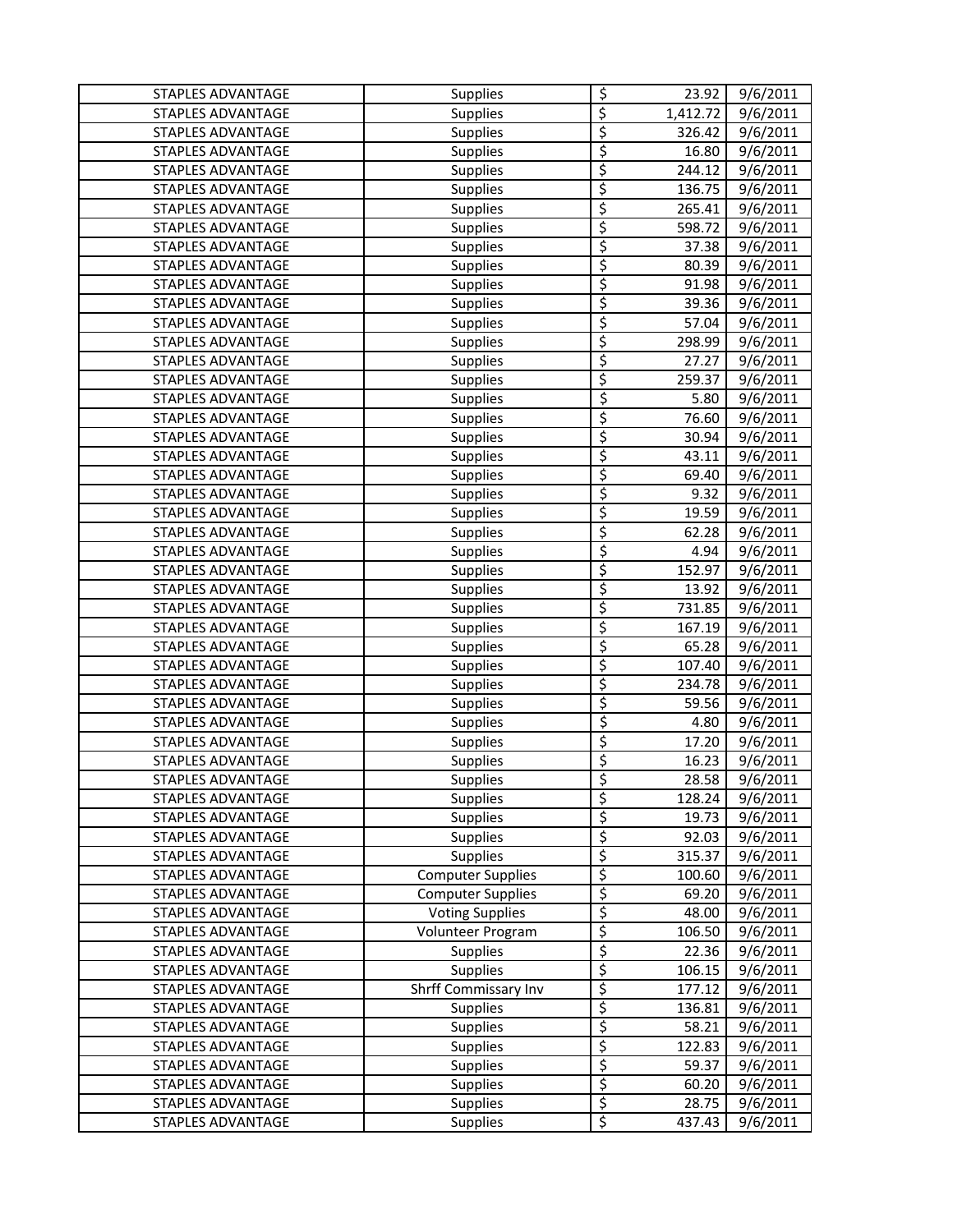| | | | | |
|---|---|---|---|---|
| STAPLES ADVANTAGE | Supplies | $ | 23.92 | 9/6/2011 |
| STAPLES ADVANTAGE | Supplies | $ | 1,412.72 | 9/6/2011 |
| STAPLES ADVANTAGE | Supplies | $ | 326.42 | 9/6/2011 |
| STAPLES ADVANTAGE | Supplies | $ | 16.80 | 9/6/2011 |
| STAPLES ADVANTAGE | Supplies | $ | 244.12 | 9/6/2011 |
| STAPLES ADVANTAGE | Supplies | $ | 136.75 | 9/6/2011 |
| STAPLES ADVANTAGE | Supplies | $ | 265.41 | 9/6/2011 |
| STAPLES ADVANTAGE | Supplies | $ | 598.72 | 9/6/2011 |
| STAPLES ADVANTAGE | Supplies | $ | 37.38 | 9/6/2011 |
| STAPLES ADVANTAGE | Supplies | $ | 80.39 | 9/6/2011 |
| STAPLES ADVANTAGE | Supplies | $ | 91.98 | 9/6/2011 |
| STAPLES ADVANTAGE | Supplies | $ | 39.36 | 9/6/2011 |
| STAPLES ADVANTAGE | Supplies | $ | 57.04 | 9/6/2011 |
| STAPLES ADVANTAGE | Supplies | $ | 298.99 | 9/6/2011 |
| STAPLES ADVANTAGE | Supplies | $ | 27.27 | 9/6/2011 |
| STAPLES ADVANTAGE | Supplies | $ | 259.37 | 9/6/2011 |
| STAPLES ADVANTAGE | Supplies | $ | 5.80 | 9/6/2011 |
| STAPLES ADVANTAGE | Supplies | $ | 76.60 | 9/6/2011 |
| STAPLES ADVANTAGE | Supplies | $ | 30.94 | 9/6/2011 |
| STAPLES ADVANTAGE | Supplies | $ | 43.11 | 9/6/2011 |
| STAPLES ADVANTAGE | Supplies | $ | 69.40 | 9/6/2011 |
| STAPLES ADVANTAGE | Supplies | $ | 9.32 | 9/6/2011 |
| STAPLES ADVANTAGE | Supplies | $ | 19.59 | 9/6/2011 |
| STAPLES ADVANTAGE | Supplies | $ | 62.28 | 9/6/2011 |
| STAPLES ADVANTAGE | Supplies | $ | 4.94 | 9/6/2011 |
| STAPLES ADVANTAGE | Supplies | $ | 152.97 | 9/6/2011 |
| STAPLES ADVANTAGE | Supplies | $ | 13.92 | 9/6/2011 |
| STAPLES ADVANTAGE | Supplies | $ | 731.85 | 9/6/2011 |
| STAPLES ADVANTAGE | Supplies | $ | 167.19 | 9/6/2011 |
| STAPLES ADVANTAGE | Supplies | $ | 65.28 | 9/6/2011 |
| STAPLES ADVANTAGE | Supplies | $ | 107.40 | 9/6/2011 |
| STAPLES ADVANTAGE | Supplies | $ | 234.78 | 9/6/2011 |
| STAPLES ADVANTAGE | Supplies | $ | 59.56 | 9/6/2011 |
| STAPLES ADVANTAGE | Supplies | $ | 4.80 | 9/6/2011 |
| STAPLES ADVANTAGE | Supplies | $ | 17.20 | 9/6/2011 |
| STAPLES ADVANTAGE | Supplies | $ | 16.23 | 9/6/2011 |
| STAPLES ADVANTAGE | Supplies | $ | 28.58 | 9/6/2011 |
| STAPLES ADVANTAGE | Supplies | $ | 128.24 | 9/6/2011 |
| STAPLES ADVANTAGE | Supplies | $ | 19.73 | 9/6/2011 |
| STAPLES ADVANTAGE | Supplies | $ | 92.03 | 9/6/2011 |
| STAPLES ADVANTAGE | Supplies | $ | 315.37 | 9/6/2011 |
| STAPLES ADVANTAGE | Computer Supplies | $ | 100.60 | 9/6/2011 |
| STAPLES ADVANTAGE | Computer Supplies | $ | 69.20 | 9/6/2011 |
| STAPLES ADVANTAGE | Voting Supplies | $ | 48.00 | 9/6/2011 |
| STAPLES ADVANTAGE | Volunteer Program | $ | 106.50 | 9/6/2011 |
| STAPLES ADVANTAGE | Supplies | $ | 22.36 | 9/6/2011 |
| STAPLES ADVANTAGE | Supplies | $ | 106.15 | 9/6/2011 |
| STAPLES ADVANTAGE | Shrff Commissary Inv | $ | 177.12 | 9/6/2011 |
| STAPLES ADVANTAGE | Supplies | $ | 136.81 | 9/6/2011 |
| STAPLES ADVANTAGE | Supplies | $ | 58.21 | 9/6/2011 |
| STAPLES ADVANTAGE | Supplies | $ | 122.83 | 9/6/2011 |
| STAPLES ADVANTAGE | Supplies | $ | 59.37 | 9/6/2011 |
| STAPLES ADVANTAGE | Supplies | $ | 60.20 | 9/6/2011 |
| STAPLES ADVANTAGE | Supplies | $ | 28.75 | 9/6/2011 |
| STAPLES ADVANTAGE | Supplies | $ | 437.43 | 9/6/2011 |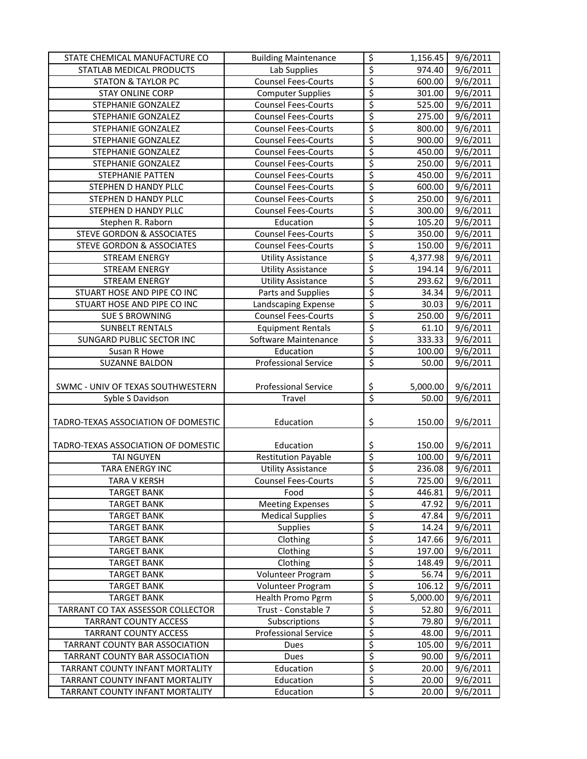| | | | |
|---|---|---|---|
| STATE CHEMICAL MANUFACTURE CO | Building Maintenance | $ 1,156.45 | 9/6/2011 |
| STATLAB MEDICAL PRODUCTS | Lab Supplies | $ 974.40 | 9/6/2011 |
| STATON & TAYLOR PC | Counsel Fees-Courts | $ 600.00 | 9/6/2011 |
| STAY ONLINE CORP | Computer Supplies | $ 301.00 | 9/6/2011 |
| STEPHANIE GONZALEZ | Counsel Fees-Courts | $ 525.00 | 9/6/2011 |
| STEPHANIE GONZALEZ | Counsel Fees-Courts | $ 275.00 | 9/6/2011 |
| STEPHANIE GONZALEZ | Counsel Fees-Courts | $ 800.00 | 9/6/2011 |
| STEPHANIE GONZALEZ | Counsel Fees-Courts | $ 900.00 | 9/6/2011 |
| STEPHANIE GONZALEZ | Counsel Fees-Courts | $ 450.00 | 9/6/2011 |
| STEPHANIE GONZALEZ | Counsel Fees-Courts | $ 250.00 | 9/6/2011 |
| STEPHANIE PATTEN | Counsel Fees-Courts | $ 450.00 | 9/6/2011 |
| STEPHEN D HANDY PLLC | Counsel Fees-Courts | $ 600.00 | 9/6/2011 |
| STEPHEN D HANDY PLLC | Counsel Fees-Courts | $ 250.00 | 9/6/2011 |
| STEPHEN D HANDY PLLC | Counsel Fees-Courts | $ 300.00 | 9/6/2011 |
| Stephen R. Raborn | Education | $ 105.20 | 9/6/2011 |
| STEVE GORDON & ASSOCIATES | Counsel Fees-Courts | $ 350.00 | 9/6/2011 |
| STEVE GORDON & ASSOCIATES | Counsel Fees-Courts | $ 150.00 | 9/6/2011 |
| STREAM ENERGY | Utility Assistance | $ 4,377.98 | 9/6/2011 |
| STREAM ENERGY | Utility Assistance | $ 194.14 | 9/6/2011 |
| STREAM ENERGY | Utility Assistance | $ 293.62 | 9/6/2011 |
| STUART HOSE AND PIPE CO INC | Parts and Supplies | $ 34.34 | 9/6/2011 |
| STUART HOSE AND PIPE CO INC | Landscaping Expense | $ 30.03 | 9/6/2011 |
| SUE S BROWNING | Counsel Fees-Courts | $ 250.00 | 9/6/2011 |
| SUNBELT RENTALS | Equipment Rentals | $ 61.10 | 9/6/2011 |
| SUNGARD PUBLIC SECTOR INC | Software Maintenance | $ 333.33 | 9/6/2011 |
| Susan R Howe | Education | $ 100.00 | 9/6/2011 |
| SUZANNE BALDON | Professional Service | $ 50.00 | 9/6/2011 |
| SWMC - UNIV OF TEXAS SOUTHWESTERN | Professional Service | $ 5,000.00 | 9/6/2011 |
| Syble S Davidson | Travel | $ 50.00 | 9/6/2011 |
| TADRO-TEXAS ASSOCIATION OF DOMESTIC | Education | $ 150.00 | 9/6/2011 |
| TADRO-TEXAS ASSOCIATION OF DOMESTIC | Education | $ 150.00 | 9/6/2011 |
| TAI NGUYEN | Restitution Payable | $ 100.00 | 9/6/2011 |
| TARA ENERGY INC | Utility Assistance | $ 236.08 | 9/6/2011 |
| TARA V KERSH | Counsel Fees-Courts | $ 725.00 | 9/6/2011 |
| TARGET BANK | Food | $ 446.81 | 9/6/2011 |
| TARGET BANK | Meeting Expenses | $ 47.92 | 9/6/2011 |
| TARGET BANK | Medical Supplies | $ 47.84 | 9/6/2011 |
| TARGET BANK | Supplies | $ 14.24 | 9/6/2011 |
| TARGET BANK | Clothing | $ 147.66 | 9/6/2011 |
| TARGET BANK | Clothing | $ 197.00 | 9/6/2011 |
| TARGET BANK | Clothing | $ 148.49 | 9/6/2011 |
| TARGET BANK | Volunteer Program | $ 56.74 | 9/6/2011 |
| TARGET BANK | Volunteer Program | $ 106.12 | 9/6/2011 |
| TARGET BANK | Health Promo Pgrm | $ 5,000.00 | 9/6/2011 |
| TARRANT CO TAX ASSESSOR COLLECTOR | Trust - Constable 7 | $ 52.80 | 9/6/2011 |
| TARRANT COUNTY ACCESS | Subscriptions | $ 79.80 | 9/6/2011 |
| TARRANT COUNTY ACCESS | Professional Service | $ 48.00 | 9/6/2011 |
| TARRANT COUNTY BAR ASSOCIATION | Dues | $ 105.00 | 9/6/2011 |
| TARRANT COUNTY BAR ASSOCIATION | Dues | $ 90.00 | 9/6/2011 |
| TARRANT COUNTY INFANT MORTALITY | Education | $ 20.00 | 9/6/2011 |
| TARRANT COUNTY INFANT MORTALITY | Education | $ 20.00 | 9/6/2011 |
| TARRANT COUNTY INFANT MORTALITY | Education | $ 20.00 | 9/6/2011 |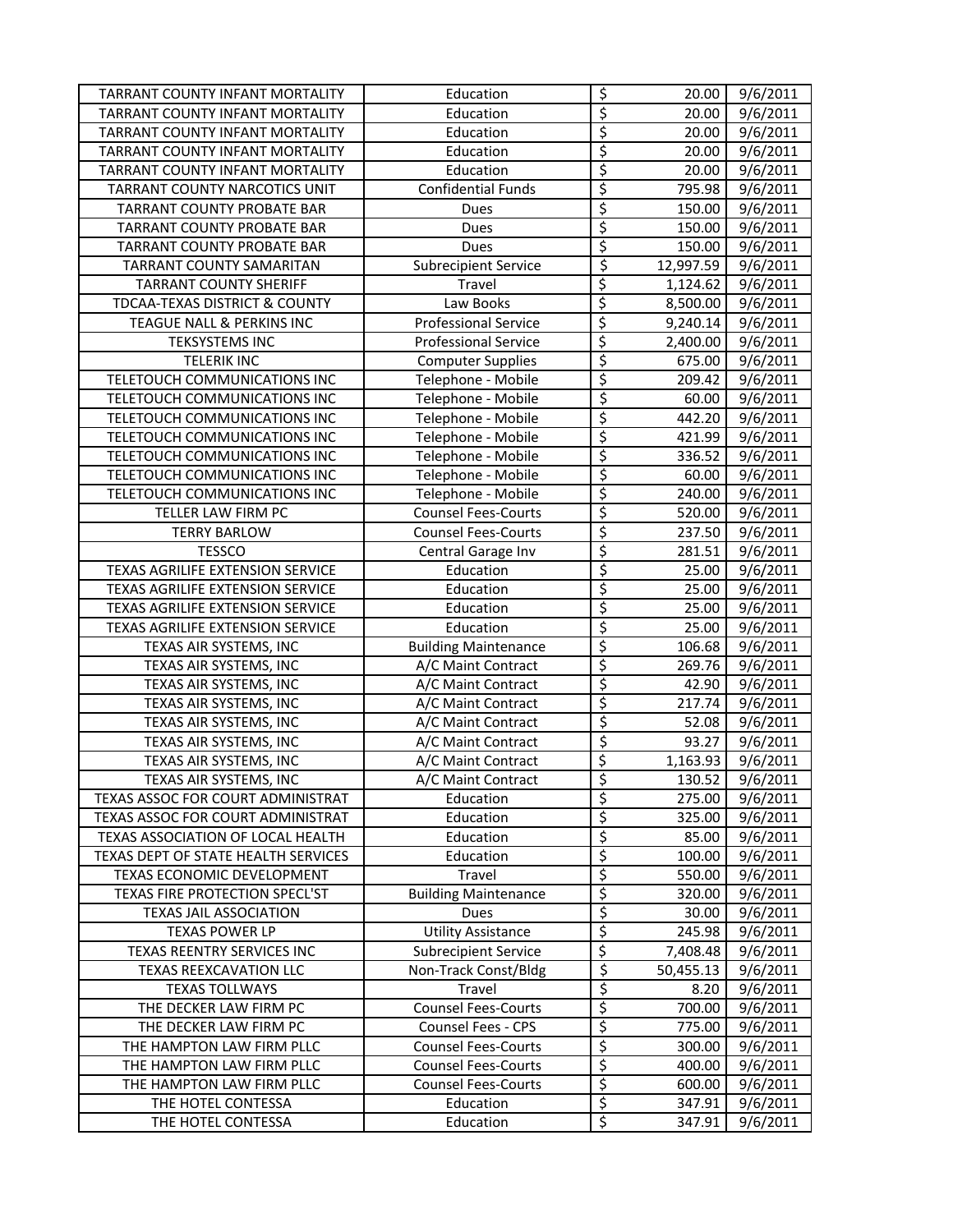| | | | | |
|---|---|---|---|---|
| TARRANT COUNTY INFANT MORTALITY | Education | $ | 20.00 | 9/6/2011 |
| TARRANT COUNTY INFANT MORTALITY | Education | $ | 20.00 | 9/6/2011 |
| TARRANT COUNTY INFANT MORTALITY | Education | $ | 20.00 | 9/6/2011 |
| TARRANT COUNTY INFANT MORTALITY | Education | $ | 20.00 | 9/6/2011 |
| TARRANT COUNTY INFANT MORTALITY | Education | $ | 20.00 | 9/6/2011 |
| TARRANT COUNTY NARCOTICS UNIT | Confidential Funds | $ | 795.98 | 9/6/2011 |
| TARRANT COUNTY PROBATE BAR | Dues | $ | 150.00 | 9/6/2011 |
| TARRANT COUNTY PROBATE BAR | Dues | $ | 150.00 | 9/6/2011 |
| TARRANT COUNTY PROBATE BAR | Dues | $ | 150.00 | 9/6/2011 |
| TARRANT COUNTY SAMARITAN | Subrecipient Service | $ | 12,997.59 | 9/6/2011 |
| TARRANT COUNTY SHERIFF | Travel | $ | 1,124.62 | 9/6/2011 |
| TDCAA-TEXAS DISTRICT & COUNTY | Law Books | $ | 8,500.00 | 9/6/2011 |
| TEAGUE NALL & PERKINS INC | Professional Service | $ | 9,240.14 | 9/6/2011 |
| TEKSYSTEMS INC | Professional Service | $ | 2,400.00 | 9/6/2011 |
| TELERIK INC | Computer Supplies | $ | 675.00 | 9/6/2011 |
| TELETOUCH COMMUNICATIONS INC | Telephone - Mobile | $ | 209.42 | 9/6/2011 |
| TELETOUCH COMMUNICATIONS INC | Telephone - Mobile | $ | 60.00 | 9/6/2011 |
| TELETOUCH COMMUNICATIONS INC | Telephone - Mobile | $ | 442.20 | 9/6/2011 |
| TELETOUCH COMMUNICATIONS INC | Telephone - Mobile | $ | 421.99 | 9/6/2011 |
| TELETOUCH COMMUNICATIONS INC | Telephone - Mobile | $ | 336.52 | 9/6/2011 |
| TELETOUCH COMMUNICATIONS INC | Telephone - Mobile | $ | 60.00 | 9/6/2011 |
| TELETOUCH COMMUNICATIONS INC | Telephone - Mobile | $ | 240.00 | 9/6/2011 |
| TELLER LAW FIRM PC | Counsel Fees-Courts | $ | 520.00 | 9/6/2011 |
| TERRY BARLOW | Counsel Fees-Courts | $ | 237.50 | 9/6/2011 |
| TESSCO | Central Garage Inv | $ | 281.51 | 9/6/2011 |
| TEXAS AGRILIFE EXTENSION SERVICE | Education | $ | 25.00 | 9/6/2011 |
| TEXAS AGRILIFE EXTENSION SERVICE | Education | $ | 25.00 | 9/6/2011 |
| TEXAS AGRILIFE EXTENSION SERVICE | Education | $ | 25.00 | 9/6/2011 |
| TEXAS AGRILIFE EXTENSION SERVICE | Education | $ | 25.00 | 9/6/2011 |
| TEXAS AIR SYSTEMS, INC | Building Maintenance | $ | 106.68 | 9/6/2011 |
| TEXAS AIR SYSTEMS, INC | A/C Maint Contract | $ | 269.76 | 9/6/2011 |
| TEXAS AIR SYSTEMS, INC | A/C Maint Contract | $ | 42.90 | 9/6/2011 |
| TEXAS AIR SYSTEMS, INC | A/C Maint Contract | $ | 217.74 | 9/6/2011 |
| TEXAS AIR SYSTEMS, INC | A/C Maint Contract | $ | 52.08 | 9/6/2011 |
| TEXAS AIR SYSTEMS, INC | A/C Maint Contract | $ | 93.27 | 9/6/2011 |
| TEXAS AIR SYSTEMS, INC | A/C Maint Contract | $ | 1,163.93 | 9/6/2011 |
| TEXAS AIR SYSTEMS, INC | A/C Maint Contract | $ | 130.52 | 9/6/2011 |
| TEXAS ASSOC FOR COURT ADMINISTRAT | Education | $ | 275.00 | 9/6/2011 |
| TEXAS ASSOC FOR COURT ADMINISTRAT | Education | $ | 325.00 | 9/6/2011 |
| TEXAS ASSOCIATION OF LOCAL HEALTH | Education | $ | 85.00 | 9/6/2011 |
| TEXAS DEPT OF STATE HEALTH SERVICES | Education | $ | 100.00 | 9/6/2011 |
| TEXAS ECONOMIC DEVELOPMENT | Travel | $ | 550.00 | 9/6/2011 |
| TEXAS FIRE PROTECTION SPECL'ST | Building Maintenance | $ | 320.00 | 9/6/2011 |
| TEXAS JAIL ASSOCIATION | Dues | $ | 30.00 | 9/6/2011 |
| TEXAS POWER LP | Utility Assistance | $ | 245.98 | 9/6/2011 |
| TEXAS REENTRY SERVICES INC | Subrecipient Service | $ | 7,408.48 | 9/6/2011 |
| TEXAS REEXCAVATION LLC | Non-Track Const/Bldg | $ | 50,455.13 | 9/6/2011 |
| TEXAS TOLLWAYS | Travel | $ | 8.20 | 9/6/2011 |
| THE DECKER LAW FIRM PC | Counsel Fees-Courts | $ | 700.00 | 9/6/2011 |
| THE DECKER LAW FIRM PC | Counsel Fees - CPS | $ | 775.00 | 9/6/2011 |
| THE HAMPTON LAW FIRM PLLC | Counsel Fees-Courts | $ | 300.00 | 9/6/2011 |
| THE HAMPTON LAW FIRM PLLC | Counsel Fees-Courts | $ | 400.00 | 9/6/2011 |
| THE HAMPTON LAW FIRM PLLC | Counsel Fees-Courts | $ | 600.00 | 9/6/2011 |
| THE HOTEL CONTESSA | Education | $ | 347.91 | 9/6/2011 |
| THE HOTEL CONTESSA | Education | $ | 347.91 | 9/6/2011 |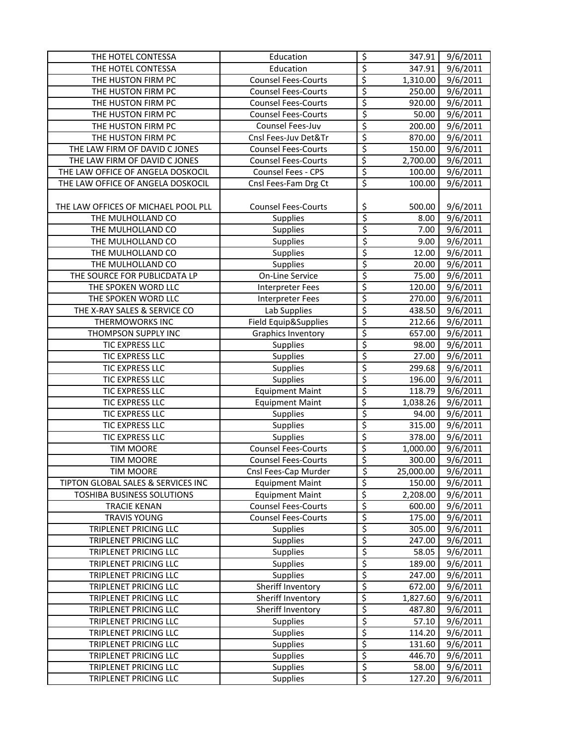| | | | | |
|---|---|---|---|---|
| THE HOTEL CONTESSA | Education | $ | 347.91 | 9/6/2011 |
| THE HOTEL CONTESSA | Education | $ | 347.91 | 9/6/2011 |
| THE HUSTON FIRM PC | Counsel Fees-Courts | $ | 1,310.00 | 9/6/2011 |
| THE HUSTON FIRM PC | Counsel Fees-Courts | $ | 250.00 | 9/6/2011 |
| THE HUSTON FIRM PC | Counsel Fees-Courts | $ | 920.00 | 9/6/2011 |
| THE HUSTON FIRM PC | Counsel Fees-Courts | $ | 50.00 | 9/6/2011 |
| THE HUSTON FIRM PC | Counsel Fees-Juv | $ | 200.00 | 9/6/2011 |
| THE HUSTON FIRM PC | Cnsl Fees-Juv Det&Tr | $ | 870.00 | 9/6/2011 |
| THE LAW FIRM OF DAVID C JONES | Counsel Fees-Courts | $ | 150.00 | 9/6/2011 |
| THE LAW FIRM OF DAVID C JONES | Counsel Fees-Courts | $ | 2,700.00 | 9/6/2011 |
| THE LAW OFFICE OF ANGELA DOSKOCIL | Counsel Fees - CPS | $ | 100.00 | 9/6/2011 |
| THE LAW OFFICE OF ANGELA DOSKOCIL | Cnsl Fees-Fam Drg Ct | $ | 100.00 | 9/6/2011 |
| THE LAW OFFICES OF MICHAEL POOL PLL | Counsel Fees-Courts | $ | 500.00 | 9/6/2011 |
| THE MULHOLLAND CO | Supplies | $ | 8.00 | 9/6/2011 |
| THE MULHOLLAND CO | Supplies | $ | 7.00 | 9/6/2011 |
| THE MULHOLLAND CO | Supplies | $ | 9.00 | 9/6/2011 |
| THE MULHOLLAND CO | Supplies | $ | 12.00 | 9/6/2011 |
| THE MULHOLLAND CO | Supplies | $ | 20.00 | 9/6/2011 |
| THE SOURCE FOR PUBLICDATA LP | On-Line Service | $ | 75.00 | 9/6/2011 |
| THE SPOKEN WORD LLC | Interpreter Fees | $ | 120.00 | 9/6/2011 |
| THE SPOKEN WORD LLC | Interpreter Fees | $ | 270.00 | 9/6/2011 |
| THE X-RAY SALES & SERVICE CO | Lab Supplies | $ | 438.50 | 9/6/2011 |
| THERMOWORKS INC | Field Equip&Supplies | $ | 212.66 | 9/6/2011 |
| THOMPSON SUPPLY INC | Graphics Inventory | $ | 657.00 | 9/6/2011 |
| TIC EXPRESS LLC | Supplies | $ | 98.00 | 9/6/2011 |
| TIC EXPRESS LLC | Supplies | $ | 27.00 | 9/6/2011 |
| TIC EXPRESS LLC | Supplies | $ | 299.68 | 9/6/2011 |
| TIC EXPRESS LLC | Supplies | $ | 196.00 | 9/6/2011 |
| TIC EXPRESS LLC | Equipment Maint | $ | 118.79 | 9/6/2011 |
| TIC EXPRESS LLC | Equipment Maint | $ | 1,038.26 | 9/6/2011 |
| TIC EXPRESS LLC | Supplies | $ | 94.00 | 9/6/2011 |
| TIC EXPRESS LLC | Supplies | $ | 315.00 | 9/6/2011 |
| TIC EXPRESS LLC | Supplies | $ | 378.00 | 9/6/2011 |
| TIM MOORE | Counsel Fees-Courts | $ | 1,000.00 | 9/6/2011 |
| TIM MOORE | Counsel Fees-Courts | $ | 300.00 | 9/6/2011 |
| TIM MOORE | Cnsl Fees-Cap Murder | $ | 25,000.00 | 9/6/2011 |
| TIPTON GLOBAL SALES & SERVICES INC | Equipment Maint | $ | 150.00 | 9/6/2011 |
| TOSHIBA BUSINESS SOLUTIONS | Equipment Maint | $ | 2,208.00 | 9/6/2011 |
| TRACIE KENAN | Counsel Fees-Courts | $ | 600.00 | 9/6/2011 |
| TRAVIS YOUNG | Counsel Fees-Courts | $ | 175.00 | 9/6/2011 |
| TRIPLENET PRICING LLC | Supplies | $ | 305.00 | 9/6/2011 |
| TRIPLENET PRICING LLC | Supplies | $ | 247.00 | 9/6/2011 |
| TRIPLENET PRICING LLC | Supplies | $ | 58.05 | 9/6/2011 |
| TRIPLENET PRICING LLC | Supplies | $ | 189.00 | 9/6/2011 |
| TRIPLENET PRICING LLC | Supplies | $ | 247.00 | 9/6/2011 |
| TRIPLENET PRICING LLC | Sheriff Inventory | $ | 672.00 | 9/6/2011 |
| TRIPLENET PRICING LLC | Sheriff Inventory | $ | 1,827.60 | 9/6/2011 |
| TRIPLENET PRICING LLC | Sheriff Inventory | $ | 487.80 | 9/6/2011 |
| TRIPLENET PRICING LLC | Supplies | $ | 57.10 | 9/6/2011 |
| TRIPLENET PRICING LLC | Supplies | $ | 114.20 | 9/6/2011 |
| TRIPLENET PRICING LLC | Supplies | $ | 131.60 | 9/6/2011 |
| TRIPLENET PRICING LLC | Supplies | $ | 446.70 | 9/6/2011 |
| TRIPLENET PRICING LLC | Supplies | $ | 58.00 | 9/6/2011 |
| TRIPLENET PRICING LLC | Supplies | $ | 127.20 | 9/6/2011 |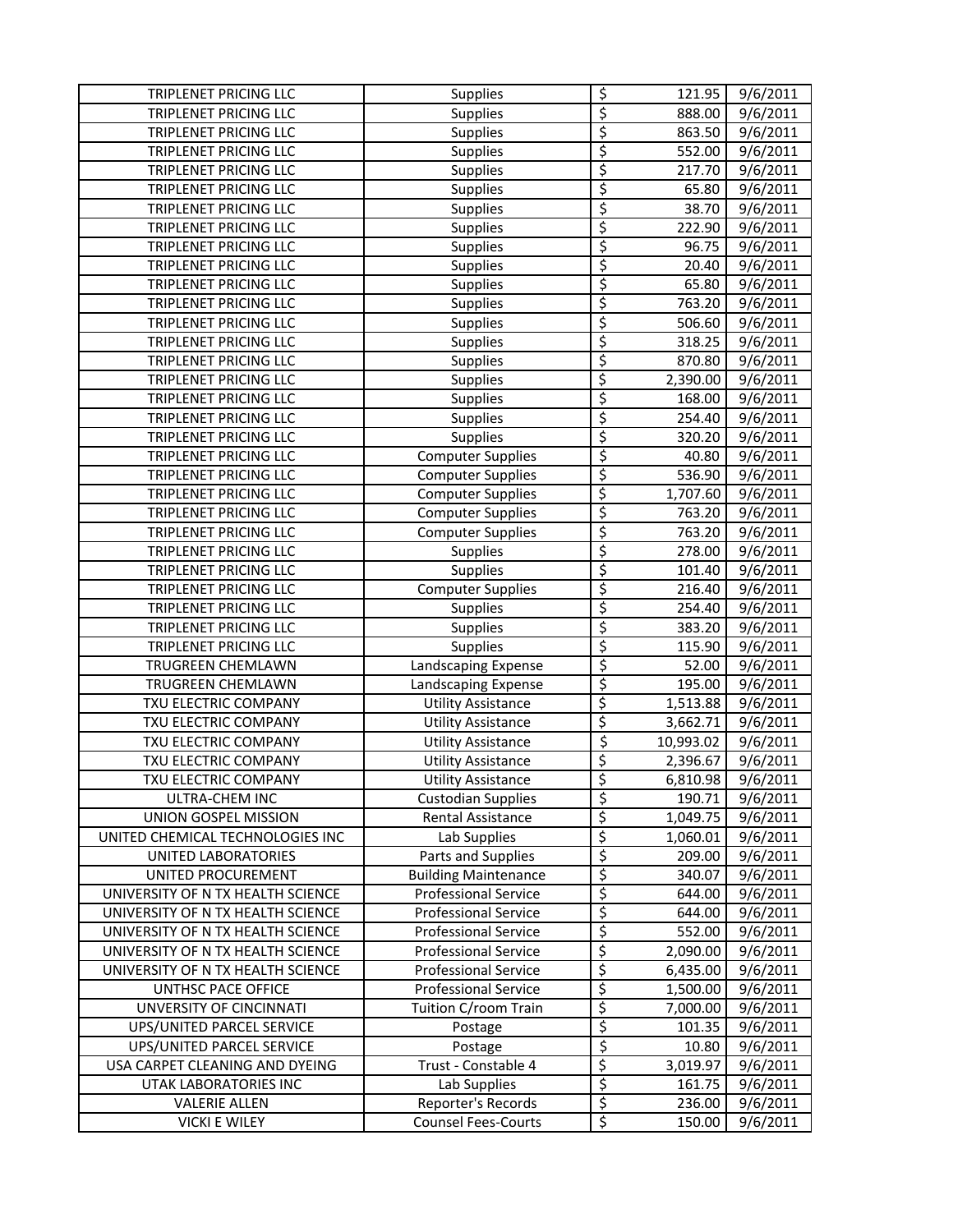| | | | | |
|---|---|---|---|---|
| TRIPLENET PRICING LLC | Supplies | $ | 121.95 | 9/6/2011 |
| TRIPLENET PRICING LLC | Supplies | $ | 888.00 | 9/6/2011 |
| TRIPLENET PRICING LLC | Supplies | $ | 863.50 | 9/6/2011 |
| TRIPLENET PRICING LLC | Supplies | $ | 552.00 | 9/6/2011 |
| TRIPLENET PRICING LLC | Supplies | $ | 217.70 | 9/6/2011 |
| TRIPLENET PRICING LLC | Supplies | $ | 65.80 | 9/6/2011 |
| TRIPLENET PRICING LLC | Supplies | $ | 38.70 | 9/6/2011 |
| TRIPLENET PRICING LLC | Supplies | $ | 222.90 | 9/6/2011 |
| TRIPLENET PRICING LLC | Supplies | $ | 96.75 | 9/6/2011 |
| TRIPLENET PRICING LLC | Supplies | $ | 20.40 | 9/6/2011 |
| TRIPLENET PRICING LLC | Supplies | $ | 65.80 | 9/6/2011 |
| TRIPLENET PRICING LLC | Supplies | $ | 763.20 | 9/6/2011 |
| TRIPLENET PRICING LLC | Supplies | $ | 506.60 | 9/6/2011 |
| TRIPLENET PRICING LLC | Supplies | $ | 318.25 | 9/6/2011 |
| TRIPLENET PRICING LLC | Supplies | $ | 870.80 | 9/6/2011 |
| TRIPLENET PRICING LLC | Supplies | $ | 2,390.00 | 9/6/2011 |
| TRIPLENET PRICING LLC | Supplies | $ | 168.00 | 9/6/2011 |
| TRIPLENET PRICING LLC | Supplies | $ | 254.40 | 9/6/2011 |
| TRIPLENET PRICING LLC | Supplies | $ | 320.20 | 9/6/2011 |
| TRIPLENET PRICING LLC | Computer Supplies | $ | 40.80 | 9/6/2011 |
| TRIPLENET PRICING LLC | Computer Supplies | $ | 536.90 | 9/6/2011 |
| TRIPLENET PRICING LLC | Computer Supplies | $ | 1,707.60 | 9/6/2011 |
| TRIPLENET PRICING LLC | Computer Supplies | $ | 763.20 | 9/6/2011 |
| TRIPLENET PRICING LLC | Computer Supplies | $ | 763.20 | 9/6/2011 |
| TRIPLENET PRICING LLC | Supplies | $ | 278.00 | 9/6/2011 |
| TRIPLENET PRICING LLC | Supplies | $ | 101.40 | 9/6/2011 |
| TRIPLENET PRICING LLC | Computer Supplies | $ | 216.40 | 9/6/2011 |
| TRIPLENET PRICING LLC | Supplies | $ | 254.40 | 9/6/2011 |
| TRIPLENET PRICING LLC | Supplies | $ | 383.20 | 9/6/2011 |
| TRIPLENET PRICING LLC | Supplies | $ | 115.90 | 9/6/2011 |
| TRUGREEN CHEMLAWN | Landscaping Expense | $ | 52.00 | 9/6/2011 |
| TRUGREEN CHEMLAWN | Landscaping Expense | $ | 195.00 | 9/6/2011 |
| TXU ELECTRIC COMPANY | Utility Assistance | $ | 1,513.88 | 9/6/2011 |
| TXU ELECTRIC COMPANY | Utility Assistance | $ | 3,662.71 | 9/6/2011 |
| TXU ELECTRIC COMPANY | Utility Assistance | $ | 10,993.02 | 9/6/2011 |
| TXU ELECTRIC COMPANY | Utility Assistance | $ | 2,396.67 | 9/6/2011 |
| TXU ELECTRIC COMPANY | Utility Assistance | $ | 6,810.98 | 9/6/2011 |
| ULTRA-CHEM INC | Custodian Supplies | $ | 190.71 | 9/6/2011 |
| UNION GOSPEL MISSION | Rental Assistance | $ | 1,049.75 | 9/6/2011 |
| UNITED CHEMICAL TECHNOLOGIES INC | Lab Supplies | $ | 1,060.01 | 9/6/2011 |
| UNITED LABORATORIES | Parts and Supplies | $ | 209.00 | 9/6/2011 |
| UNITED PROCUREMENT | Building Maintenance | $ | 340.07 | 9/6/2011 |
| UNIVERSITY OF N TX HEALTH SCIENCE | Professional Service | $ | 644.00 | 9/6/2011 |
| UNIVERSITY OF N TX HEALTH SCIENCE | Professional Service | $ | 644.00 | 9/6/2011 |
| UNIVERSITY OF N TX HEALTH SCIENCE | Professional Service | $ | 552.00 | 9/6/2011 |
| UNIVERSITY OF N TX HEALTH SCIENCE | Professional Service | $ | 2,090.00 | 9/6/2011 |
| UNIVERSITY OF N TX HEALTH SCIENCE | Professional Service | $ | 6,435.00 | 9/6/2011 |
| UNTHSC PACE OFFICE | Professional Service | $ | 1,500.00 | 9/6/2011 |
| UNVERSITY OF CINCINNATI | Tuition C/room Train | $ | 7,000.00 | 9/6/2011 |
| UPS/UNITED PARCEL SERVICE | Postage | $ | 101.35 | 9/6/2011 |
| UPS/UNITED PARCEL SERVICE | Postage | $ | 10.80 | 9/6/2011 |
| USA CARPET CLEANING AND DYEING | Trust - Constable 4 | $ | 3,019.97 | 9/6/2011 |
| UTAK LABORATORIES INC | Lab Supplies | $ | 161.75 | 9/6/2011 |
| VALERIE ALLEN | Reporter's Records | $ | 236.00 | 9/6/2011 |
| VICKI E WILEY | Counsel Fees-Courts | $ | 150.00 | 9/6/2011 |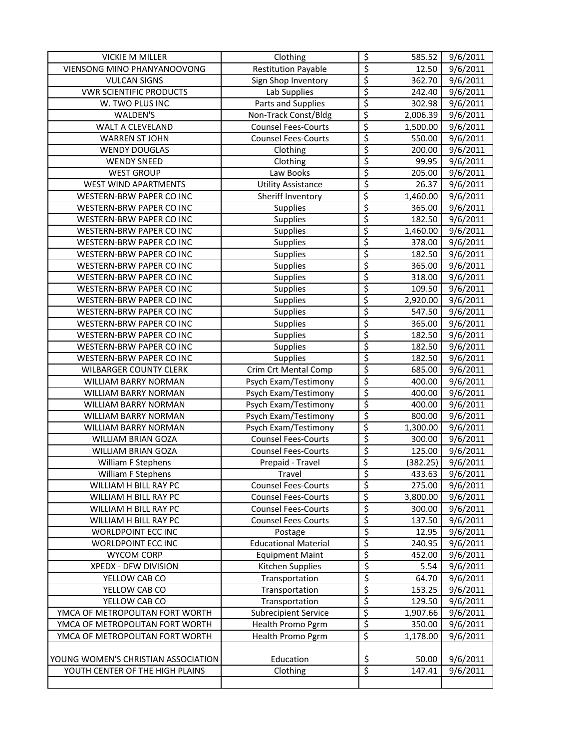| VICKIE M MILLER | Clothing | $ | 585.52 | 9/6/2011 |
|---|---|---|---|---|
| VIENSONG MINO PHANYANOOVONG | Restitution Payable | $ | 12.50 | 9/6/2011 |
| VULCAN SIGNS | Sign Shop Inventory | $ | 362.70 | 9/6/2011 |
| VWR SCIENTIFIC PRODUCTS | Lab Supplies | $ | 242.40 | 9/6/2011 |
| W. TWO PLUS INC | Parts and Supplies | $ | 302.98 | 9/6/2011 |
| WALDEN'S | Non-Track Const/Bldg | $ | 2,006.39 | 9/6/2011 |
| WALT A CLEVELAND | Counsel Fees-Courts | $ | 1,500.00 | 9/6/2011 |
| WARREN ST JOHN | Counsel Fees-Courts | $ | 550.00 | 9/6/2011 |
| WENDY DOUGLAS | Clothing | $ | 200.00 | 9/6/2011 |
| WENDY SNEED | Clothing | $ | 99.95 | 9/6/2011 |
| WEST GROUP | Law Books | $ | 205.00 | 9/6/2011 |
| WEST WIND APARTMENTS | Utility Assistance | $ | 26.37 | 9/6/2011 |
| WESTERN-BRW PAPER CO INC | Sheriff Inventory | $ | 1,460.00 | 9/6/2011 |
| WESTERN-BRW PAPER CO INC | Supplies | $ | 365.00 | 9/6/2011 |
| WESTERN-BRW PAPER CO INC | Supplies | $ | 182.50 | 9/6/2011 |
| WESTERN-BRW PAPER CO INC | Supplies | $ | 1,460.00 | 9/6/2011 |
| WESTERN-BRW PAPER CO INC | Supplies | $ | 378.00 | 9/6/2011 |
| WESTERN-BRW PAPER CO INC | Supplies | $ | 182.50 | 9/6/2011 |
| WESTERN-BRW PAPER CO INC | Supplies | $ | 365.00 | 9/6/2011 |
| WESTERN-BRW PAPER CO INC | Supplies | $ | 318.00 | 9/6/2011 |
| WESTERN-BRW PAPER CO INC | Supplies | $ | 109.50 | 9/6/2011 |
| WESTERN-BRW PAPER CO INC | Supplies | $ | 2,920.00 | 9/6/2011 |
| WESTERN-BRW PAPER CO INC | Supplies | $ | 547.50 | 9/6/2011 |
| WESTERN-BRW PAPER CO INC | Supplies | $ | 365.00 | 9/6/2011 |
| WESTERN-BRW PAPER CO INC | Supplies | $ | 182.50 | 9/6/2011 |
| WESTERN-BRW PAPER CO INC | Supplies | $ | 182.50 | 9/6/2011 |
| WESTERN-BRW PAPER CO INC | Supplies | $ | 182.50 | 9/6/2011 |
| WILBARGER COUNTY CLERK | Crim Crt Mental Comp | $ | 685.00 | 9/6/2011 |
| WILLIAM BARRY NORMAN | Psych Exam/Testimony | $ | 400.00 | 9/6/2011 |
| WILLIAM BARRY NORMAN | Psych Exam/Testimony | $ | 400.00 | 9/6/2011 |
| WILLIAM BARRY NORMAN | Psych Exam/Testimony | $ | 400.00 | 9/6/2011 |
| WILLIAM BARRY NORMAN | Psych Exam/Testimony | $ | 800.00 | 9/6/2011 |
| WILLIAM BARRY NORMAN | Psych Exam/Testimony | $ | 1,300.00 | 9/6/2011 |
| WILLIAM BRIAN GOZA | Counsel Fees-Courts | $ | 300.00 | 9/6/2011 |
| WILLIAM BRIAN GOZA | Counsel Fees-Courts | $ | 125.00 | 9/6/2011 |
| William F Stephens | Prepaid - Travel | $ | (382.25) | 9/6/2011 |
| William F Stephens | Travel | $ | 433.63 | 9/6/2011 |
| WILLIAM H BILL RAY PC | Counsel Fees-Courts | $ | 275.00 | 9/6/2011 |
| WILLIAM H BILL RAY PC | Counsel Fees-Courts | $ | 3,800.00 | 9/6/2011 |
| WILLIAM H BILL RAY PC | Counsel Fees-Courts | $ | 300.00 | 9/6/2011 |
| WILLIAM H BILL RAY PC | Counsel Fees-Courts | $ | 137.50 | 9/6/2011 |
| WORLDPOINT ECC INC | Postage | $ | 12.95 | 9/6/2011 |
| WORLDPOINT ECC INC | Educational Material | $ | 240.95 | 9/6/2011 |
| WYCOM CORP | Equipment Maint | $ | 452.00 | 9/6/2011 |
| XPEDX - DFW DIVISION | Kitchen Supplies | $ | 5.54 | 9/6/2011 |
| YELLOW CAB CO | Transportation | $ | 64.70 | 9/6/2011 |
| YELLOW CAB CO | Transportation | $ | 153.25 | 9/6/2011 |
| YELLOW CAB CO | Transportation | $ | 129.50 | 9/6/2011 |
| YMCA OF METROPOLITAN FORT WORTH | Subrecipient Service | $ | 1,907.66 | 9/6/2011 |
| YMCA OF METROPOLITAN FORT WORTH | Health Promo Pgrm | $ | 350.00 | 9/6/2011 |
| YMCA OF METROPOLITAN FORT WORTH | Health Promo Pgrm | $ | 1,178.00 | 9/6/2011 |
| YOUNG WOMEN'S CHRISTIAN ASSOCIATION | Education | $ | 50.00 | 9/6/2011 |
| YOUTH CENTER OF THE HIGH PLAINS | Clothing | $ | 147.41 | 9/6/2011 |
| | | | | |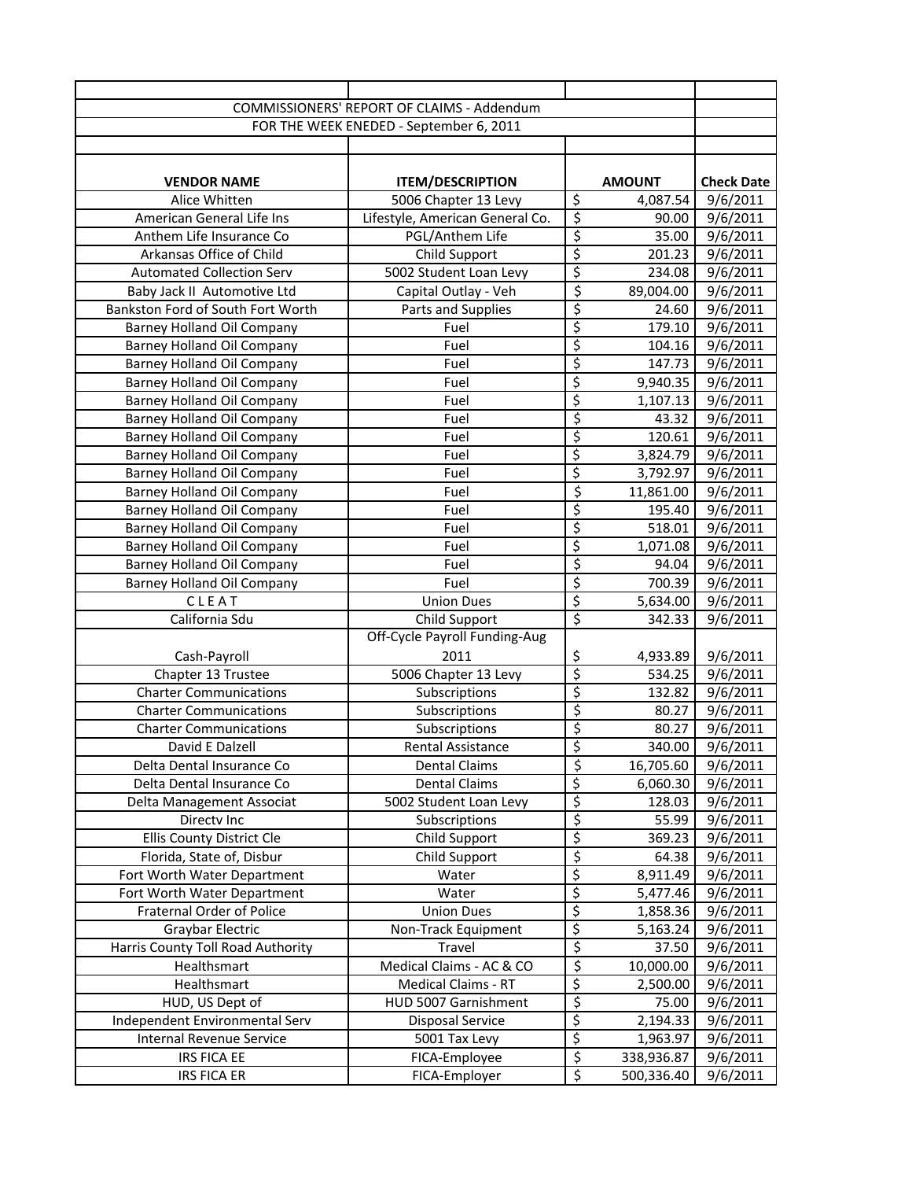COMMISSIONERS' REPORT OF CLAIMS - Addendum

FOR THE WEEK ENEDED - September 6, 2011

| VENDOR NAME | ITEM/DESCRIPTION | AMOUNT | Check Date |
|---|---|---|---|
| Alice Whitten | 5006 Chapter 13 Levy | $ 4,087.54 | 9/6/2011 |
| American General Life Ins | Lifestyle, American General Co. | $ 90.00 | 9/6/2011 |
| Anthem Life Insurance Co | PGL/Anthem Life | $ 35.00 | 9/6/2011 |
| Arkansas Office of Child | Child Support | $ 201.23 | 9/6/2011 |
| Automated Collection Serv | 5002 Student Loan Levy | $ 234.08 | 9/6/2011 |
| Baby Jack II Automotive Ltd | Capital Outlay - Veh | $ 89,004.00 | 9/6/2011 |
| Bankston Ford of South Fort Worth | Parts and Supplies | $ 24.60 | 9/6/2011 |
| Barney Holland Oil Company | Fuel | $ 179.10 | 9/6/2011 |
| Barney Holland Oil Company | Fuel | $ 104.16 | 9/6/2011 |
| Barney Holland Oil Company | Fuel | $ 147.73 | 9/6/2011 |
| Barney Holland Oil Company | Fuel | $ 9,940.35 | 9/6/2011 |
| Barney Holland Oil Company | Fuel | $ 1,107.13 | 9/6/2011 |
| Barney Holland Oil Company | Fuel | $ 43.32 | 9/6/2011 |
| Barney Holland Oil Company | Fuel | $ 120.61 | 9/6/2011 |
| Barney Holland Oil Company | Fuel | $ 3,824.79 | 9/6/2011 |
| Barney Holland Oil Company | Fuel | $ 3,792.97 | 9/6/2011 |
| Barney Holland Oil Company | Fuel | $ 11,861.00 | 9/6/2011 |
| Barney Holland Oil Company | Fuel | $ 195.40 | 9/6/2011 |
| Barney Holland Oil Company | Fuel | $ 518.01 | 9/6/2011 |
| Barney Holland Oil Company | Fuel | $ 1,071.08 | 9/6/2011 |
| Barney Holland Oil Company | Fuel | $ 94.04 | 9/6/2011 |
| Barney Holland Oil Company | Fuel | $ 700.39 | 9/6/2011 |
| C L E A T | Union Dues | $ 5,634.00 | 9/6/2011 |
| California Sdu | Child Support | $ 342.33 | 9/6/2011 |
| Cash-Payroll | Off-Cycle Payroll Funding-Aug 2011 | $ 4,933.89 | 9/6/2011 |
| Chapter 13 Trustee | 5006 Chapter 13 Levy | $ 534.25 | 9/6/2011 |
| Charter Communications | Subscriptions | $ 132.82 | 9/6/2011 |
| Charter Communications | Subscriptions | $ 80.27 | 9/6/2011 |
| Charter Communications | Subscriptions | $ 80.27 | 9/6/2011 |
| David E Dalzell | Rental Assistance | $ 340.00 | 9/6/2011 |
| Delta Dental Insurance Co | Dental Claims | $ 16,705.60 | 9/6/2011 |
| Delta Dental Insurance Co | Dental Claims | $ 6,060.30 | 9/6/2011 |
| Delta Management Associat | 5002 Student Loan Levy | $ 128.03 | 9/6/2011 |
| Directv Inc | Subscriptions | $ 55.99 | 9/6/2011 |
| Ellis County District Cle | Child Support | $ 369.23 | 9/6/2011 |
| Florida, State of, Disbur | Child Support | $ 64.38 | 9/6/2011 |
| Fort Worth Water Department | Water | $ 8,911.49 | 9/6/2011 |
| Fort Worth Water Department | Water | $ 5,477.46 | 9/6/2011 |
| Fraternal Order of Police | Union Dues | $ 1,858.36 | 9/6/2011 |
| Graybar Electric | Non-Track Equipment | $ 5,163.24 | 9/6/2011 |
| Harris County Toll Road Authority | Travel | $ 37.50 | 9/6/2011 |
| Healthsmart | Medical Claims - AC & CO | $ 10,000.00 | 9/6/2011 |
| Healthsmart | Medical Claims - RT | $ 2,500.00 | 9/6/2011 |
| HUD, US Dept of | HUD 5007 Garnishment | $ 75.00 | 9/6/2011 |
| Independent Environmental Serv | Disposal Service | $ 2,194.33 | 9/6/2011 |
| Internal Revenue Service | 5001 Tax Levy | $ 1,963.97 | 9/6/2011 |
| IRS FICA EE | FICA-Employee | $ 338,936.87 | 9/6/2011 |
| IRS FICA ER | FICA-Employer | $ 500,336.40 | 9/6/2011 |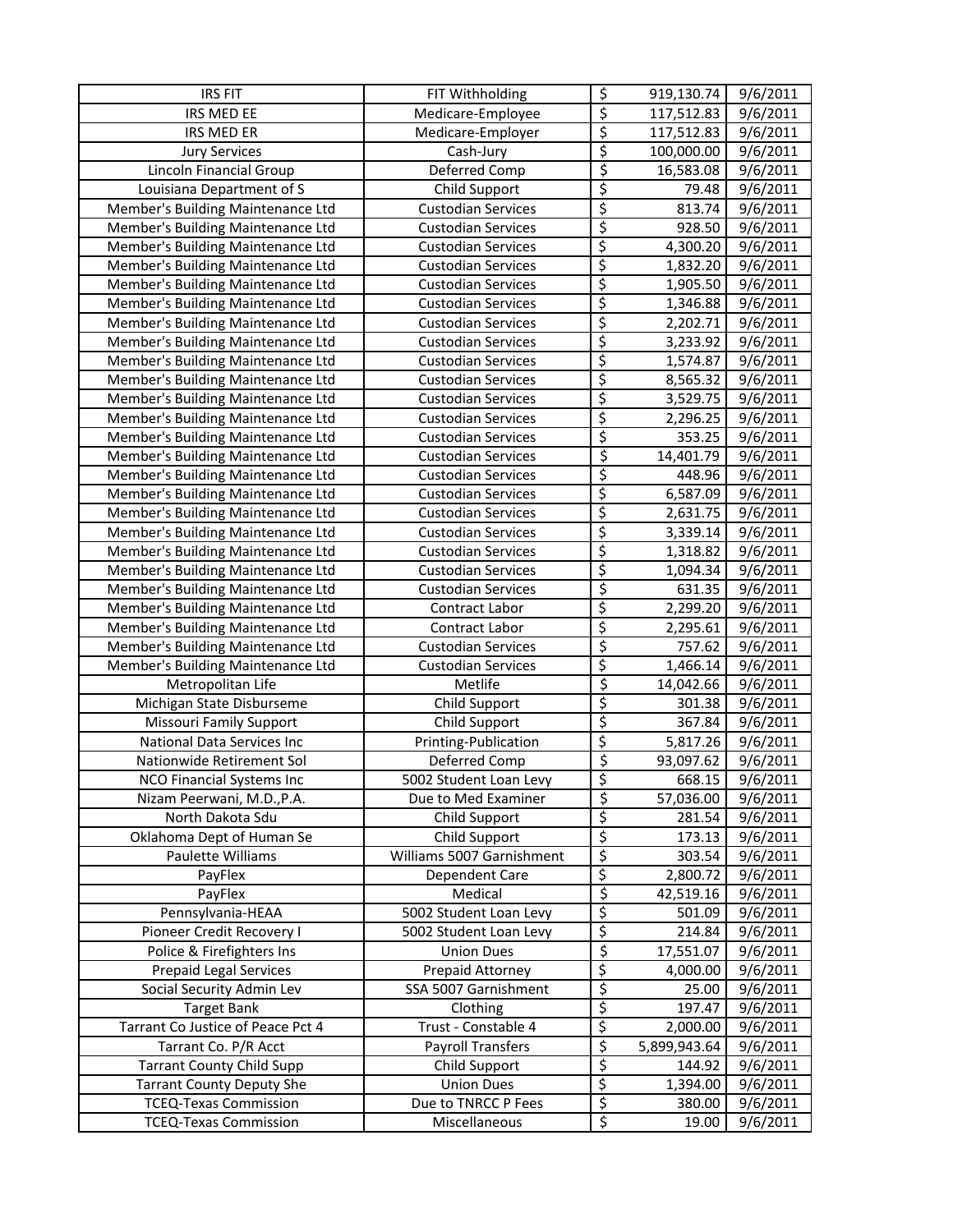| IRS FIT | FIT Withholding | $ | 919,130.74 | 9/6/2011 |
|---|---|---|---|---|
| IRS MED EE | Medicare-Employee | $ | 117,512.83 | 9/6/2011 |
| IRS MED ER | Medicare-Employer | $ | 117,512.83 | 9/6/2011 |
| Jury Services | Cash-Jury | $ | 100,000.00 | 9/6/2011 |
| Lincoln Financial Group | Deferred Comp | $ | 16,583.08 | 9/6/2011 |
| Louisiana Department of S | Child Support | $ | 79.48 | 9/6/2011 |
| Member's Building Maintenance Ltd | Custodian Services | $ | 813.74 | 9/6/2011 |
| Member's Building Maintenance Ltd | Custodian Services | $ | 928.50 | 9/6/2011 |
| Member's Building Maintenance Ltd | Custodian Services | $ | 4,300.20 | 9/6/2011 |
| Member's Building Maintenance Ltd | Custodian Services | $ | 1,832.20 | 9/6/2011 |
| Member's Building Maintenance Ltd | Custodian Services | $ | 1,905.50 | 9/6/2011 |
| Member's Building Maintenance Ltd | Custodian Services | $ | 1,346.88 | 9/6/2011 |
| Member's Building Maintenance Ltd | Custodian Services | $ | 2,202.71 | 9/6/2011 |
| Member's Building Maintenance Ltd | Custodian Services | $ | 3,233.92 | 9/6/2011 |
| Member's Building Maintenance Ltd | Custodian Services | $ | 1,574.87 | 9/6/2011 |
| Member's Building Maintenance Ltd | Custodian Services | $ | 8,565.32 | 9/6/2011 |
| Member's Building Maintenance Ltd | Custodian Services | $ | 3,529.75 | 9/6/2011 |
| Member's Building Maintenance Ltd | Custodian Services | $ | 2,296.25 | 9/6/2011 |
| Member's Building Maintenance Ltd | Custodian Services | $ | 353.25 | 9/6/2011 |
| Member's Building Maintenance Ltd | Custodian Services | $ | 14,401.79 | 9/6/2011 |
| Member's Building Maintenance Ltd | Custodian Services | $ | 448.96 | 9/6/2011 |
| Member's Building Maintenance Ltd | Custodian Services | $ | 6,587.09 | 9/6/2011 |
| Member's Building Maintenance Ltd | Custodian Services | $ | 2,631.75 | 9/6/2011 |
| Member's Building Maintenance Ltd | Custodian Services | $ | 3,339.14 | 9/6/2011 |
| Member's Building Maintenance Ltd | Custodian Services | $ | 1,318.82 | 9/6/2011 |
| Member's Building Maintenance Ltd | Custodian Services | $ | 1,094.34 | 9/6/2011 |
| Member's Building Maintenance Ltd | Custodian Services | $ | 631.35 | 9/6/2011 |
| Member's Building Maintenance Ltd | Contract Labor | $ | 2,299.20 | 9/6/2011 |
| Member's Building Maintenance Ltd | Contract Labor | $ | 2,295.61 | 9/6/2011 |
| Member's Building Maintenance Ltd | Custodian Services | $ | 757.62 | 9/6/2011 |
| Member's Building Maintenance Ltd | Custodian Services | $ | 1,466.14 | 9/6/2011 |
| Metropolitan Life | Metlife | $ | 14,042.66 | 9/6/2011 |
| Michigan State Disburseme | Child Support | $ | 301.38 | 9/6/2011 |
| Missouri Family Support | Child Support | $ | 367.84 | 9/6/2011 |
| National Data Services Inc | Printing-Publication | $ | 5,817.26 | 9/6/2011 |
| Nationwide Retirement Sol | Deferred Comp | $ | 93,097.62 | 9/6/2011 |
| NCO Financial Systems Inc | 5002 Student Loan Levy | $ | 668.15 | 9/6/2011 |
| Nizam Peerwani, M.D.,P.A. | Due to Med Examiner | $ | 57,036.00 | 9/6/2011 |
| North Dakota Sdu | Child Support | $ | 281.54 | 9/6/2011 |
| Oklahoma Dept of Human Se | Child Support | $ | 173.13 | 9/6/2011 |
| Paulette Williams | Williams 5007 Garnishment | $ | 303.54 | 9/6/2011 |
| PayFlex | Dependent Care | $ | 2,800.72 | 9/6/2011 |
| PayFlex | Medical | $ | 42,519.16 | 9/6/2011 |
| Pennsylvania-HEAA | 5002 Student Loan Levy | $ | 501.09 | 9/6/2011 |
| Pioneer Credit Recovery I | 5002 Student Loan Levy | $ | 214.84 | 9/6/2011 |
| Police & Firefighters Ins | Union Dues | $ | 17,551.07 | 9/6/2011 |
| Prepaid Legal Services | Prepaid Attorney | $ | 4,000.00 | 9/6/2011 |
| Social Security Admin Lev | SSA 5007 Garnishment | $ | 25.00 | 9/6/2011 |
| Target Bank | Clothing | $ | 197.47 | 9/6/2011 |
| Tarrant Co Justice of Peace Pct 4 | Trust - Constable 4 | $ | 2,000.00 | 9/6/2011 |
| Tarrant Co. P/R Acct | Payroll Transfers | $ | 5,899,943.64 | 9/6/2011 |
| Tarrant County Child Supp | Child Support | $ | 144.92 | 9/6/2011 |
| Tarrant County Deputy She | Union Dues | $ | 1,394.00 | 9/6/2011 |
| TCEQ-Texas Commission | Due to TNRCC P Fees | $ | 380.00 | 9/6/2011 |
| TCEQ-Texas Commission | Miscellaneous | $ | 19.00 | 9/6/2011 |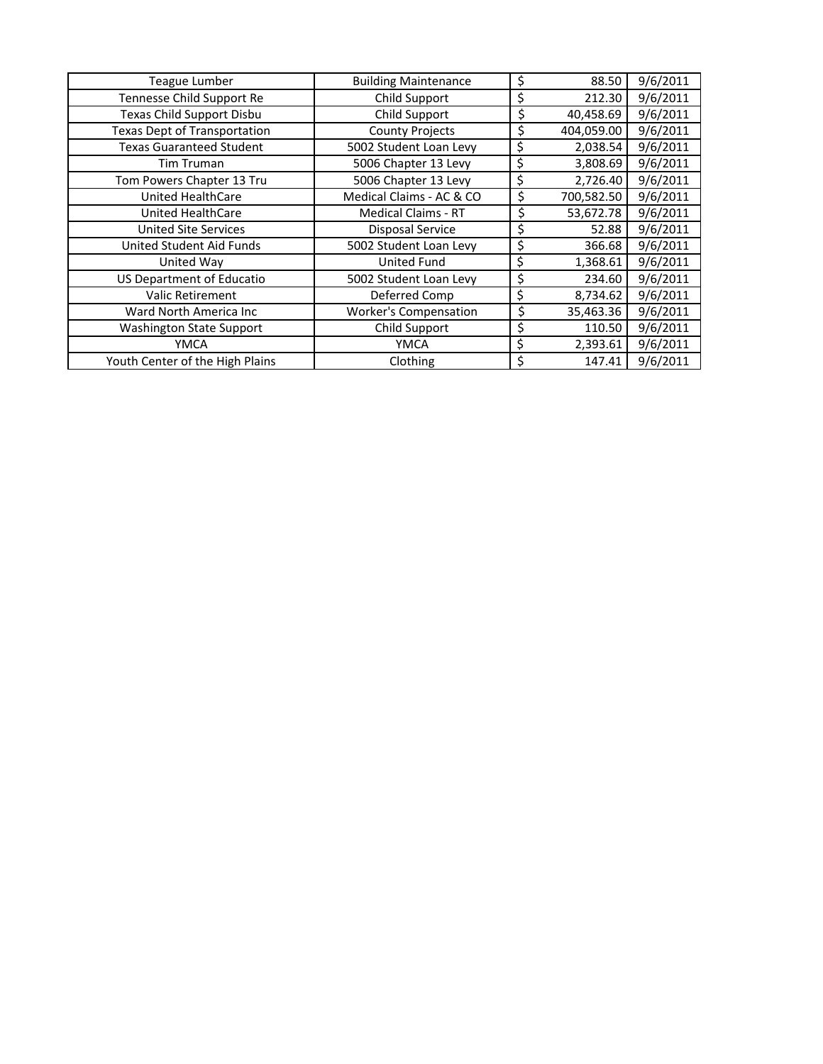| | | | | |
|---|---|---|---|---|
| Teague Lumber | Building Maintenance | $ | 88.50 | 9/6/2011 |
| Tennesse Child Support Re | Child Support | $ | 212.30 | 9/6/2011 |
| Texas Child Support Disbu | Child Support | $ | 40,458.69 | 9/6/2011 |
| Texas Dept of Transportation | County Projects | $ | 404,059.00 | 9/6/2011 |
| Texas Guaranteed Student | 5002 Student Loan Levy | $ | 2,038.54 | 9/6/2011 |
| Tim Truman | 5006 Chapter 13 Levy | $ | 3,808.69 | 9/6/2011 |
| Tom Powers Chapter 13 Tru | 5006 Chapter 13 Levy | $ | 2,726.40 | 9/6/2011 |
| United HealthCare | Medical Claims - AC & CO | $ | 700,582.50 | 9/6/2011 |
| United HealthCare | Medical Claims - RT | $ | 53,672.78 | 9/6/2011 |
| United Site Services | Disposal Service | $ | 52.88 | 9/6/2011 |
| United Student Aid Funds | 5002 Student Loan Levy | $ | 366.68 | 9/6/2011 |
| United Way | United Fund | $ | 1,368.61 | 9/6/2011 |
| US Department of Educatio | 5002 Student Loan Levy | $ | 234.60 | 9/6/2011 |
| Valic Retirement | Deferred Comp | $ | 8,734.62 | 9/6/2011 |
| Ward North America Inc | Worker's Compensation | $ | 35,463.36 | 9/6/2011 |
| Washington State Support | Child Support | $ | 110.50 | 9/6/2011 |
| YMCA | YMCA | $ | 2,393.61 | 9/6/2011 |
| Youth Center of the High Plains | Clothing | $ | 147.41 | 9/6/2011 |